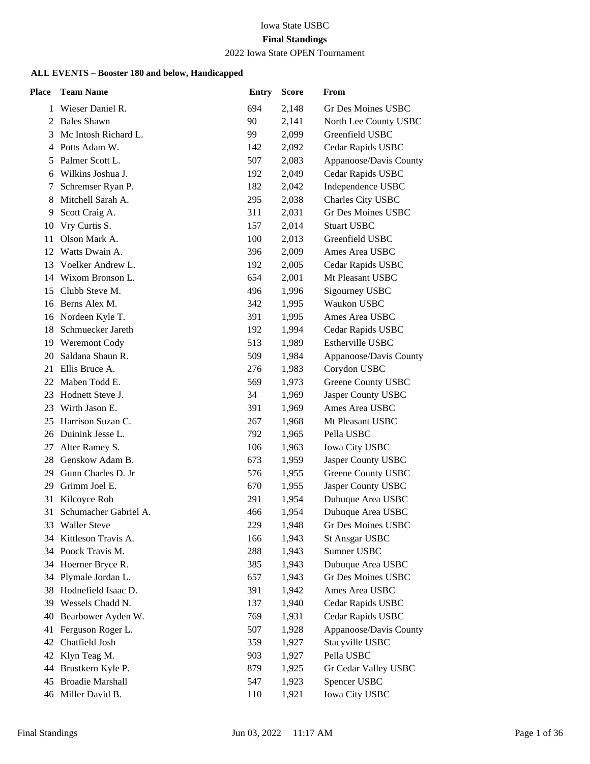# Iowa State USBC

## Final Standings

2022 Iowa State OPEN Tournament

### ALL EVENTS – Booster 180 and below, Handicapped

| Place | Team Name | Entry | Score | From |
|---|---|---|---|---|
| 1 | Wieser Daniel R. | 694 | 2,148 | Gr Des Moines USBC |
| 2 | Bales Shawn | 90 | 2,141 | North Lee County USBC |
| 3 | Mc Intosh Richard L. | 99 | 2,099 | Greenfield USBC |
| 4 | Potts Adam W. | 142 | 2,092 | Cedar Rapids USBC |
| 5 | Palmer Scott L. | 507 | 2,083 | Appanoose/Davis County |
| 6 | Wilkins Joshua J. | 192 | 2,049 | Cedar Rapids USBC |
| 7 | Schremser Ryan P. | 182 | 2,042 | Independence USBC |
| 8 | Mitchell Sarah A. | 295 | 2,038 | Charles City USBC |
| 9 | Scott Craig A. | 311 | 2,031 | Gr Des Moines USBC |
| 10 | Vry Curtis S. | 157 | 2,014 | Stuart USBC |
| 11 | Olson Mark A. | 100 | 2,013 | Greenfield USBC |
| 12 | Watts Dwain A. | 396 | 2,009 | Ames Area USBC |
| 13 | Voelker Andrew L. | 192 | 2,005 | Cedar Rapids USBC |
| 14 | Wixom Bronson L. | 654 | 2,001 | Mt Pleasant USBC |
| 15 | Clubb Steve M. | 496 | 1,996 | Sigourney USBC |
| 16 | Berns Alex M. | 342 | 1,995 | Waukon USBC |
| 16 | Nordeen Kyle T. | 391 | 1,995 | Ames Area USBC |
| 18 | Schmuecker Jareth | 192 | 1,994 | Cedar Rapids USBC |
| 19 | Weremont Cody | 513 | 1,989 | Estherville USBC |
| 20 | Saldana Shaun R. | 509 | 1,984 | Appanoose/Davis County |
| 21 | Ellis Bruce A. | 276 | 1,983 | Corydon USBC |
| 22 | Maben Todd E. | 569 | 1,973 | Greene County USBC |
| 23 | Hodnett Steve J. | 34 | 1,969 | Jasper County USBC |
| 23 | Wirth Jason E. | 391 | 1,969 | Ames Area USBC |
| 25 | Harrison Suzan C. | 267 | 1,968 | Mt Pleasant USBC |
| 26 | Duinink Jesse L. | 792 | 1,965 | Pella USBC |
| 27 | Alter Ramey S. | 106 | 1,963 | Iowa City USBC |
| 28 | Genskow Adam B. | 673 | 1,959 | Jasper County USBC |
| 29 | Gunn Charles D. Jr | 576 | 1,955 | Greene County USBC |
| 29 | Grimm Joel E. | 670 | 1,955 | Jasper County USBC |
| 31 | Kilcoyce Rob | 291 | 1,954 | Dubuque Area USBC |
| 31 | Schumacher Gabriel A. | 466 | 1,954 | Dubuque Area USBC |
| 33 | Waller Steve | 229 | 1,948 | Gr Des Moines USBC |
| 34 | Kittleson Travis A. | 166 | 1,943 | St Ansgar USBC |
| 34 | Poock Travis M. | 288 | 1,943 | Sumner USBC |
| 34 | Hoerner Bryce R. | 385 | 1,943 | Dubuque Area USBC |
| 34 | Plymale Jordan L. | 657 | 1,943 | Gr Des Moines USBC |
| 38 | Hodnefield Isaac D. | 391 | 1,942 | Ames Area USBC |
| 39 | Wessels Chadd N. | 137 | 1,940 | Cedar Rapids USBC |
| 40 | Bearbower Ayden W. | 769 | 1,931 | Cedar Rapids USBC |
| 41 | Ferguson Roger L. | 507 | 1,928 | Appanoose/Davis County |
| 42 | Chatfield Josh | 359 | 1,927 | Stacyville USBC |
| 42 | Klyn Teag M. | 903 | 1,927 | Pella USBC |
| 44 | Brustkern Kyle P. | 879 | 1,925 | Gr Cedar Valley USBC |
| 45 | Broadie Marshall | 547 | 1,923 | Spencer USBC |
| 46 | Miller David B. | 110 | 1,921 | Iowa City USBC |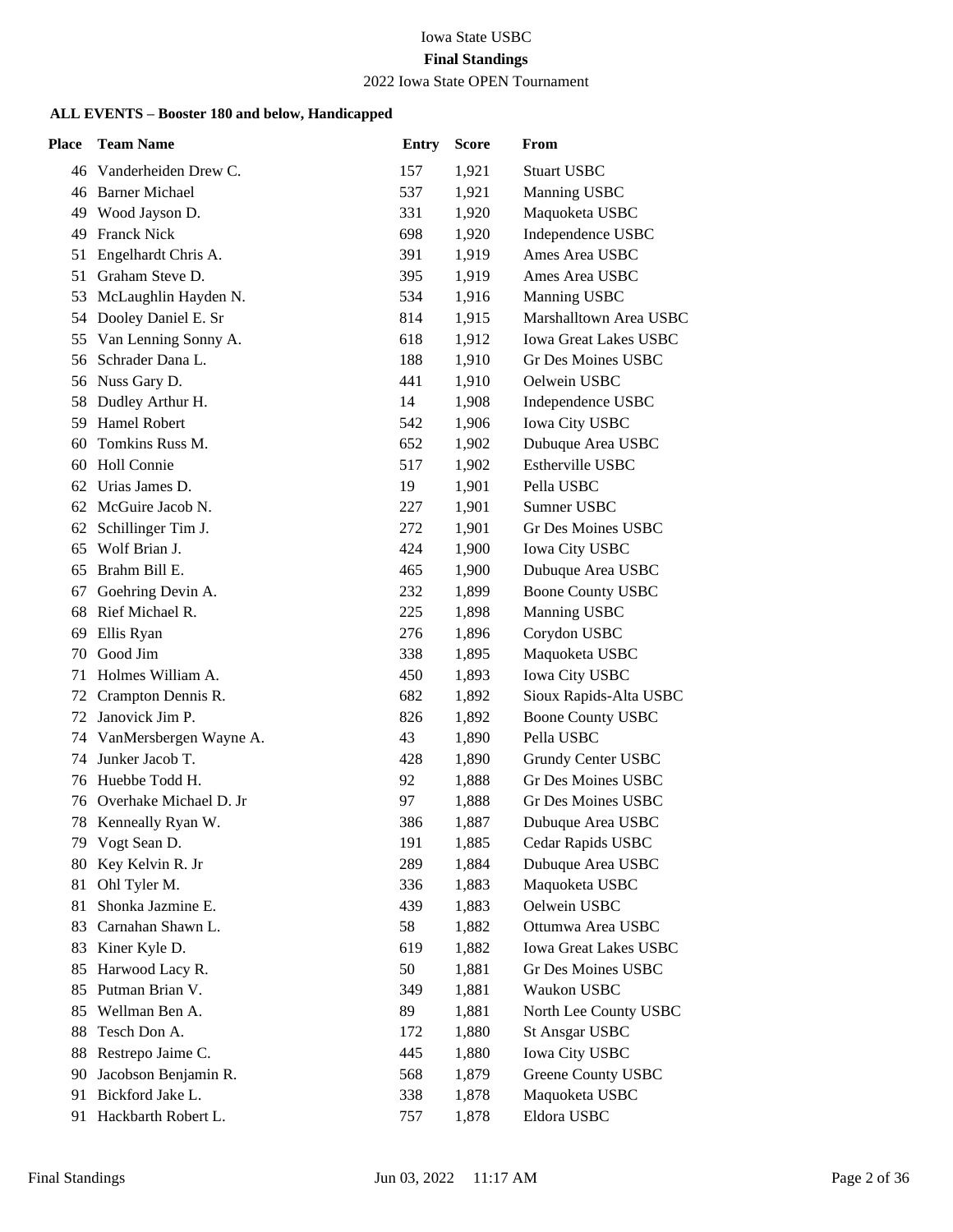Iowa State USBC

**Final Standings**

2022 Iowa State OPEN Tournament

### ALL EVENTS – Booster 180 and below, Handicapped

| Place | Team Name | Entry | Score | From |
|---|---|---|---|---|
| 46 | Vanderheiden Drew C. | 157 | 1,921 | Stuart USBC |
| 46 | Barner Michael | 537 | 1,921 | Manning USBC |
| 49 | Wood Jayson D. | 331 | 1,920 | Maquoketa USBC |
| 49 | Franck Nick | 698 | 1,920 | Independence USBC |
| 51 | Engelhardt Chris A. | 391 | 1,919 | Ames Area USBC |
| 51 | Graham Steve D. | 395 | 1,919 | Ames Area USBC |
| 53 | McLaughlin Hayden N. | 534 | 1,916 | Manning USBC |
| 54 | Dooley Daniel E. Sr | 814 | 1,915 | Marshalltown Area USBC |
| 55 | Van Lenning Sonny A. | 618 | 1,912 | Iowa Great Lakes USBC |
| 56 | Schrader Dana L. | 188 | 1,910 | Gr Des Moines USBC |
| 56 | Nuss Gary D. | 441 | 1,910 | Oelwein USBC |
| 58 | Dudley Arthur H. | 14 | 1,908 | Independence USBC |
| 59 | Hamel Robert | 542 | 1,906 | Iowa City USBC |
| 60 | Tomkins Russ M. | 652 | 1,902 | Dubuque Area USBC |
| 60 | Holl Connie | 517 | 1,902 | Estherville USBC |
| 62 | Urias James D. | 19 | 1,901 | Pella USBC |
| 62 | McGuire Jacob N. | 227 | 1,901 | Sumner USBC |
| 62 | Schillinger Tim J. | 272 | 1,901 | Gr Des Moines USBC |
| 65 | Wolf Brian J. | 424 | 1,900 | Iowa City USBC |
| 65 | Brahm Bill E. | 465 | 1,900 | Dubuque Area USBC |
| 67 | Goehring Devin A. | 232 | 1,899 | Boone County USBC |
| 68 | Rief Michael R. | 225 | 1,898 | Manning USBC |
| 69 | Ellis Ryan | 276 | 1,896 | Corydon USBC |
| 70 | Good Jim | 338 | 1,895 | Maquoketa USBC |
| 71 | Holmes William A. | 450 | 1,893 | Iowa City USBC |
| 72 | Crampton Dennis R. | 682 | 1,892 | Sioux Rapids-Alta USBC |
| 72 | Janovick Jim P. | 826 | 1,892 | Boone County USBC |
| 74 | VanMersbergen Wayne A. | 43 | 1,890 | Pella USBC |
| 74 | Junker Jacob T. | 428 | 1,890 | Grundy Center USBC |
| 76 | Huebbe Todd H. | 92 | 1,888 | Gr Des Moines USBC |
| 76 | Overhake Michael D. Jr | 97 | 1,888 | Gr Des Moines USBC |
| 78 | Kenneally Ryan W. | 386 | 1,887 | Dubuque Area USBC |
| 79 | Vogt Sean D. | 191 | 1,885 | Cedar Rapids USBC |
| 80 | Key Kelvin R. Jr | 289 | 1,884 | Dubuque Area USBC |
| 81 | Ohl Tyler M. | 336 | 1,883 | Maquoketa USBC |
| 81 | Shonka Jazmine E. | 439 | 1,883 | Oelwein USBC |
| 83 | Carnahan Shawn L. | 58 | 1,882 | Ottumwa Area USBC |
| 83 | Kiner Kyle D. | 619 | 1,882 | Iowa Great Lakes USBC |
| 85 | Harwood Lacy R. | 50 | 1,881 | Gr Des Moines USBC |
| 85 | Putman Brian V. | 349 | 1,881 | Waukon USBC |
| 85 | Wellman Ben A. | 89 | 1,881 | North Lee County USBC |
| 88 | Tesch Don A. | 172 | 1,880 | St Ansgar USBC |
| 88 | Restrepo Jaime C. | 445 | 1,880 | Iowa City USBC |
| 90 | Jacobson Benjamin R. | 568 | 1,879 | Greene County USBC |
| 91 | Bickford Jake L. | 338 | 1,878 | Maquoketa USBC |
| 91 | Hackbarth Robert L. | 757 | 1,878 | Eldora USBC |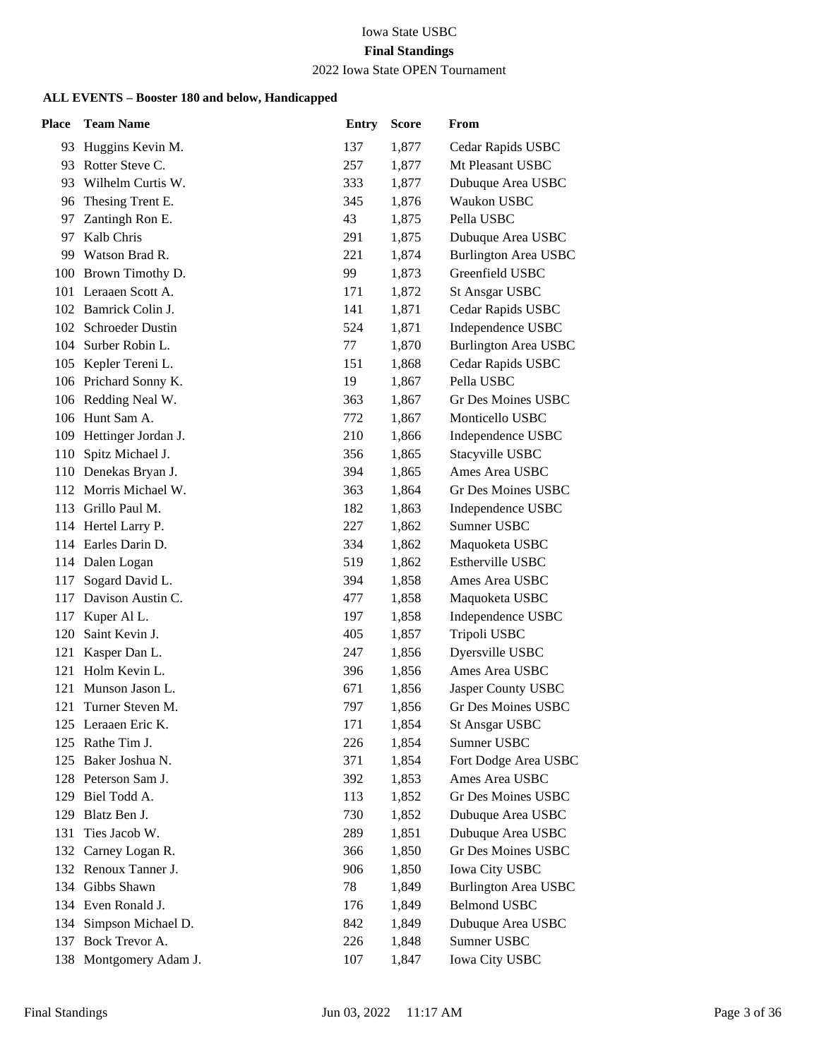Iowa State USBC

**Final Standings**

2022 Iowa State OPEN Tournament

### ALL EVENTS – Booster 180 and below, Handicapped

| Place | Team Name | Entry | Score | From |
|---|---|---|---|---|
| 93 | Huggins Kevin M. | 137 | 1,877 | Cedar Rapids USBC |
| 93 | Rotter Steve C. | 257 | 1,877 | Mt Pleasant USBC |
| 93 | Wilhelm Curtis W. | 333 | 1,877 | Dubuque Area USBC |
| 96 | Thesing Trent E. | 345 | 1,876 | Waukon USBC |
| 97 | Zantingh Ron E. | 43 | 1,875 | Pella USBC |
| 97 | Kalb Chris | 291 | 1,875 | Dubuque Area USBC |
| 99 | Watson Brad R. | 221 | 1,874 | Burlington Area USBC |
| 100 | Brown Timothy D. | 99 | 1,873 | Greenfield USBC |
| 101 | Leraaen Scott A. | 171 | 1,872 | St Ansgar USBC |
| 102 | Bamrick Colin J. | 141 | 1,871 | Cedar Rapids USBC |
| 102 | Schroeder Dustin | 524 | 1,871 | Independence USBC |
| 104 | Surber Robin L. | 77 | 1,870 | Burlington Area USBC |
| 105 | Kepler Tereni L. | 151 | 1,868 | Cedar Rapids USBC |
| 106 | Prichard Sonny K. | 19 | 1,867 | Pella USBC |
| 106 | Redding Neal W. | 363 | 1,867 | Gr Des Moines USBC |
| 106 | Hunt Sam A. | 772 | 1,867 | Monticello USBC |
| 109 | Hettinger Jordan J. | 210 | 1,866 | Independence USBC |
| 110 | Spitz Michael J. | 356 | 1,865 | Stacyville USBC |
| 110 | Denekas Bryan J. | 394 | 1,865 | Ames Area USBC |
| 112 | Morris Michael W. | 363 | 1,864 | Gr Des Moines USBC |
| 113 | Grillo Paul M. | 182 | 1,863 | Independence USBC |
| 114 | Hertel Larry P. | 227 | 1,862 | Sumner USBC |
| 114 | Earles Darin D. | 334 | 1,862 | Maquoketa USBC |
| 114 | Dalen Logan | 519 | 1,862 | Estherville USBC |
| 117 | Sogard David L. | 394 | 1,858 | Ames Area USBC |
| 117 | Davison Austin C. | 477 | 1,858 | Maquoketa USBC |
| 117 | Kuper Al L. | 197 | 1,858 | Independence USBC |
| 120 | Saint Kevin J. | 405 | 1,857 | Tripoli USBC |
| 121 | Kasper Dan L. | 247 | 1,856 | Dyersville USBC |
| 121 | Holm Kevin L. | 396 | 1,856 | Ames Area USBC |
| 121 | Munson Jason L. | 671 | 1,856 | Jasper County USBC |
| 121 | Turner Steven M. | 797 | 1,856 | Gr Des Moines USBC |
| 125 | Leraaen Eric K. | 171 | 1,854 | St Ansgar USBC |
| 125 | Rathe Tim J. | 226 | 1,854 | Sumner USBC |
| 125 | Baker Joshua N. | 371 | 1,854 | Fort Dodge Area USBC |
| 128 | Peterson Sam J. | 392 | 1,853 | Ames Area USBC |
| 129 | Biel Todd A. | 113 | 1,852 | Gr Des Moines USBC |
| 129 | Blatz Ben J. | 730 | 1,852 | Dubuque Area USBC |
| 131 | Ties Jacob W. | 289 | 1,851 | Dubuque Area USBC |
| 132 | Carney Logan R. | 366 | 1,850 | Gr Des Moines USBC |
| 132 | Renoux Tanner J. | 906 | 1,850 | Iowa City USBC |
| 134 | Gibbs Shawn | 78 | 1,849 | Burlington Area USBC |
| 134 | Even Ronald J. | 176 | 1,849 | Belmond USBC |
| 134 | Simpson Michael D. | 842 | 1,849 | Dubuque Area USBC |
| 137 | Bock Trevor A. | 226 | 1,848 | Sumner USBC |
| 138 | Montgomery Adam J. | 107 | 1,847 | Iowa City USBC |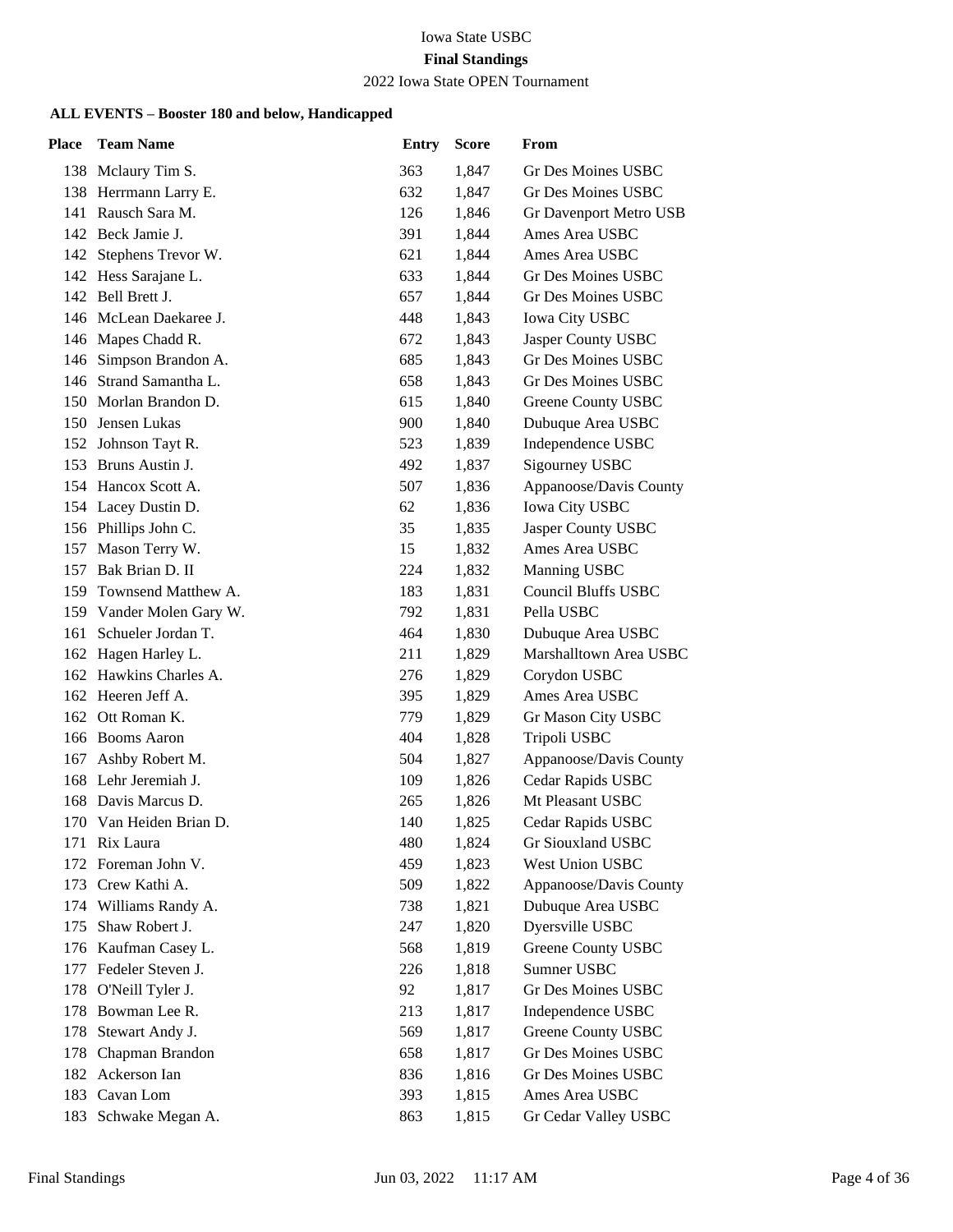Iowa State USBC

**Final Standings**

2022 Iowa State OPEN Tournament

### ALL EVENTS – Booster 180 and below, Handicapped

| Place | Team Name | Entry | Score | From |
|---|---|---|---|---|
| 138 | Mclaury Tim S. | 363 | 1,847 | Gr Des Moines USBC |
| 138 | Herrmann Larry E. | 632 | 1,847 | Gr Des Moines USBC |
| 141 | Rausch Sara M. | 126 | 1,846 | Gr Davenport Metro USB |
| 142 | Beck Jamie J. | 391 | 1,844 | Ames Area USBC |
| 142 | Stephens Trevor W. | 621 | 1,844 | Ames Area USBC |
| 142 | Hess Sarajane L. | 633 | 1,844 | Gr Des Moines USBC |
| 142 | Bell Brett J. | 657 | 1,844 | Gr Des Moines USBC |
| 146 | McLean Daekaree J. | 448 | 1,843 | Iowa City USBC |
| 146 | Mapes Chadd R. | 672 | 1,843 | Jasper County USBC |
| 146 | Simpson Brandon A. | 685 | 1,843 | Gr Des Moines USBC |
| 146 | Strand Samantha L. | 658 | 1,843 | Gr Des Moines USBC |
| 150 | Morlan Brandon D. | 615 | 1,840 | Greene County USBC |
| 150 | Jensen Lukas | 900 | 1,840 | Dubuque Area USBC |
| 152 | Johnson Tayt R. | 523 | 1,839 | Independence USBC |
| 153 | Bruns Austin J. | 492 | 1,837 | Sigourney USBC |
| 154 | Hancox Scott A. | 507 | 1,836 | Appanoose/Davis County |
| 154 | Lacey Dustin D. | 62 | 1,836 | Iowa City USBC |
| 156 | Phillips John C. | 35 | 1,835 | Jasper County USBC |
| 157 | Mason Terry W. | 15 | 1,832 | Ames Area USBC |
| 157 | Bak Brian D. II | 224 | 1,832 | Manning USBC |
| 159 | Townsend Matthew A. | 183 | 1,831 | Council Bluffs USBC |
| 159 | Vander Molen Gary W. | 792 | 1,831 | Pella USBC |
| 161 | Schueler Jordan T. | 464 | 1,830 | Dubuque Area USBC |
| 162 | Hagen Harley L. | 211 | 1,829 | Marshalltown Area USBC |
| 162 | Hawkins Charles A. | 276 | 1,829 | Corydon USBC |
| 162 | Heeren Jeff A. | 395 | 1,829 | Ames Area USBC |
| 162 | Ott Roman K. | 779 | 1,829 | Gr Mason City USBC |
| 166 | Booms Aaron | 404 | 1,828 | Tripoli USBC |
| 167 | Ashby Robert M. | 504 | 1,827 | Appanoose/Davis County |
| 168 | Lehr Jeremiah J. | 109 | 1,826 | Cedar Rapids USBC |
| 168 | Davis Marcus D. | 265 | 1,826 | Mt Pleasant USBC |
| 170 | Van Heiden Brian D. | 140 | 1,825 | Cedar Rapids USBC |
| 171 | Rix Laura | 480 | 1,824 | Gr Siouxland USBC |
| 172 | Foreman John V. | 459 | 1,823 | West Union USBC |
| 173 | Crew Kathi A. | 509 | 1,822 | Appanoose/Davis County |
| 174 | Williams Randy A. | 738 | 1,821 | Dubuque Area USBC |
| 175 | Shaw Robert J. | 247 | 1,820 | Dyersville USBC |
| 176 | Kaufman Casey L. | 568 | 1,819 | Greene County USBC |
| 177 | Fedeler Steven J. | 226 | 1,818 | Sumner USBC |
| 178 | O'Neill Tyler J. | 92 | 1,817 | Gr Des Moines USBC |
| 178 | Bowman Lee R. | 213 | 1,817 | Independence USBC |
| 178 | Stewart Andy J. | 569 | 1,817 | Greene County USBC |
| 178 | Chapman Brandon | 658 | 1,817 | Gr Des Moines USBC |
| 182 | Ackerson Ian | 836 | 1,816 | Gr Des Moines USBC |
| 183 | Cavan Lom | 393 | 1,815 | Ames Area USBC |
| 183 | Schwake Megan A. | 863 | 1,815 | Gr Cedar Valley USBC |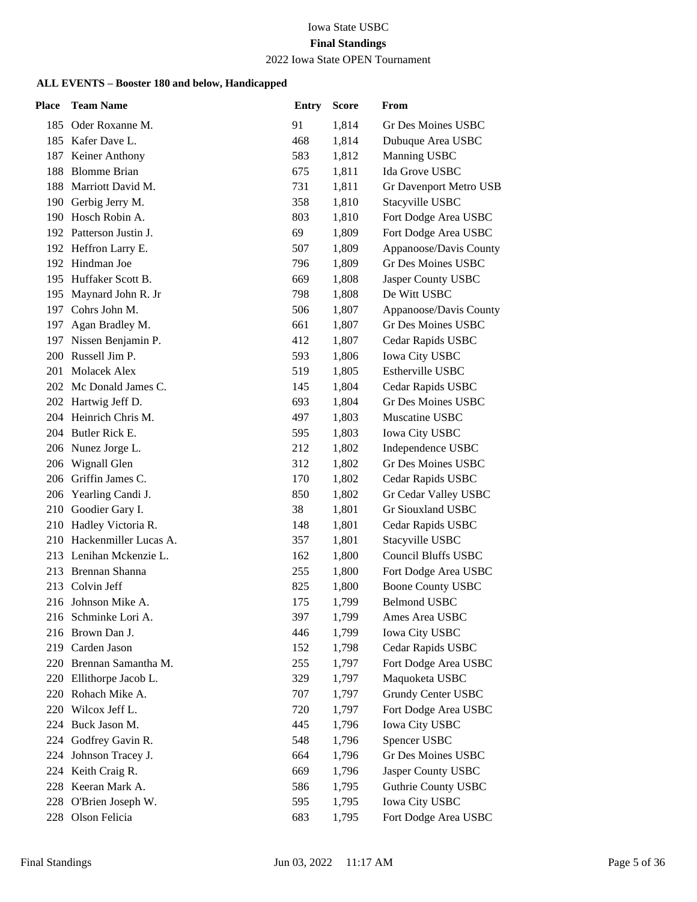Iowa State USBC

**Final Standings**

2022 Iowa State OPEN Tournament

### ALL EVENTS – Booster 180 and below, Handicapped

| Place | Team Name | Entry | Score | From |
|---|---|---|---|---|
| 185 | Oder Roxanne M. | 91 | 1,814 | Gr Des Moines USBC |
| 185 | Kafer Dave L. | 468 | 1,814 | Dubuque Area USBC |
| 187 | Keiner Anthony | 583 | 1,812 | Manning USBC |
| 188 | Blomme Brian | 675 | 1,811 | Ida Grove USBC |
| 188 | Marriott David M. | 731 | 1,811 | Gr Davenport Metro USB |
| 190 | Gerbig Jerry M. | 358 | 1,810 | Stacyville USBC |
| 190 | Hosch Robin A. | 803 | 1,810 | Fort Dodge Area USBC |
| 192 | Patterson Justin J. | 69 | 1,809 | Fort Dodge Area USBC |
| 192 | Heffron Larry E. | 507 | 1,809 | Appanoose/Davis County |
| 192 | Hindman Joe | 796 | 1,809 | Gr Des Moines USBC |
| 195 | Huffaker Scott B. | 669 | 1,808 | Jasper County USBC |
| 195 | Maynard John R. Jr | 798 | 1,808 | De Witt USBC |
| 197 | Cohrs John M. | 506 | 1,807 | Appanoose/Davis County |
| 197 | Agan Bradley M. | 661 | 1,807 | Gr Des Moines USBC |
| 197 | Nissen Benjamin P. | 412 | 1,807 | Cedar Rapids USBC |
| 200 | Russell Jim P. | 593 | 1,806 | Iowa City USBC |
| 201 | Molacek Alex | 519 | 1,805 | Estherville USBC |
| 202 | Mc Donald James C. | 145 | 1,804 | Cedar Rapids USBC |
| 202 | Hartwig Jeff D. | 693 | 1,804 | Gr Des Moines USBC |
| 204 | Heinrich Chris M. | 497 | 1,803 | Muscatine USBC |
| 204 | Butler Rick E. | 595 | 1,803 | Iowa City USBC |
| 206 | Nunez Jorge L. | 212 | 1,802 | Independence USBC |
| 206 | Wignall Glen | 312 | 1,802 | Gr Des Moines USBC |
| 206 | Griffin James C. | 170 | 1,802 | Cedar Rapids USBC |
| 206 | Yearling Candi J. | 850 | 1,802 | Gr Cedar Valley USBC |
| 210 | Goodier Gary I. | 38 | 1,801 | Gr Siouxland USBC |
| 210 | Hadley Victoria R. | 148 | 1,801 | Cedar Rapids USBC |
| 210 | Hackenmiller Lucas A. | 357 | 1,801 | Stacyville USBC |
| 213 | Lenihan Mckenzie L. | 162 | 1,800 | Council Bluffs USBC |
| 213 | Brennan Shanna | 255 | 1,800 | Fort Dodge Area USBC |
| 213 | Colvin Jeff | 825 | 1,800 | Boone County USBC |
| 216 | Johnson Mike A. | 175 | 1,799 | Belmond USBC |
| 216 | Schminke Lori A. | 397 | 1,799 | Ames Area USBC |
| 216 | Brown Dan J. | 446 | 1,799 | Iowa City USBC |
| 219 | Carden Jason | 152 | 1,798 | Cedar Rapids USBC |
| 220 | Brennan Samantha M. | 255 | 1,797 | Fort Dodge Area USBC |
| 220 | Ellithorpe Jacob L. | 329 | 1,797 | Maquoketa USBC |
| 220 | Rohach Mike A. | 707 | 1,797 | Grundy Center USBC |
| 220 | Wilcox Jeff L. | 720 | 1,797 | Fort Dodge Area USBC |
| 224 | Buck Jason M. | 445 | 1,796 | Iowa City USBC |
| 224 | Godfrey Gavin R. | 548 | 1,796 | Spencer USBC |
| 224 | Johnson Tracey J. | 664 | 1,796 | Gr Des Moines USBC |
| 224 | Keith Craig R. | 669 | 1,796 | Jasper County USBC |
| 228 | Keeran Mark A. | 586 | 1,795 | Guthrie County USBC |
| 228 | O'Brien Joseph W. | 595 | 1,795 | Iowa City USBC |
| 228 | Olson Felicia | 683 | 1,795 | Fort Dodge Area USBC |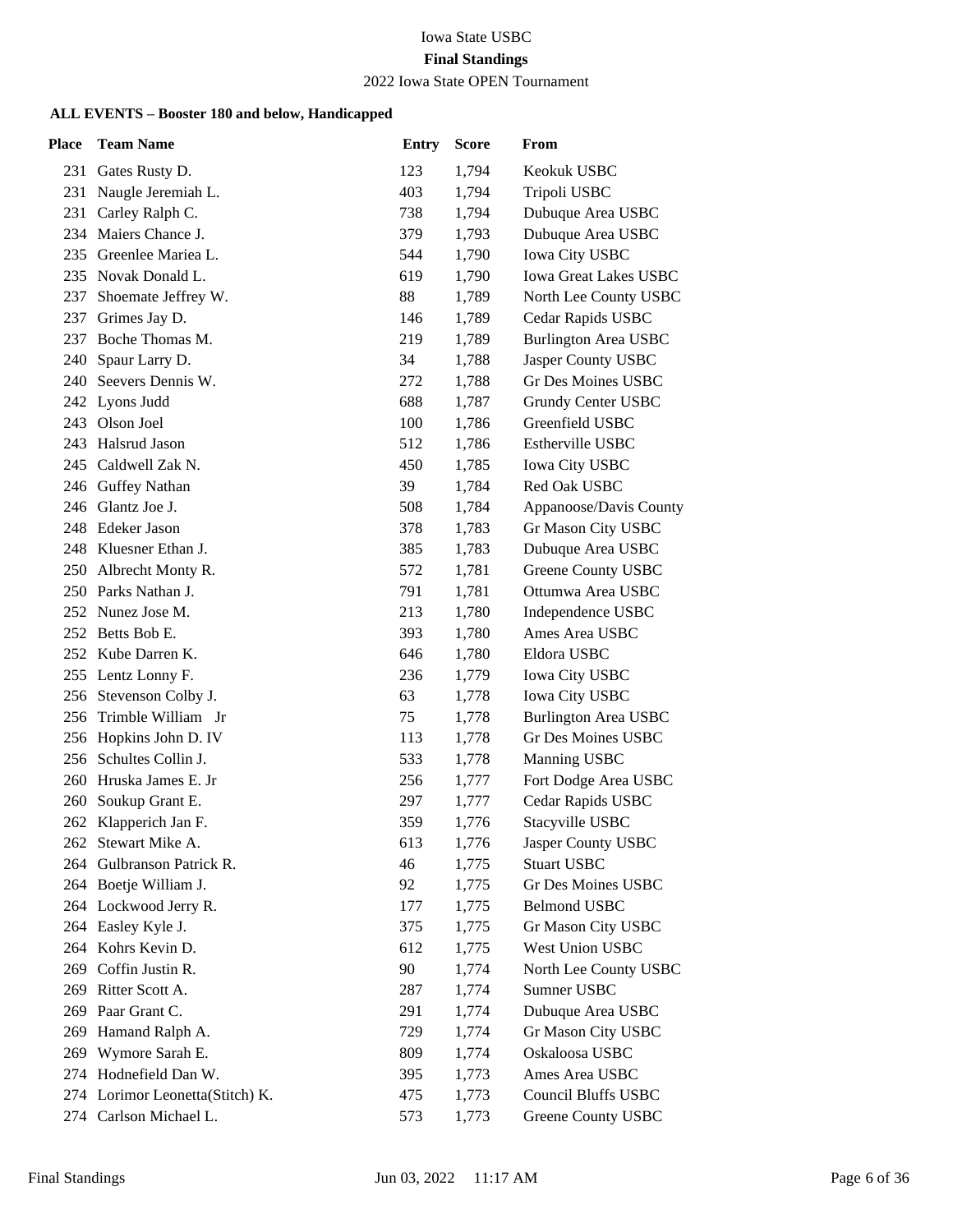Iowa State USBC

**Final Standings**

2022 Iowa State OPEN Tournament

### ALL EVENTS – Booster 180 and below, Handicapped

| Place | Team Name | Entry | Score | From |
|---|---|---|---|---|
| 231 | Gates Rusty D. | 123 | 1,794 | Keokuk USBC |
| 231 | Naugle Jeremiah L. | 403 | 1,794 | Tripoli USBC |
| 231 | Carley Ralph C. | 738 | 1,794 | Dubuque Area USBC |
| 234 | Maiers Chance J. | 379 | 1,793 | Dubuque Area USBC |
| 235 | Greenlee Mariea L. | 544 | 1,790 | Iowa City USBC |
| 235 | Novak Donald L. | 619 | 1,790 | Iowa Great Lakes USBC |
| 237 | Shoemate Jeffrey W. | 88 | 1,789 | North Lee County USBC |
| 237 | Grimes Jay D. | 146 | 1,789 | Cedar Rapids USBC |
| 237 | Boche Thomas M. | 219 | 1,789 | Burlington Area USBC |
| 240 | Spaur Larry D. | 34 | 1,788 | Jasper County USBC |
| 240 | Seevers Dennis W. | 272 | 1,788 | Gr Des Moines USBC |
| 242 | Lyons Judd | 688 | 1,787 | Grundy Center USBC |
| 243 | Olson Joel | 100 | 1,786 | Greenfield USBC |
| 243 | Halsrud Jason | 512 | 1,786 | Estherville USBC |
| 245 | Caldwell Zak N. | 450 | 1,785 | Iowa City USBC |
| 246 | Guffey Nathan | 39 | 1,784 | Red Oak USBC |
| 246 | Glantz Joe J. | 508 | 1,784 | Appanoose/Davis County |
| 248 | Edeker Jason | 378 | 1,783 | Gr Mason City USBC |
| 248 | Kluesner Ethan J. | 385 | 1,783 | Dubuque Area USBC |
| 250 | Albrecht Monty R. | 572 | 1,781 | Greene County USBC |
| 250 | Parks Nathan J. | 791 | 1,781 | Ottumwa Area USBC |
| 252 | Nunez Jose M. | 213 | 1,780 | Independence USBC |
| 252 | Betts Bob E. | 393 | 1,780 | Ames Area USBC |
| 252 | Kube Darren K. | 646 | 1,780 | Eldora USBC |
| 255 | Lentz Lonny F. | 236 | 1,779 | Iowa City USBC |
| 256 | Stevenson Colby J. | 63 | 1,778 | Iowa City USBC |
| 256 | Trimble William Jr | 75 | 1,778 | Burlington Area USBC |
| 256 | Hopkins John D. IV | 113 | 1,778 | Gr Des Moines USBC |
| 256 | Schultes Collin J. | 533 | 1,778 | Manning USBC |
| 260 | Hruska James E. Jr | 256 | 1,777 | Fort Dodge Area USBC |
| 260 | Soukup Grant E. | 297 | 1,777 | Cedar Rapids USBC |
| 262 | Klapperich Jan F. | 359 | 1,776 | Stacyville USBC |
| 262 | Stewart Mike A. | 613 | 1,776 | Jasper County USBC |
| 264 | Gulbranson Patrick R. | 46 | 1,775 | Stuart USBC |
| 264 | Boetje William J. | 92 | 1,775 | Gr Des Moines USBC |
| 264 | Lockwood Jerry R. | 177 | 1,775 | Belmond USBC |
| 264 | Easley Kyle J. | 375 | 1,775 | Gr Mason City USBC |
| 264 | Kohrs Kevin D. | 612 | 1,775 | West Union USBC |
| 269 | Coffin Justin R. | 90 | 1,774 | North Lee County USBC |
| 269 | Ritter Scott A. | 287 | 1,774 | Sumner USBC |
| 269 | Paar Grant C. | 291 | 1,774 | Dubuque Area USBC |
| 269 | Hamand Ralph A. | 729 | 1,774 | Gr Mason City USBC |
| 269 | Wymore Sarah E. | 809 | 1,774 | Oskaloosa USBC |
| 274 | Hodnefield Dan W. | 395 | 1,773 | Ames Area USBC |
| 274 | Lorimor Leonetta(Stitch) K. | 475 | 1,773 | Council Bluffs USBC |
| 274 | Carlson Michael L. | 573 | 1,773 | Greene County USBC |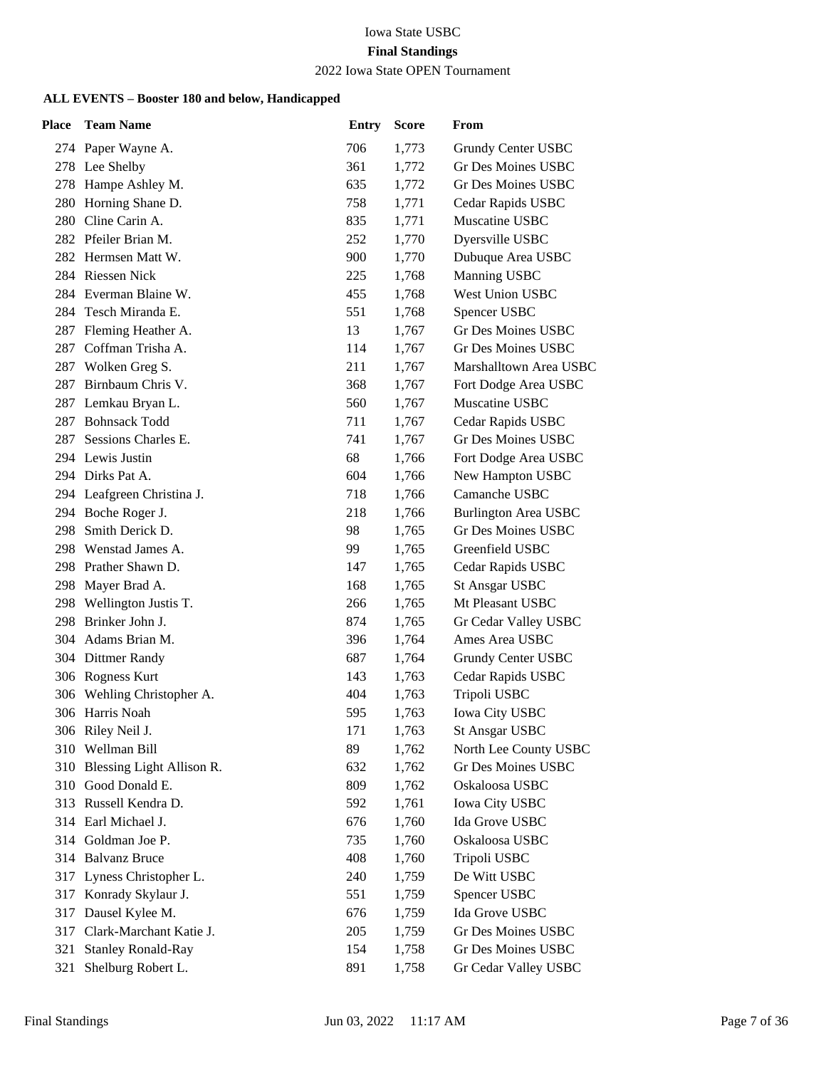Iowa State USBC

**Final Standings**

2022 Iowa State OPEN Tournament

### ALL EVENTS – Booster 180 and below, Handicapped

| Place | Team Name | Entry | Score | From |
|---|---|---|---|---|
| 274 | Paper Wayne A. | 706 | 1,773 | Grundy Center USBC |
| 278 | Lee Shelby | 361 | 1,772 | Gr Des Moines USBC |
| 278 | Hampe Ashley M. | 635 | 1,772 | Gr Des Moines USBC |
| 280 | Horning Shane D. | 758 | 1,771 | Cedar Rapids USBC |
| 280 | Cline Carin A. | 835 | 1,771 | Muscatine USBC |
| 282 | Pfeiler Brian M. | 252 | 1,770 | Dyersville USBC |
| 282 | Hermsen Matt W. | 900 | 1,770 | Dubuque Area USBC |
| 284 | Riessen Nick | 225 | 1,768 | Manning USBC |
| 284 | Everman Blaine W. | 455 | 1,768 | West Union USBC |
| 284 | Tesch Miranda E. | 551 | 1,768 | Spencer USBC |
| 287 | Fleming Heather A. | 13 | 1,767 | Gr Des Moines USBC |
| 287 | Coffman Trisha A. | 114 | 1,767 | Gr Des Moines USBC |
| 287 | Wolken Greg S. | 211 | 1,767 | Marshalltown Area USBC |
| 287 | Birnbaum Chris V. | 368 | 1,767 | Fort Dodge Area USBC |
| 287 | Lemkau Bryan L. | 560 | 1,767 | Muscatine USBC |
| 287 | Bohnsack Todd | 711 | 1,767 | Cedar Rapids USBC |
| 287 | Sessions Charles E. | 741 | 1,767 | Gr Des Moines USBC |
| 294 | Lewis Justin | 68 | 1,766 | Fort Dodge Area USBC |
| 294 | Dirks Pat A. | 604 | 1,766 | New Hampton USBC |
| 294 | Leafgreen Christina J. | 718 | 1,766 | Camanche USBC |
| 294 | Boche Roger J. | 218 | 1,766 | Burlington Area USBC |
| 298 | Smith Derick D. | 98 | 1,765 | Gr Des Moines USBC |
| 298 | Wenstad James A. | 99 | 1,765 | Greenfield USBC |
| 298 | Prather Shawn D. | 147 | 1,765 | Cedar Rapids USBC |
| 298 | Mayer Brad A. | 168 | 1,765 | St Ansgar USBC |
| 298 | Wellington Justis T. | 266 | 1,765 | Mt Pleasant USBC |
| 298 | Brinker John J. | 874 | 1,765 | Gr Cedar Valley USBC |
| 304 | Adams Brian M. | 396 | 1,764 | Ames Area USBC |
| 304 | Dittmer Randy | 687 | 1,764 | Grundy Center USBC |
| 306 | Rogness Kurt | 143 | 1,763 | Cedar Rapids USBC |
| 306 | Wehling Christopher A. | 404 | 1,763 | Tripoli USBC |
| 306 | Harris Noah | 595 | 1,763 | Iowa City USBC |
| 306 | Riley Neil J. | 171 | 1,763 | St Ansgar USBC |
| 310 | Wellman Bill | 89 | 1,762 | North Lee County USBC |
| 310 | Blessing Light Allison R. | 632 | 1,762 | Gr Des Moines USBC |
| 310 | Good Donald E. | 809 | 1,762 | Oskaloosa USBC |
| 313 | Russell Kendra D. | 592 | 1,761 | Iowa City USBC |
| 314 | Earl Michael J. | 676 | 1,760 | Ida Grove USBC |
| 314 | Goldman Joe P. | 735 | 1,760 | Oskaloosa USBC |
| 314 | Balvanz Bruce | 408 | 1,760 | Tripoli USBC |
| 317 | Lyness Christopher L. | 240 | 1,759 | De Witt USBC |
| 317 | Konrady Skylaur J. | 551 | 1,759 | Spencer USBC |
| 317 | Dausel Kylee M. | 676 | 1,759 | Ida Grove USBC |
| 317 | Clark-Marchant Katie J. | 205 | 1,759 | Gr Des Moines USBC |
| 321 | Stanley Ronald-Ray | 154 | 1,758 | Gr Des Moines USBC |
| 321 | Shelburg Robert L. | 891 | 1,758 | Gr Cedar Valley USBC |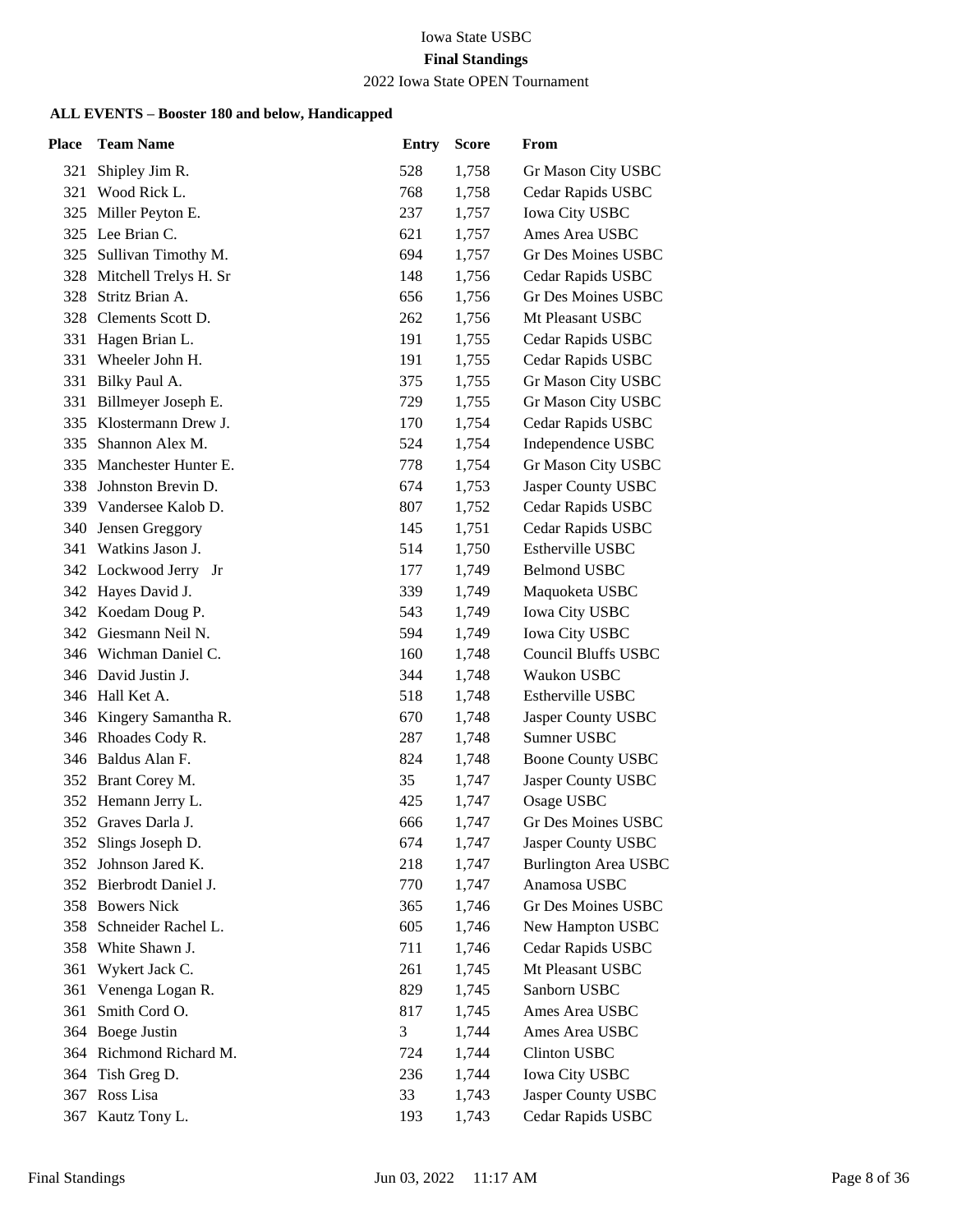Iowa State USBC

**Final Standings**

2022 Iowa State OPEN Tournament

### ALL EVENTS – Booster 180 and below, Handicapped

| Place | Team Name | Entry | Score | From |
|---|---|---|---|---|
| 321 | Shipley Jim R. | 528 | 1,758 | Gr Mason City USBC |
| 321 | Wood Rick L. | 768 | 1,758 | Cedar Rapids USBC |
| 325 | Miller Peyton E. | 237 | 1,757 | Iowa City USBC |
| 325 | Lee Brian C. | 621 | 1,757 | Ames Area USBC |
| 325 | Sullivan Timothy M. | 694 | 1,757 | Gr Des Moines USBC |
| 328 | Mitchell Trelys H. Sr | 148 | 1,756 | Cedar Rapids USBC |
| 328 | Stritz Brian A. | 656 | 1,756 | Gr Des Moines USBC |
| 328 | Clements Scott D. | 262 | 1,756 | Mt Pleasant USBC |
| 331 | Hagen Brian L. | 191 | 1,755 | Cedar Rapids USBC |
| 331 | Wheeler John H. | 191 | 1,755 | Cedar Rapids USBC |
| 331 | Bilky Paul A. | 375 | 1,755 | Gr Mason City USBC |
| 331 | Billmeyer Joseph E. | 729 | 1,755 | Gr Mason City USBC |
| 335 | Klostermann Drew J. | 170 | 1,754 | Cedar Rapids USBC |
| 335 | Shannon Alex M. | 524 | 1,754 | Independence USBC |
| 335 | Manchester Hunter E. | 778 | 1,754 | Gr Mason City USBC |
| 338 | Johnston Brevin D. | 674 | 1,753 | Jasper County USBC |
| 339 | Vandersee Kalob D. | 807 | 1,752 | Cedar Rapids USBC |
| 340 | Jensen Greggory | 145 | 1,751 | Cedar Rapids USBC |
| 341 | Watkins Jason J. | 514 | 1,750 | Estherville USBC |
| 342 | Lockwood Jerry Jr | 177 | 1,749 | Belmond USBC |
| 342 | Hayes David J. | 339 | 1,749 | Maquoketa USBC |
| 342 | Koedam Doug P. | 543 | 1,749 | Iowa City USBC |
| 342 | Giesmann Neil N. | 594 | 1,749 | Iowa City USBC |
| 346 | Wichman Daniel C. | 160 | 1,748 | Council Bluffs USBC |
| 346 | David Justin J. | 344 | 1,748 | Waukon USBC |
| 346 | Hall Ket A. | 518 | 1,748 | Estherville USBC |
| 346 | Kingery Samantha R. | 670 | 1,748 | Jasper County USBC |
| 346 | Rhoades Cody R. | 287 | 1,748 | Sumner USBC |
| 346 | Baldus Alan F. | 824 | 1,748 | Boone County USBC |
| 352 | Brant Corey M. | 35 | 1,747 | Jasper County USBC |
| 352 | Hemann Jerry L. | 425 | 1,747 | Osage USBC |
| 352 | Graves Darla J. | 666 | 1,747 | Gr Des Moines USBC |
| 352 | Slings Joseph D. | 674 | 1,747 | Jasper County USBC |
| 352 | Johnson Jared K. | 218 | 1,747 | Burlington Area USBC |
| 352 | Bierbrodt Daniel J. | 770 | 1,747 | Anamosa USBC |
| 358 | Bowers Nick | 365 | 1,746 | Gr Des Moines USBC |
| 358 | Schneider Rachel L. | 605 | 1,746 | New Hampton USBC |
| 358 | White Shawn J. | 711 | 1,746 | Cedar Rapids USBC |
| 361 | Wykert Jack C. | 261 | 1,745 | Mt Pleasant USBC |
| 361 | Venenga Logan R. | 829 | 1,745 | Sanborn USBC |
| 361 | Smith Cord O. | 817 | 1,745 | Ames Area USBC |
| 364 | Boege Justin | 3 | 1,744 | Ames Area USBC |
| 364 | Richmond Richard M. | 724 | 1,744 | Clinton USBC |
| 364 | Tish Greg D. | 236 | 1,744 | Iowa City USBC |
| 367 | Ross Lisa | 33 | 1,743 | Jasper County USBC |
| 367 | Kautz Tony L. | 193 | 1,743 | Cedar Rapids USBC |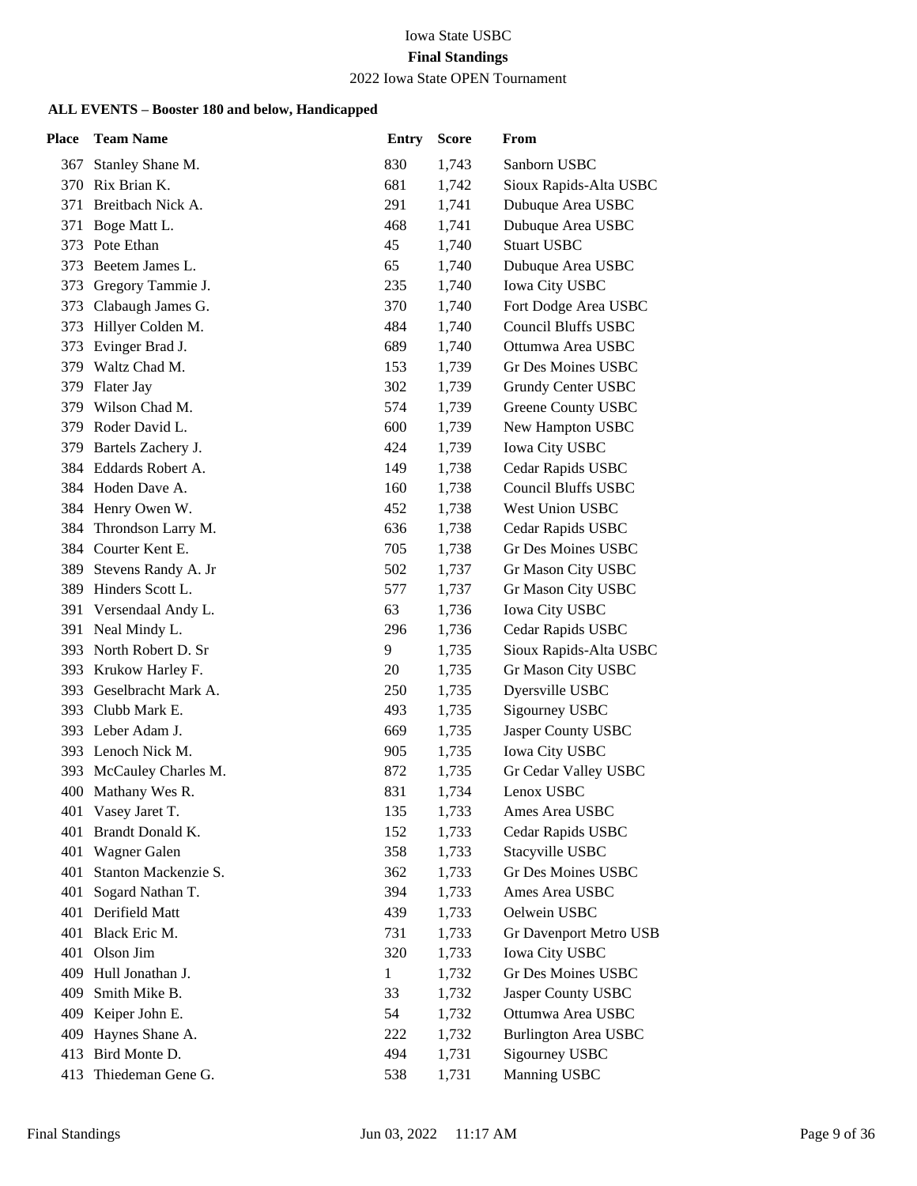Iowa State USBC

**Final Standings**

2022 Iowa State OPEN Tournament

**ALL EVENTS – Booster 180 and below, Handicapped**

| Place | Team Name | Entry | Score | From |
|---|---|---|---|---|
| 367 | Stanley Shane M. | 830 | 1,743 | Sanborn USBC |
| 370 | Rix Brian K. | 681 | 1,742 | Sioux Rapids-Alta USBC |
| 371 | Breitbach Nick A. | 291 | 1,741 | Dubuque Area USBC |
| 371 | Boge Matt L. | 468 | 1,741 | Dubuque Area USBC |
| 373 | Pote Ethan | 45 | 1,740 | Stuart USBC |
| 373 | Beetem James L. | 65 | 1,740 | Dubuque Area USBC |
| 373 | Gregory Tammie J. | 235 | 1,740 | Iowa City USBC |
| 373 | Clabaugh James G. | 370 | 1,740 | Fort Dodge Area USBC |
| 373 | Hillyer Colden M. | 484 | 1,740 | Council Bluffs USBC |
| 373 | Evinger Brad J. | 689 | 1,740 | Ottumwa Area USBC |
| 379 | Waltz Chad M. | 153 | 1,739 | Gr Des Moines USBC |
| 379 | Flater Jay | 302 | 1,739 | Grundy Center USBC |
| 379 | Wilson Chad M. | 574 | 1,739 | Greene County USBC |
| 379 | Roder David L. | 600 | 1,739 | New Hampton USBC |
| 379 | Bartels Zachery J. | 424 | 1,739 | Iowa City USBC |
| 384 | Eddards Robert A. | 149 | 1,738 | Cedar Rapids USBC |
| 384 | Hoden Dave A. | 160 | 1,738 | Council Bluffs USBC |
| 384 | Henry Owen W. | 452 | 1,738 | West Union USBC |
| 384 | Throndson Larry M. | 636 | 1,738 | Cedar Rapids USBC |
| 384 | Courter Kent E. | 705 | 1,738 | Gr Des Moines USBC |
| 389 | Stevens Randy A. Jr | 502 | 1,737 | Gr Mason City USBC |
| 389 | Hinders Scott L. | 577 | 1,737 | Gr Mason City USBC |
| 391 | Versendaal Andy L. | 63 | 1,736 | Iowa City USBC |
| 391 | Neal Mindy L. | 296 | 1,736 | Cedar Rapids USBC |
| 393 | North Robert D. Sr | 9 | 1,735 | Sioux Rapids-Alta USBC |
| 393 | Krukow Harley F. | 20 | 1,735 | Gr Mason City USBC |
| 393 | Geselbracht Mark A. | 250 | 1,735 | Dyersville USBC |
| 393 | Clubb Mark E. | 493 | 1,735 | Sigourney USBC |
| 393 | Leber Adam J. | 669 | 1,735 | Jasper County USBC |
| 393 | Lenoch Nick M. | 905 | 1,735 | Iowa City USBC |
| 393 | McCauley Charles M. | 872 | 1,735 | Gr Cedar Valley USBC |
| 400 | Mathany Wes R. | 831 | 1,734 | Lenox USBC |
| 401 | Vasey Jaret T. | 135 | 1,733 | Ames Area USBC |
| 401 | Brandt Donald K. | 152 | 1,733 | Cedar Rapids USBC |
| 401 | Wagner Galen | 358 | 1,733 | Stacyville USBC |
| 401 | Stanton Mackenzie S. | 362 | 1,733 | Gr Des Moines USBC |
| 401 | Sogard Nathan T. | 394 | 1,733 | Ames Area USBC |
| 401 | Derifield Matt | 439 | 1,733 | Oelwein USBC |
| 401 | Black Eric M. | 731 | 1,733 | Gr Davenport Metro USB |
| 401 | Olson Jim | 320 | 1,733 | Iowa City USBC |
| 409 | Hull Jonathan J. | 1 | 1,732 | Gr Des Moines USBC |
| 409 | Smith Mike B. | 33 | 1,732 | Jasper County USBC |
| 409 | Keiper John E. | 54 | 1,732 | Ottumwa Area USBC |
| 409 | Haynes Shane A. | 222 | 1,732 | Burlington Area USBC |
| 413 | Bird Monte D. | 494 | 1,731 | Sigourney USBC |
| 413 | Thiedeman Gene G. | 538 | 1,731 | Manning USBC |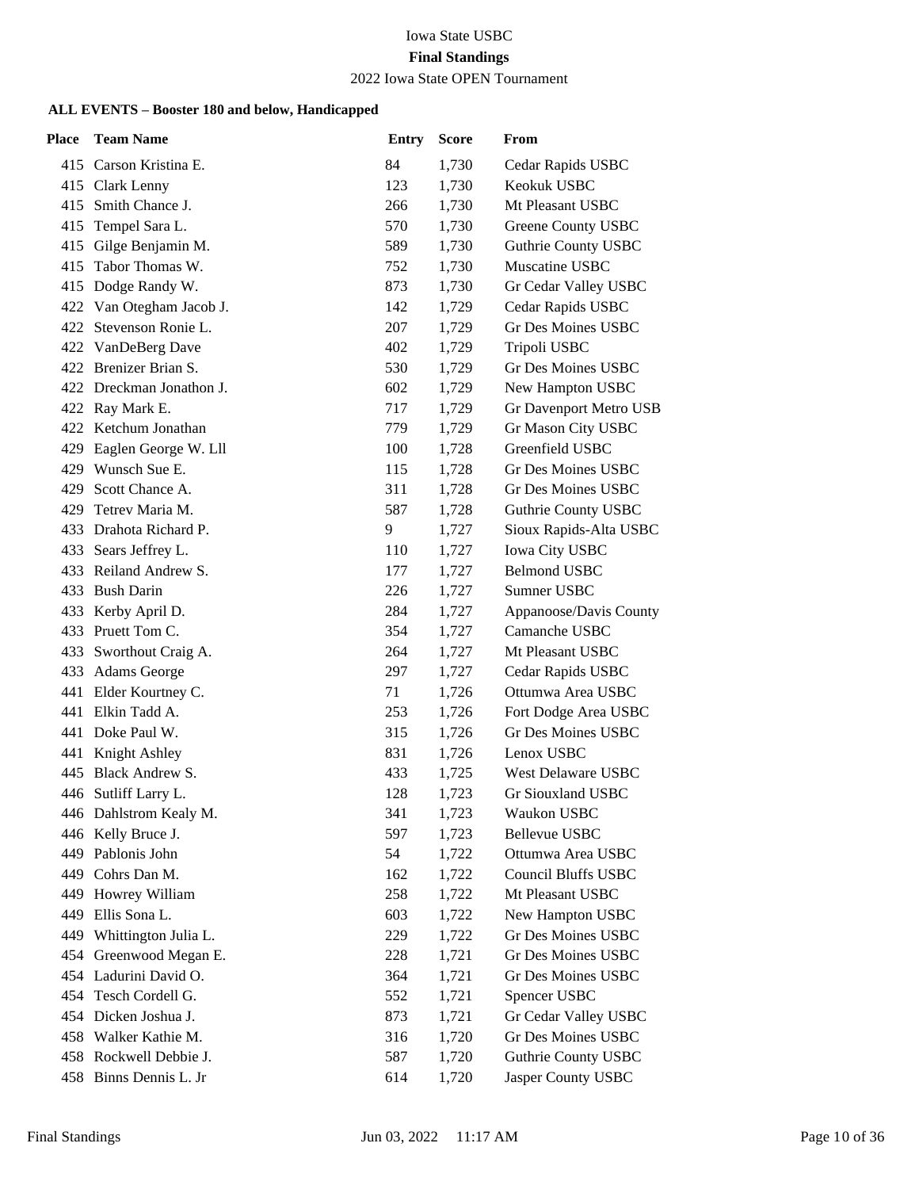Iowa State USBC

**Final Standings**

2022 Iowa State OPEN Tournament

**ALL EVENTS – Booster 180 and below, Handicapped**

| Place | Team Name | Entry | Score | From |
|---|---|---|---|---|
| 415 | Carson Kristina E. | 84 | 1,730 | Cedar Rapids USBC |
| 415 | Clark Lenny | 123 | 1,730 | Keokuk USBC |
| 415 | Smith Chance J. | 266 | 1,730 | Mt Pleasant USBC |
| 415 | Tempel Sara L. | 570 | 1,730 | Greene County USBC |
| 415 | Gilge Benjamin M. | 589 | 1,730 | Guthrie County USBC |
| 415 | Tabor Thomas W. | 752 | 1,730 | Muscatine USBC |
| 415 | Dodge Randy W. | 873 | 1,730 | Gr Cedar Valley USBC |
| 422 | Van Otegham Jacob J. | 142 | 1,729 | Cedar Rapids USBC |
| 422 | Stevenson Ronie L. | 207 | 1,729 | Gr Des Moines USBC |
| 422 | VanDeBerg Dave | 402 | 1,729 | Tripoli USBC |
| 422 | Brenizer Brian S. | 530 | 1,729 | Gr Des Moines USBC |
| 422 | Dreckman Jonathon J. | 602 | 1,729 | New Hampton USBC |
| 422 | Ray Mark E. | 717 | 1,729 | Gr Davenport Metro USB |
| 422 | Ketchum Jonathan | 779 | 1,729 | Gr Mason City USBC |
| 429 | Eaglen George W. Lll | 100 | 1,728 | Greenfield USBC |
| 429 | Wunsch Sue E. | 115 | 1,728 | Gr Des Moines USBC |
| 429 | Scott Chance A. | 311 | 1,728 | Gr Des Moines USBC |
| 429 | Tetrev Maria M. | 587 | 1,728 | Guthrie County USBC |
| 433 | Drahota Richard P. | 9 | 1,727 | Sioux Rapids-Alta USBC |
| 433 | Sears Jeffrey L. | 110 | 1,727 | Iowa City USBC |
| 433 | Reiland Andrew S. | 177 | 1,727 | Belmond USBC |
| 433 | Bush Darin | 226 | 1,727 | Sumner USBC |
| 433 | Kerby April D. | 284 | 1,727 | Appanoose/Davis County |
| 433 | Pruett Tom C. | 354 | 1,727 | Camanche USBC |
| 433 | Sworthout Craig A. | 264 | 1,727 | Mt Pleasant USBC |
| 433 | Adams George | 297 | 1,727 | Cedar Rapids USBC |
| 441 | Elder Kourtney C. | 71 | 1,726 | Ottumwa Area USBC |
| 441 | Elkin Tadd A. | 253 | 1,726 | Fort Dodge Area USBC |
| 441 | Doke Paul W. | 315 | 1,726 | Gr Des Moines USBC |
| 441 | Knight Ashley | 831 | 1,726 | Lenox USBC |
| 445 | Black Andrew S. | 433 | 1,725 | West Delaware USBC |
| 446 | Sutliff Larry L. | 128 | 1,723 | Gr Siouxland USBC |
| 446 | Dahlstrom Kealy M. | 341 | 1,723 | Waukon USBC |
| 446 | Kelly Bruce J. | 597 | 1,723 | Bellevue USBC |
| 449 | Pablonis John | 54 | 1,722 | Ottumwa Area USBC |
| 449 | Cohrs Dan M. | 162 | 1,722 | Council Bluffs USBC |
| 449 | Howrey William | 258 | 1,722 | Mt Pleasant USBC |
| 449 | Ellis Sona L. | 603 | 1,722 | New Hampton USBC |
| 449 | Whittington Julia L. | 229 | 1,722 | Gr Des Moines USBC |
| 454 | Greenwood Megan E. | 228 | 1,721 | Gr Des Moines USBC |
| 454 | Ladurini David O. | 364 | 1,721 | Gr Des Moines USBC |
| 454 | Tesch Cordell G. | 552 | 1,721 | Spencer USBC |
| 454 | Dicken Joshua J. | 873 | 1,721 | Gr Cedar Valley USBC |
| 458 | Walker Kathie M. | 316 | 1,720 | Gr Des Moines USBC |
| 458 | Rockwell Debbie J. | 587 | 1,720 | Guthrie County USBC |
| 458 | Binns Dennis L. Jr | 614 | 1,720 | Jasper County USBC |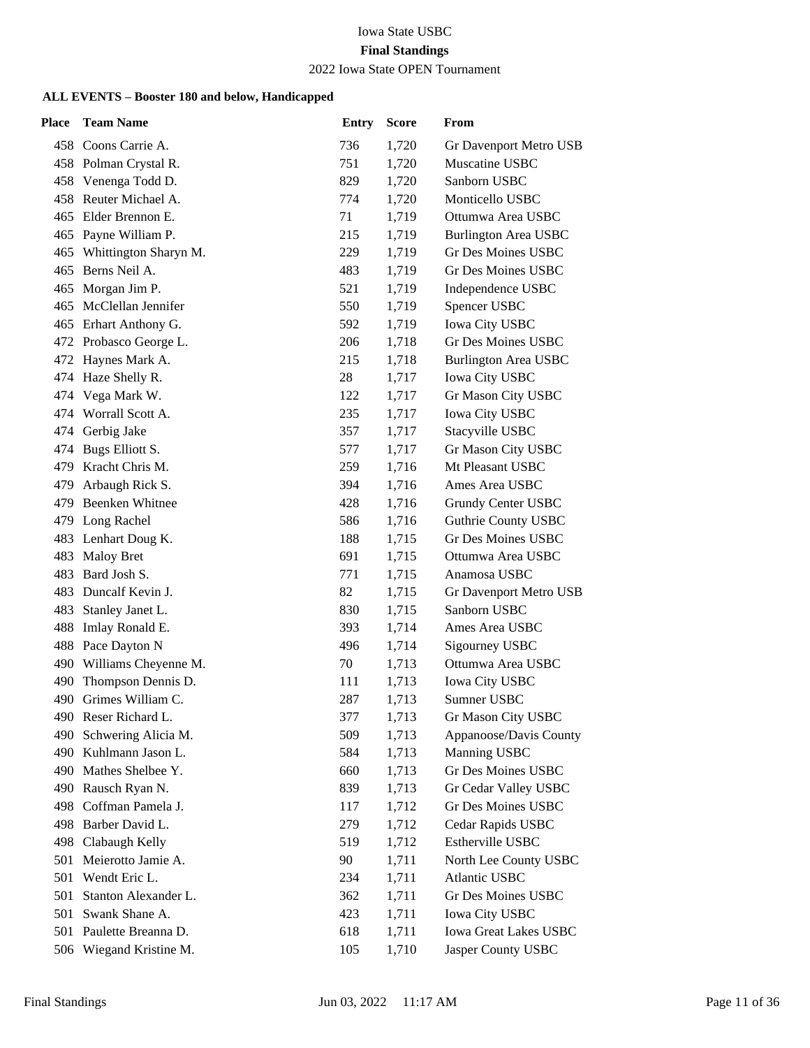Iowa State USBC

**Final Standings**

2022 Iowa State OPEN Tournament

**ALL EVENTS – Booster 180 and below, Handicapped**

| Place | Team Name | Entry | Score | From |
|---|---|---|---|---|
| 458 | Coons Carrie A. | 736 | 1,720 | Gr Davenport Metro USB |
| 458 | Polman Crystal R. | 751 | 1,720 | Muscatine USBC |
| 458 | Venenga Todd D. | 829 | 1,720 | Sanborn USBC |
| 458 | Reuter Michael A. | 774 | 1,720 | Monticello USBC |
| 465 | Elder Brennon E. | 71 | 1,719 | Ottumwa Area USBC |
| 465 | Payne William P. | 215 | 1,719 | Burlington Area USBC |
| 465 | Whittington Sharyn M. | 229 | 1,719 | Gr Des Moines USBC |
| 465 | Berns Neil A. | 483 | 1,719 | Gr Des Moines USBC |
| 465 | Morgan Jim P. | 521 | 1,719 | Independence USBC |
| 465 | McClellan Jennifer | 550 | 1,719 | Spencer USBC |
| 465 | Erhart Anthony G. | 592 | 1,719 | Iowa City USBC |
| 472 | Probasco George L. | 206 | 1,718 | Gr Des Moines USBC |
| 472 | Haynes Mark A. | 215 | 1,718 | Burlington Area USBC |
| 474 | Haze Shelly R. | 28 | 1,717 | Iowa City USBC |
| 474 | Vega Mark W. | 122 | 1,717 | Gr Mason City USBC |
| 474 | Worrall Scott A. | 235 | 1,717 | Iowa City USBC |
| 474 | Gerbig Jake | 357 | 1,717 | Stacyville USBC |
| 474 | Bugs Elliott S. | 577 | 1,717 | Gr Mason City USBC |
| 479 | Kracht Chris M. | 259 | 1,716 | Mt Pleasant USBC |
| 479 | Arbaugh Rick S. | 394 | 1,716 | Ames Area USBC |
| 479 | Beenken Whitnee | 428 | 1,716 | Grundy Center USBC |
| 479 | Long Rachel | 586 | 1,716 | Guthrie County USBC |
| 483 | Lenhart Doug K. | 188 | 1,715 | Gr Des Moines USBC |
| 483 | Maloy Bret | 691 | 1,715 | Ottumwa Area USBC |
| 483 | Bard Josh S. | 771 | 1,715 | Anamosa USBC |
| 483 | Duncalf Kevin J. | 82 | 1,715 | Gr Davenport Metro USB |
| 483 | Stanley Janet L. | 830 | 1,715 | Sanborn USBC |
| 488 | Imlay Ronald E. | 393 | 1,714 | Ames Area USBC |
| 488 | Pace Dayton N | 496 | 1,714 | Sigourney USBC |
| 490 | Williams Cheyenne M. | 70 | 1,713 | Ottumwa Area USBC |
| 490 | Thompson Dennis D. | 111 | 1,713 | Iowa City USBC |
| 490 | Grimes William C. | 287 | 1,713 | Sumner USBC |
| 490 | Reser Richard L. | 377 | 1,713 | Gr Mason City USBC |
| 490 | Schwering Alicia M. | 509 | 1,713 | Appanoose/Davis County |
| 490 | Kuhlmann Jason L. | 584 | 1,713 | Manning USBC |
| 490 | Mathes Shelbee Y. | 660 | 1,713 | Gr Des Moines USBC |
| 490 | Rausch Ryan N. | 839 | 1,713 | Gr Cedar Valley USBC |
| 498 | Coffman Pamela J. | 117 | 1,712 | Gr Des Moines USBC |
| 498 | Barber David L. | 279 | 1,712 | Cedar Rapids USBC |
| 498 | Clabaugh Kelly | 519 | 1,712 | Estherville USBC |
| 501 | Meierotto Jamie A. | 90 | 1,711 | North Lee County USBC |
| 501 | Wendt Eric L. | 234 | 1,711 | Atlantic USBC |
| 501 | Stanton Alexander L. | 362 | 1,711 | Gr Des Moines USBC |
| 501 | Swank Shane A. | 423 | 1,711 | Iowa City USBC |
| 501 | Paulette Breanna D. | 618 | 1,711 | Iowa Great Lakes USBC |
| 506 | Wiegand Kristine M. | 105 | 1,710 | Jasper County USBC |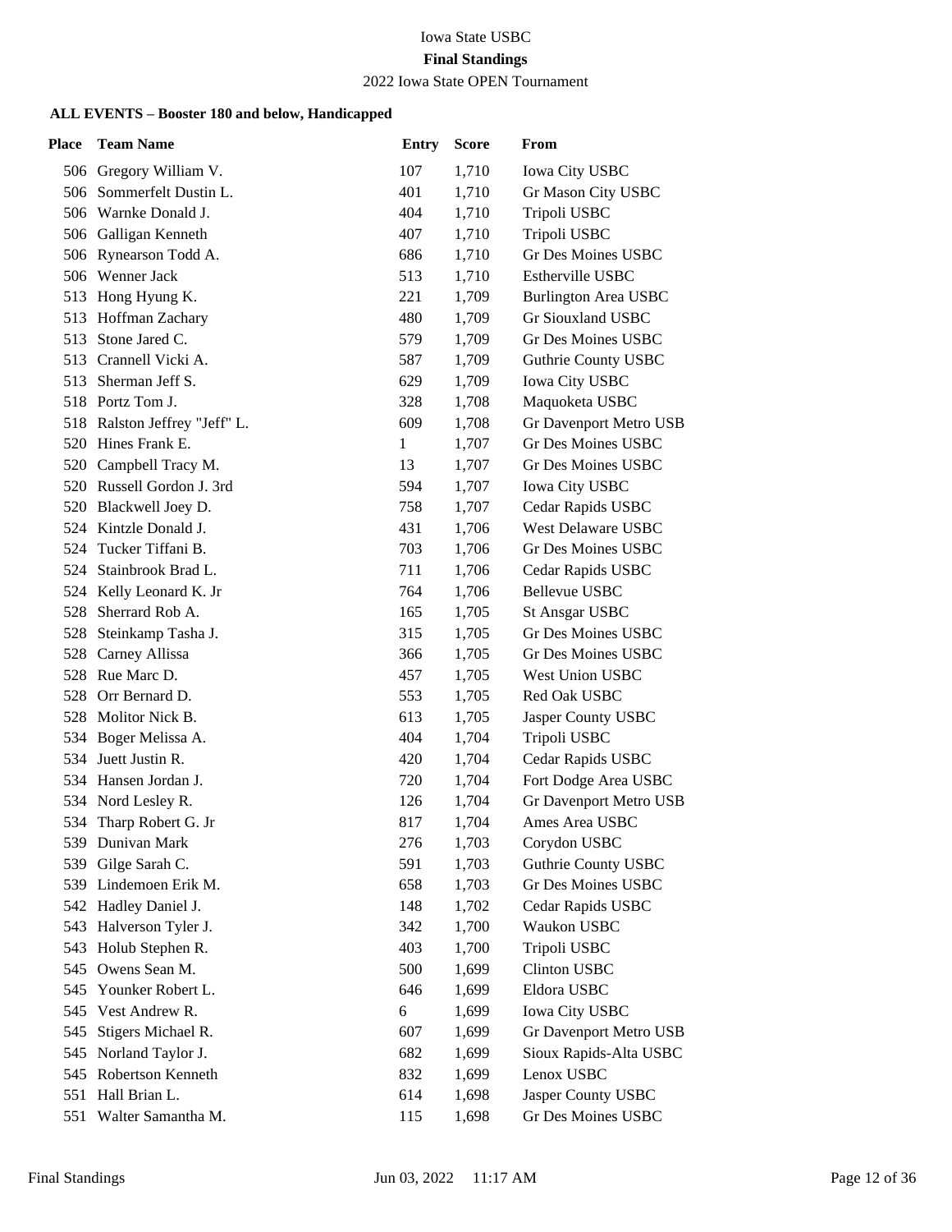Iowa State USBC

**Final Standings**

2022 Iowa State OPEN Tournament

**ALL EVENTS – Booster 180 and below, Handicapped**

| Place | Team Name | Entry | Score | From |
|---|---|---|---|---|
| 506 | Gregory William V. | 107 | 1,710 | Iowa City USBC |
| 506 | Sommerfelt Dustin L. | 401 | 1,710 | Gr Mason City USBC |
| 506 | Warnke Donald J. | 404 | 1,710 | Tripoli USBC |
| 506 | Galligan Kenneth | 407 | 1,710 | Tripoli USBC |
| 506 | Rynearson Todd A. | 686 | 1,710 | Gr Des Moines USBC |
| 506 | Wenner Jack | 513 | 1,710 | Estherville USBC |
| 513 | Hong Hyung K. | 221 | 1,709 | Burlington Area USBC |
| 513 | Hoffman Zachary | 480 | 1,709 | Gr Siouxland USBC |
| 513 | Stone Jared C. | 579 | 1,709 | Gr Des Moines USBC |
| 513 | Crannell Vicki A. | 587 | 1,709 | Guthrie County USBC |
| 513 | Sherman Jeff S. | 629 | 1,709 | Iowa City USBC |
| 518 | Portz Tom J. | 328 | 1,708 | Maquoketa USBC |
| 518 | Ralston Jeffrey "Jeff" L. | 609 | 1,708 | Gr Davenport Metro USB |
| 520 | Hines Frank E. | 1 | 1,707 | Gr Des Moines USBC |
| 520 | Campbell Tracy M. | 13 | 1,707 | Gr Des Moines USBC |
| 520 | Russell Gordon J. 3rd | 594 | 1,707 | Iowa City USBC |
| 520 | Blackwell Joey D. | 758 | 1,707 | Cedar Rapids USBC |
| 524 | Kintzle Donald J. | 431 | 1,706 | West Delaware USBC |
| 524 | Tucker Tiffani B. | 703 | 1,706 | Gr Des Moines USBC |
| 524 | Stainbrook Brad L. | 711 | 1,706 | Cedar Rapids USBC |
| 524 | Kelly Leonard K. Jr | 764 | 1,706 | Bellevue USBC |
| 528 | Sherrard Rob A. | 165 | 1,705 | St Ansgar USBC |
| 528 | Steinkamp Tasha J. | 315 | 1,705 | Gr Des Moines USBC |
| 528 | Carney Allissa | 366 | 1,705 | Gr Des Moines USBC |
| 528 | Rue Marc D. | 457 | 1,705 | West Union USBC |
| 528 | Orr Bernard D. | 553 | 1,705 | Red Oak USBC |
| 528 | Molitor Nick B. | 613 | 1,705 | Jasper County USBC |
| 534 | Boger Melissa A. | 404 | 1,704 | Tripoli USBC |
| 534 | Juett Justin R. | 420 | 1,704 | Cedar Rapids USBC |
| 534 | Hansen Jordan J. | 720 | 1,704 | Fort Dodge Area USBC |
| 534 | Nord Lesley R. | 126 | 1,704 | Gr Davenport Metro USB |
| 534 | Tharp Robert G. Jr | 817 | 1,704 | Ames Area USBC |
| 539 | Dunivan Mark | 276 | 1,703 | Corydon USBC |
| 539 | Gilge Sarah C. | 591 | 1,703 | Guthrie County USBC |
| 539 | Lindemoen Erik M. | 658 | 1,703 | Gr Des Moines USBC |
| 542 | Hadley Daniel J. | 148 | 1,702 | Cedar Rapids USBC |
| 543 | Halverson Tyler J. | 342 | 1,700 | Waukon USBC |
| 543 | Holub Stephen R. | 403 | 1,700 | Tripoli USBC |
| 545 | Owens Sean M. | 500 | 1,699 | Clinton USBC |
| 545 | Younker Robert L. | 646 | 1,699 | Eldora USBC |
| 545 | Vest Andrew R. | 6 | 1,699 | Iowa City USBC |
| 545 | Stigers Michael R. | 607 | 1,699 | Gr Davenport Metro USB |
| 545 | Norland Taylor J. | 682 | 1,699 | Sioux Rapids-Alta USBC |
| 545 | Robertson Kenneth | 832 | 1,699 | Lenox USBC |
| 551 | Hall Brian L. | 614 | 1,698 | Jasper County USBC |
| 551 | Walter Samantha M. | 115 | 1,698 | Gr Des Moines USBC |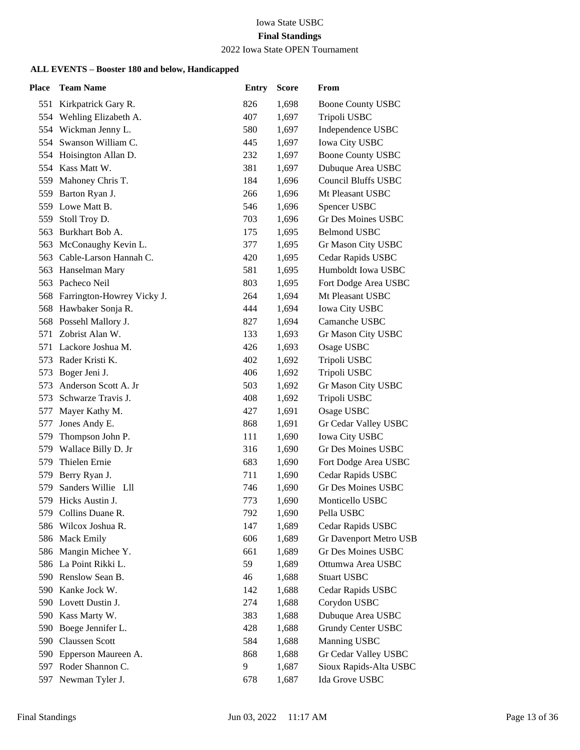Iowa State USBC

**Final Standings**

2022 Iowa State OPEN Tournament

**ALL EVENTS – Booster 180 and below, Handicapped**

| Place | Team Name | Entry | Score | From |
|---|---|---|---|---|
| 551 | Kirkpatrick Gary R. | 826 | 1,698 | Boone County USBC |
| 554 | Wehling Elizabeth A. | 407 | 1,697 | Tripoli USBC |
| 554 | Wickman Jenny L. | 580 | 1,697 | Independence USBC |
| 554 | Swanson William C. | 445 | 1,697 | Iowa City USBC |
| 554 | Hoisington Allan D. | 232 | 1,697 | Boone County USBC |
| 554 | Kass Matt W. | 381 | 1,697 | Dubuque Area USBC |
| 559 | Mahoney Chris T. | 184 | 1,696 | Council Bluffs USBC |
| 559 | Barton Ryan J. | 266 | 1,696 | Mt Pleasant USBC |
| 559 | Lowe Matt B. | 546 | 1,696 | Spencer USBC |
| 559 | Stoll Troy D. | 703 | 1,696 | Gr Des Moines USBC |
| 563 | Burkhart Bob A. | 175 | 1,695 | Belmond USBC |
| 563 | McConaughy Kevin L. | 377 | 1,695 | Gr Mason City USBC |
| 563 | Cable-Larson Hannah C. | 420 | 1,695 | Cedar Rapids USBC |
| 563 | Hanselman Mary | 581 | 1,695 | Humboldt Iowa USBC |
| 563 | Pacheco Neil | 803 | 1,695 | Fort Dodge Area USBC |
| 568 | Farrington-Howrey Vicky J. | 264 | 1,694 | Mt Pleasant USBC |
| 568 | Hawbaker Sonja R. | 444 | 1,694 | Iowa City USBC |
| 568 | Possehl Mallory J. | 827 | 1,694 | Camanche USBC |
| 571 | Zobrist Alan W. | 133 | 1,693 | Gr Mason City USBC |
| 571 | Lackore Joshua M. | 426 | 1,693 | Osage USBC |
| 573 | Rader Kristi K. | 402 | 1,692 | Tripoli USBC |
| 573 | Boger Jeni J. | 406 | 1,692 | Tripoli USBC |
| 573 | Anderson Scott A. Jr | 503 | 1,692 | Gr Mason City USBC |
| 573 | Schwarze Travis J. | 408 | 1,692 | Tripoli USBC |
| 577 | Mayer Kathy M. | 427 | 1,691 | Osage USBC |
| 577 | Jones Andy E. | 868 | 1,691 | Gr Cedar Valley USBC |
| 579 | Thompson John P. | 111 | 1,690 | Iowa City USBC |
| 579 | Wallace Billy D. Jr | 316 | 1,690 | Gr Des Moines USBC |
| 579 | Thielen Ernie | 683 | 1,690 | Fort Dodge Area USBC |
| 579 | Berry Ryan J. | 711 | 1,690 | Cedar Rapids USBC |
| 579 | Sanders Willie Lll | 746 | 1,690 | Gr Des Moines USBC |
| 579 | Hicks Austin J. | 773 | 1,690 | Monticello USBC |
| 579 | Collins Duane R. | 792 | 1,690 | Pella USBC |
| 586 | Wilcox Joshua R. | 147 | 1,689 | Cedar Rapids USBC |
| 586 | Mack Emily | 606 | 1,689 | Gr Davenport Metro USB |
| 586 | Mangin Michee Y. | 661 | 1,689 | Gr Des Moines USBC |
| 586 | La Point Rikki L. | 59 | 1,689 | Ottumwa Area USBC |
| 590 | Renslow Sean B. | 46 | 1,688 | Stuart USBC |
| 590 | Kanke Jock W. | 142 | 1,688 | Cedar Rapids USBC |
| 590 | Lovett Dustin J. | 274 | 1,688 | Corydon USBC |
| 590 | Kass Marty W. | 383 | 1,688 | Dubuque Area USBC |
| 590 | Boege Jennifer L. | 428 | 1,688 | Grundy Center USBC |
| 590 | Claussen Scott | 584 | 1,688 | Manning USBC |
| 590 | Epperson Maureen A. | 868 | 1,688 | Gr Cedar Valley USBC |
| 597 | Roder Shannon C. | 9 | 1,687 | Sioux Rapids-Alta USBC |
| 597 | Newman Tyler J. | 678 | 1,687 | Ida Grove USBC |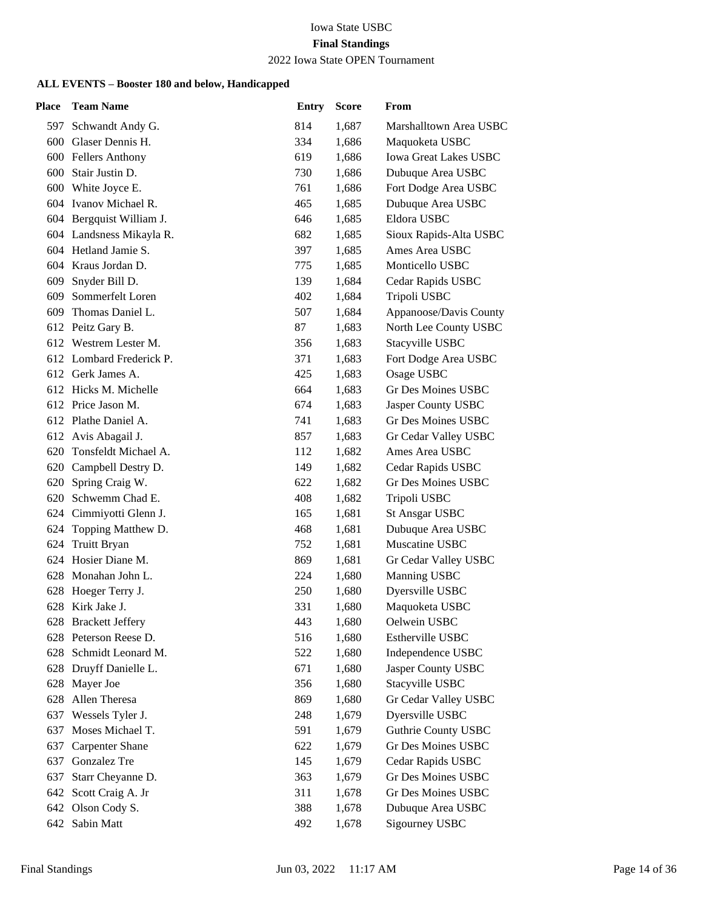Iowa State USBC

**Final Standings**

2022 Iowa State OPEN Tournament

### ALL EVENTS – Booster 180 and below, Handicapped

| Place | Team Name | Entry | Score | From |
|---|---|---|---|---|
| 597 | Schwandt Andy G. | 814 | 1,687 | Marshalltown Area USBC |
| 600 | Glaser Dennis H. | 334 | 1,686 | Maquoketa USBC |
| 600 | Fellers Anthony | 619 | 1,686 | Iowa Great Lakes USBC |
| 600 | Stair Justin D. | 730 | 1,686 | Dubuque Area USBC |
| 600 | White Joyce E. | 761 | 1,686 | Fort Dodge Area USBC |
| 604 | Ivanov Michael R. | 465 | 1,685 | Dubuque Area USBC |
| 604 | Bergquist William J. | 646 | 1,685 | Eldora USBC |
| 604 | Landsness Mikayla R. | 682 | 1,685 | Sioux Rapids-Alta USBC |
| 604 | Hetland Jamie S. | 397 | 1,685 | Ames Area USBC |
| 604 | Kraus Jordan D. | 775 | 1,685 | Monticello USBC |
| 609 | Snyder Bill D. | 139 | 1,684 | Cedar Rapids USBC |
| 609 | Sommerfelt Loren | 402 | 1,684 | Tripoli USBC |
| 609 | Thomas Daniel L. | 507 | 1,684 | Appanoose/Davis County |
| 612 | Peitz Gary B. | 87 | 1,683 | North Lee County USBC |
| 612 | Westrem Lester M. | 356 | 1,683 | Stacyville USBC |
| 612 | Lombard Frederick P. | 371 | 1,683 | Fort Dodge Area USBC |
| 612 | Gerk James A. | 425 | 1,683 | Osage USBC |
| 612 | Hicks M. Michelle | 664 | 1,683 | Gr Des Moines USBC |
| 612 | Price Jason M. | 674 | 1,683 | Jasper County USBC |
| 612 | Plathe Daniel A. | 741 | 1,683 | Gr Des Moines USBC |
| 612 | Avis Abagail J. | 857 | 1,683 | Gr Cedar Valley USBC |
| 620 | Tonsfeldt Michael A. | 112 | 1,682 | Ames Area USBC |
| 620 | Campbell Destry D. | 149 | 1,682 | Cedar Rapids USBC |
| 620 | Spring Craig W. | 622 | 1,682 | Gr Des Moines USBC |
| 620 | Schwemm Chad E. | 408 | 1,682 | Tripoli USBC |
| 624 | Cimmiyotti Glenn J. | 165 | 1,681 | St Ansgar USBC |
| 624 | Topping Matthew D. | 468 | 1,681 | Dubuque Area USBC |
| 624 | Truitt Bryan | 752 | 1,681 | Muscatine USBC |
| 624 | Hosier Diane M. | 869 | 1,681 | Gr Cedar Valley USBC |
| 628 | Monahan John L. | 224 | 1,680 | Manning USBC |
| 628 | Hoeger Terry J. | 250 | 1,680 | Dyersville USBC |
| 628 | Kirk Jake J. | 331 | 1,680 | Maquoketa USBC |
| 628 | Brackett Jeffery | 443 | 1,680 | Oelwein USBC |
| 628 | Peterson Reese D. | 516 | 1,680 | Estherville USBC |
| 628 | Schmidt Leonard M. | 522 | 1,680 | Independence USBC |
| 628 | Druyff Danielle L. | 671 | 1,680 | Jasper County USBC |
| 628 | Mayer Joe | 356 | 1,680 | Stacyville USBC |
| 628 | Allen Theresa | 869 | 1,680 | Gr Cedar Valley USBC |
| 637 | Wessels Tyler J. | 248 | 1,679 | Dyersville USBC |
| 637 | Moses Michael T. | 591 | 1,679 | Guthrie County USBC |
| 637 | Carpenter Shane | 622 | 1,679 | Gr Des Moines USBC |
| 637 | Gonzalez Tre | 145 | 1,679 | Cedar Rapids USBC |
| 637 | Starr Cheyanne D. | 363 | 1,679 | Gr Des Moines USBC |
| 642 | Scott Craig A. Jr | 311 | 1,678 | Gr Des Moines USBC |
| 642 | Olson Cody S. | 388 | 1,678 | Dubuque Area USBC |
| 642 | Sabin Matt | 492 | 1,678 | Sigourney USBC |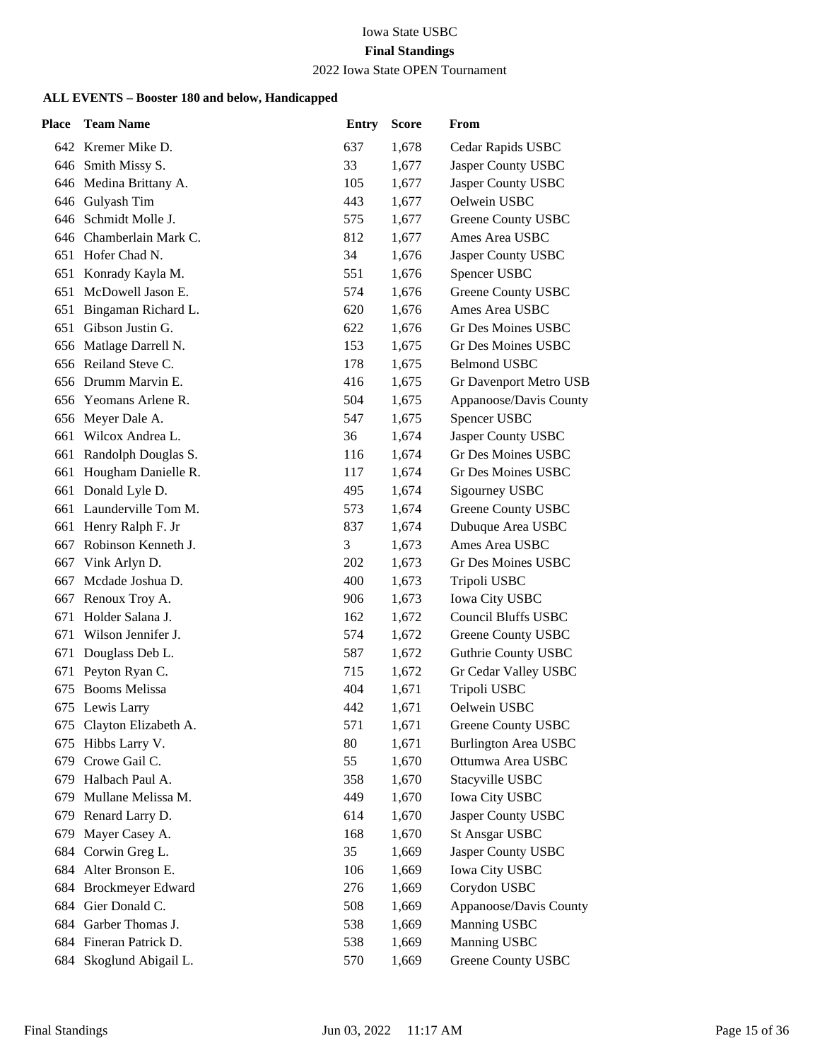Iowa State USBC

**Final Standings**

2022 Iowa State OPEN Tournament

**ALL EVENTS – Booster 180 and below, Handicapped**

| Place | Team Name | Entry | Score | From |
|---|---|---|---|---|
| 642 | Kremer Mike D. | 637 | 1,678 | Cedar Rapids USBC |
| 646 | Smith Missy S. | 33 | 1,677 | Jasper County USBC |
| 646 | Medina Brittany A. | 105 | 1,677 | Jasper County USBC |
| 646 | Gulyash Tim | 443 | 1,677 | Oelwein USBC |
| 646 | Schmidt Molle J. | 575 | 1,677 | Greene County USBC |
| 646 | Chamberlain Mark C. | 812 | 1,677 | Ames Area USBC |
| 651 | Hofer Chad N. | 34 | 1,676 | Jasper County USBC |
| 651 | Konrady Kayla M. | 551 | 1,676 | Spencer USBC |
| 651 | McDowell Jason E. | 574 | 1,676 | Greene County USBC |
| 651 | Bingaman Richard L. | 620 | 1,676 | Ames Area USBC |
| 651 | Gibson Justin G. | 622 | 1,676 | Gr Des Moines USBC |
| 656 | Matlage Darrell N. | 153 | 1,675 | Gr Des Moines USBC |
| 656 | Reiland Steve C. | 178 | 1,675 | Belmond USBC |
| 656 | Drumm Marvin E. | 416 | 1,675 | Gr Davenport Metro USB |
| 656 | Yeomans Arlene R. | 504 | 1,675 | Appanoose/Davis County |
| 656 | Meyer Dale A. | 547 | 1,675 | Spencer USBC |
| 661 | Wilcox Andrea L. | 36 | 1,674 | Jasper County USBC |
| 661 | Randolph Douglas S. | 116 | 1,674 | Gr Des Moines USBC |
| 661 | Hougham Danielle R. | 117 | 1,674 | Gr Des Moines USBC |
| 661 | Donald Lyle D. | 495 | 1,674 | Sigourney USBC |
| 661 | Launderville Tom M. | 573 | 1,674 | Greene County USBC |
| 661 | Henry Ralph F. Jr | 837 | 1,674 | Dubuque Area USBC |
| 667 | Robinson Kenneth J. | 3 | 1,673 | Ames Area USBC |
| 667 | Vink Arlyn D. | 202 | 1,673 | Gr Des Moines USBC |
| 667 | Mcdade Joshua D. | 400 | 1,673 | Tripoli USBC |
| 667 | Renoux Troy A. | 906 | 1,673 | Iowa City USBC |
| 671 | Holder Salana J. | 162 | 1,672 | Council Bluffs USBC |
| 671 | Wilson Jennifer J. | 574 | 1,672 | Greene County USBC |
| 671 | Douglass Deb L. | 587 | 1,672 | Guthrie County USBC |
| 671 | Peyton Ryan C. | 715 | 1,672 | Gr Cedar Valley USBC |
| 675 | Booms Melissa | 404 | 1,671 | Tripoli USBC |
| 675 | Lewis Larry | 442 | 1,671 | Oelwein USBC |
| 675 | Clayton Elizabeth A. | 571 | 1,671 | Greene County USBC |
| 675 | Hibbs Larry V. | 80 | 1,671 | Burlington Area USBC |
| 679 | Crowe Gail C. | 55 | 1,670 | Ottumwa Area USBC |
| 679 | Halbach Paul A. | 358 | 1,670 | Stacyville USBC |
| 679 | Mullane Melissa M. | 449 | 1,670 | Iowa City USBC |
| 679 | Renard Larry D. | 614 | 1,670 | Jasper County USBC |
| 679 | Mayer Casey A. | 168 | 1,670 | St Ansgar USBC |
| 684 | Corwin Greg L. | 35 | 1,669 | Jasper County USBC |
| 684 | Alter Bronson E. | 106 | 1,669 | Iowa City USBC |
| 684 | Brockmeyer Edward | 276 | 1,669 | Corydon USBC |
| 684 | Gier Donald C. | 508 | 1,669 | Appanoose/Davis County |
| 684 | Garber Thomas J. | 538 | 1,669 | Manning USBC |
| 684 | Fineran Patrick D. | 538 | 1,669 | Manning USBC |
| 684 | Skoglund Abigail L. | 570 | 1,669 | Greene County USBC |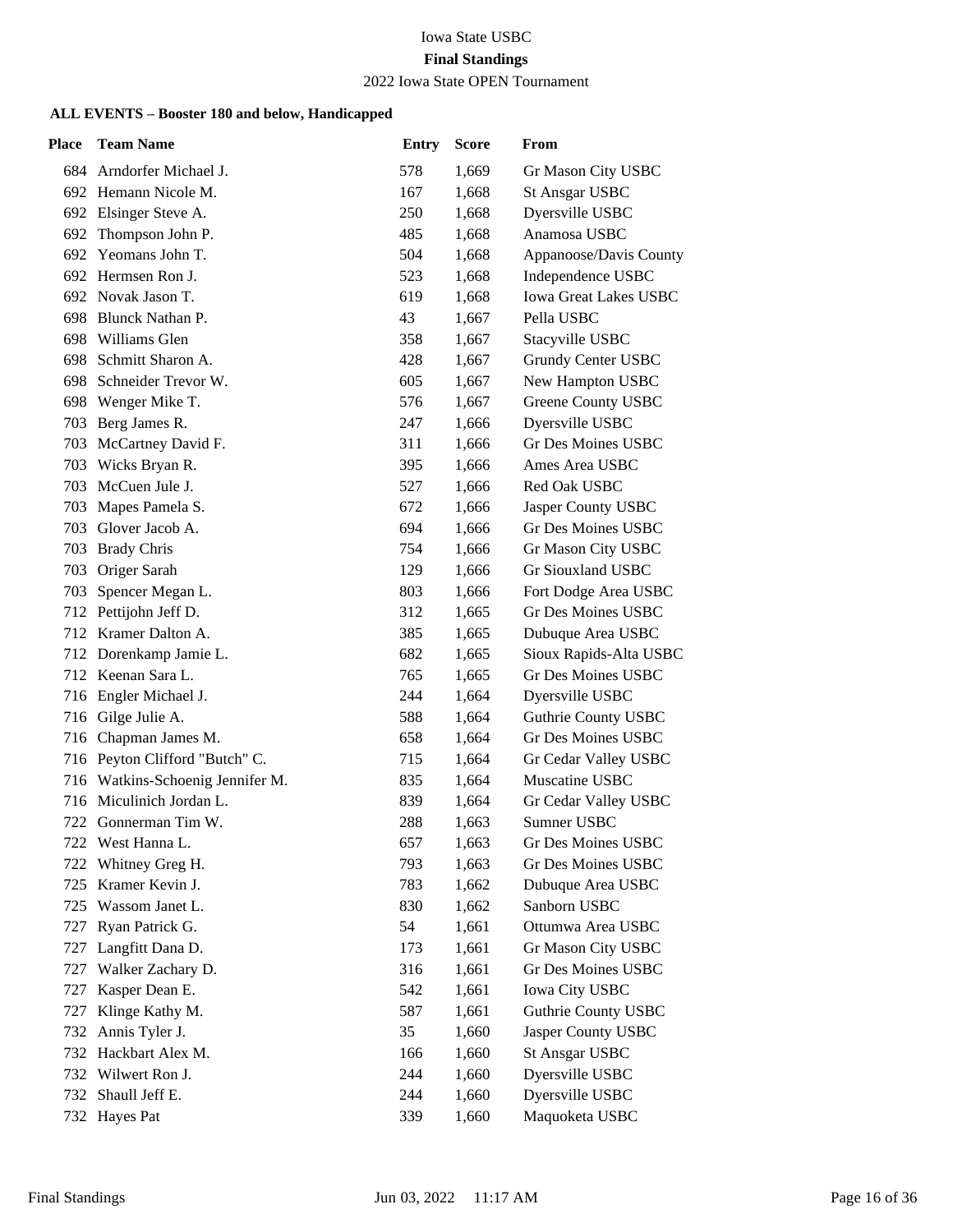Iowa State USBC

**Final Standings**

2022 Iowa State OPEN Tournament

**ALL EVENTS – Booster 180 and below, Handicapped**

| Place | Team Name | Entry | Score | From |
|---|---|---|---|---|
| 684 | Arndorfer Michael J. | 578 | 1,669 | Gr Mason City USBC |
| 692 | Hemann Nicole M. | 167 | 1,668 | St Ansgar USBC |
| 692 | Elsinger Steve A. | 250 | 1,668 | Dyersville USBC |
| 692 | Thompson John P. | 485 | 1,668 | Anamosa USBC |
| 692 | Yeomans John T. | 504 | 1,668 | Appanoose/Davis County |
| 692 | Hermsen Ron J. | 523 | 1,668 | Independence USBC |
| 692 | Novak Jason T. | 619 | 1,668 | Iowa Great Lakes USBC |
| 698 | Blunck Nathan P. | 43 | 1,667 | Pella USBC |
| 698 | Williams Glen | 358 | 1,667 | Stacyville USBC |
| 698 | Schmitt Sharon A. | 428 | 1,667 | Grundy Center USBC |
| 698 | Schneider Trevor W. | 605 | 1,667 | New Hampton USBC |
| 698 | Wenger Mike T. | 576 | 1,667 | Greene County USBC |
| 703 | Berg James R. | 247 | 1,666 | Dyersville USBC |
| 703 | McCartney David F. | 311 | 1,666 | Gr Des Moines USBC |
| 703 | Wicks Bryan R. | 395 | 1,666 | Ames Area USBC |
| 703 | McCuen Jule J. | 527 | 1,666 | Red Oak USBC |
| 703 | Mapes Pamela S. | 672 | 1,666 | Jasper County USBC |
| 703 | Glover Jacob A. | 694 | 1,666 | Gr Des Moines USBC |
| 703 | Brady Chris | 754 | 1,666 | Gr Mason City USBC |
| 703 | Origer Sarah | 129 | 1,666 | Gr Siouxland USBC |
| 703 | Spencer Megan L. | 803 | 1,666 | Fort Dodge Area USBC |
| 712 | Pettijohn Jeff D. | 312 | 1,665 | Gr Des Moines USBC |
| 712 | Kramer Dalton A. | 385 | 1,665 | Dubuque Area USBC |
| 712 | Dorenkamp Jamie L. | 682 | 1,665 | Sioux Rapids-Alta USBC |
| 712 | Keenan Sara L. | 765 | 1,665 | Gr Des Moines USBC |
| 716 | Engler Michael J. | 244 | 1,664 | Dyersville USBC |
| 716 | Gilge Julie A. | 588 | 1,664 | Guthrie County USBC |
| 716 | Chapman James M. | 658 | 1,664 | Gr Des Moines USBC |
| 716 | Peyton Clifford "Butch" C. | 715 | 1,664 | Gr Cedar Valley USBC |
| 716 | Watkins-Schoenig Jennifer M. | 835 | 1,664 | Muscatine USBC |
| 716 | Miculinich Jordan L. | 839 | 1,664 | Gr Cedar Valley USBC |
| 722 | Gonnerman Tim W. | 288 | 1,663 | Sumner USBC |
| 722 | West Hanna L. | 657 | 1,663 | Gr Des Moines USBC |
| 722 | Whitney Greg H. | 793 | 1,663 | Gr Des Moines USBC |
| 725 | Kramer Kevin J. | 783 | 1,662 | Dubuque Area USBC |
| 725 | Wassom Janet L. | 830 | 1,662 | Sanborn USBC |
| 727 | Ryan Patrick G. | 54 | 1,661 | Ottumwa Area USBC |
| 727 | Langfitt Dana D. | 173 | 1,661 | Gr Mason City USBC |
| 727 | Walker Zachary D. | 316 | 1,661 | Gr Des Moines USBC |
| 727 | Kasper Dean E. | 542 | 1,661 | Iowa City USBC |
| 727 | Klinge Kathy M. | 587 | 1,661 | Guthrie County USBC |
| 732 | Annis Tyler J. | 35 | 1,660 | Jasper County USBC |
| 732 | Hackbart Alex M. | 166 | 1,660 | St Ansgar USBC |
| 732 | Wilwert Ron J. | 244 | 1,660 | Dyersville USBC |
| 732 | Shaull Jeff E. | 244 | 1,660 | Dyersville USBC |
| 732 | Hayes Pat | 339 | 1,660 | Maquoketa USBC |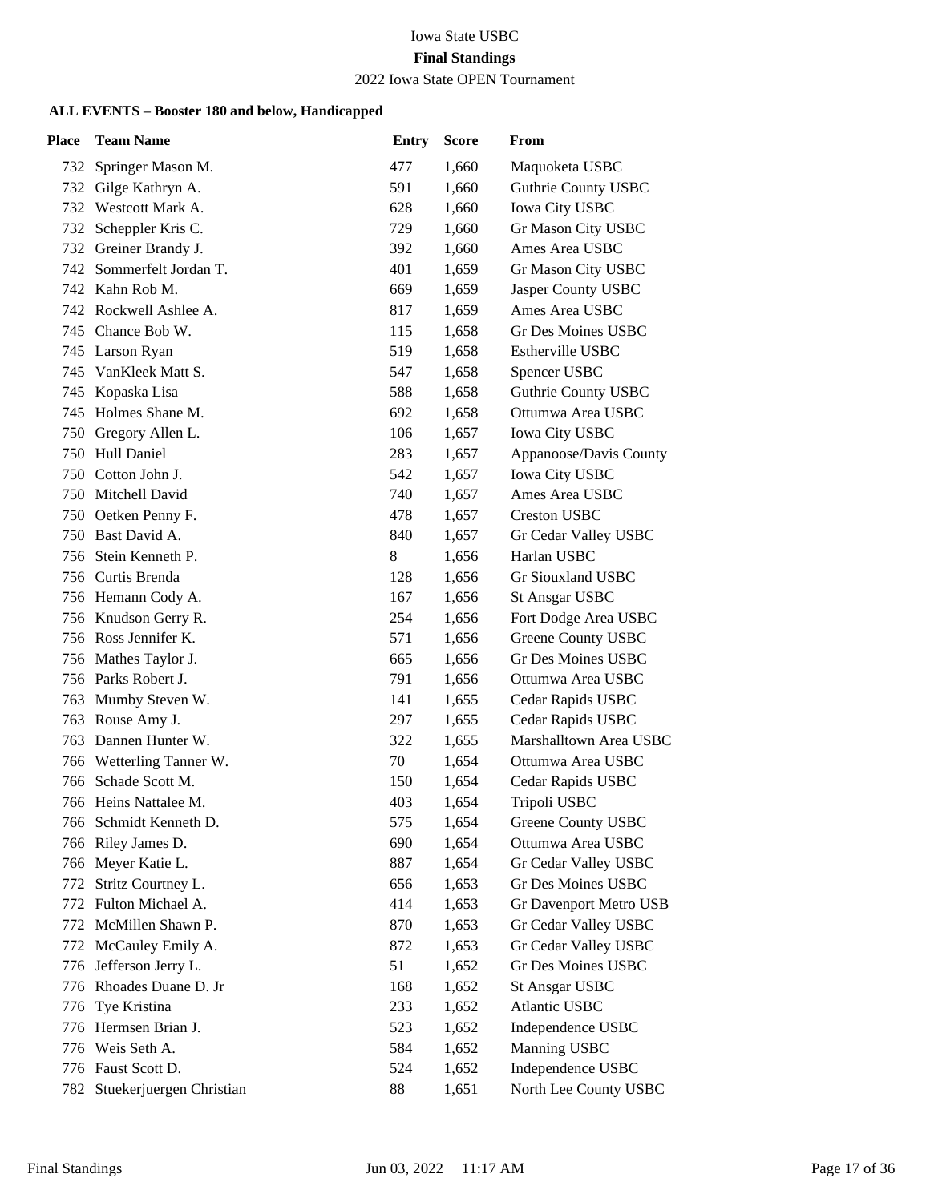Iowa State USBC

**Final Standings**

2022 Iowa State OPEN Tournament

**ALL EVENTS – Booster 180 and below, Handicapped**

| Place | Team Name | Entry | Score | From |
|---|---|---|---|---|
| 732 | Springer Mason M. | 477 | 1,660 | Maquoketa USBC |
| 732 | Gilge Kathryn A. | 591 | 1,660 | Guthrie County USBC |
| 732 | Westcott Mark A. | 628 | 1,660 | Iowa City USBC |
| 732 | Scheppler Kris C. | 729 | 1,660 | Gr Mason City USBC |
| 732 | Greiner Brandy J. | 392 | 1,660 | Ames Area USBC |
| 742 | Sommerfelt Jordan T. | 401 | 1,659 | Gr Mason City USBC |
| 742 | Kahn Rob M. | 669 | 1,659 | Jasper County USBC |
| 742 | Rockwell Ashlee A. | 817 | 1,659 | Ames Area USBC |
| 745 | Chance Bob W. | 115 | 1,658 | Gr Des Moines USBC |
| 745 | Larson Ryan | 519 | 1,658 | Estherville USBC |
| 745 | VanKleek Matt S. | 547 | 1,658 | Spencer USBC |
| 745 | Kopaska Lisa | 588 | 1,658 | Guthrie County USBC |
| 745 | Holmes Shane M. | 692 | 1,658 | Ottumwa Area USBC |
| 750 | Gregory Allen L. | 106 | 1,657 | Iowa City USBC |
| 750 | Hull Daniel | 283 | 1,657 | Appanoose/Davis County |
| 750 | Cotton John J. | 542 | 1,657 | Iowa City USBC |
| 750 | Mitchell David | 740 | 1,657 | Ames Area USBC |
| 750 | Oetken Penny F. | 478 | 1,657 | Creston USBC |
| 750 | Bast David A. | 840 | 1,657 | Gr Cedar Valley USBC |
| 756 | Stein Kenneth P. | 8 | 1,656 | Harlan USBC |
| 756 | Curtis Brenda | 128 | 1,656 | Gr Siouxland USBC |
| 756 | Hemann Cody A. | 167 | 1,656 | St Ansgar USBC |
| 756 | Knudson Gerry R. | 254 | 1,656 | Fort Dodge Area USBC |
| 756 | Ross Jennifer K. | 571 | 1,656 | Greene County USBC |
| 756 | Mathes Taylor J. | 665 | 1,656 | Gr Des Moines USBC |
| 756 | Parks Robert J. | 791 | 1,656 | Ottumwa Area USBC |
| 763 | Mumby Steven W. | 141 | 1,655 | Cedar Rapids USBC |
| 763 | Rouse Amy J. | 297 | 1,655 | Cedar Rapids USBC |
| 763 | Dannen Hunter W. | 322 | 1,655 | Marshalltown Area USBC |
| 766 | Wetterling Tanner W. | 70 | 1,654 | Ottumwa Area USBC |
| 766 | Schade Scott M. | 150 | 1,654 | Cedar Rapids USBC |
| 766 | Heins Nattalee M. | 403 | 1,654 | Tripoli USBC |
| 766 | Schmidt Kenneth D. | 575 | 1,654 | Greene County USBC |
| 766 | Riley James D. | 690 | 1,654 | Ottumwa Area USBC |
| 766 | Meyer Katie L. | 887 | 1,654 | Gr Cedar Valley USBC |
| 772 | Stritz Courtney L. | 656 | 1,653 | Gr Des Moines USBC |
| 772 | Fulton Michael A. | 414 | 1,653 | Gr Davenport Metro USB |
| 772 | McMillen Shawn P. | 870 | 1,653 | Gr Cedar Valley USBC |
| 772 | McCauley Emily A. | 872 | 1,653 | Gr Cedar Valley USBC |
| 776 | Jefferson Jerry L. | 51 | 1,652 | Gr Des Moines USBC |
| 776 | Rhoades Duane D. Jr | 168 | 1,652 | St Ansgar USBC |
| 776 | Tye Kristina | 233 | 1,652 | Atlantic USBC |
| 776 | Hermsen Brian J. | 523 | 1,652 | Independence USBC |
| 776 | Weis Seth A. | 584 | 1,652 | Manning USBC |
| 776 | Faust Scott D. | 524 | 1,652 | Independence USBC |
| 782 | Stuekerjuergen Christian | 88 | 1,651 | North Lee County USBC |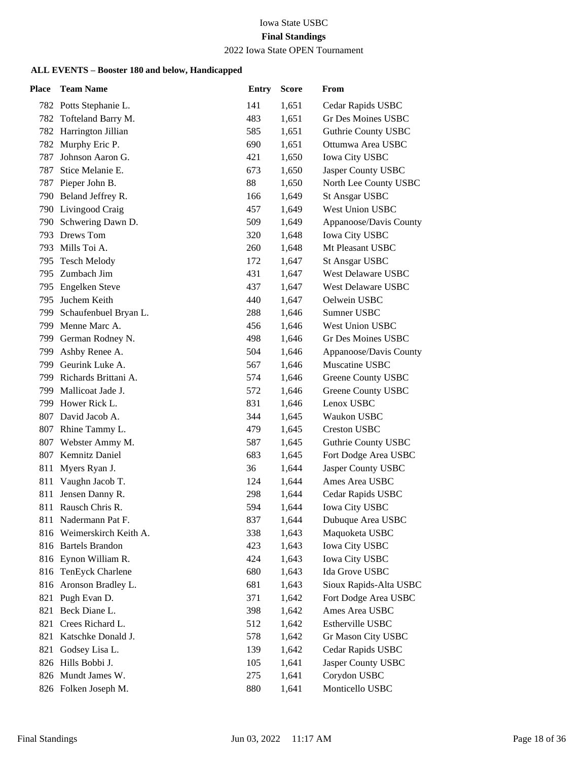Iowa State USBC

**Final Standings**

2022 Iowa State OPEN Tournament

### ALL EVENTS – Booster 180 and below, Handicapped

| Place | Team Name | Entry | Score | From |
|---|---|---|---|---|
| 782 | Potts Stephanie L. | 141 | 1,651 | Cedar Rapids USBC |
| 782 | Tofteland Barry M. | 483 | 1,651 | Gr Des Moines USBC |
| 782 | Harrington Jillian | 585 | 1,651 | Guthrie County USBC |
| 782 | Murphy Eric P. | 690 | 1,651 | Ottumwa Area USBC |
| 787 | Johnson Aaron G. | 421 | 1,650 | Iowa City USBC |
| 787 | Stice Melanie E. | 673 | 1,650 | Jasper County USBC |
| 787 | Pieper John B. | 88 | 1,650 | North Lee County USBC |
| 790 | Beland Jeffrey R. | 166 | 1,649 | St Ansgar USBC |
| 790 | Livingood Craig | 457 | 1,649 | West Union USBC |
| 790 | Schwering Dawn D. | 509 | 1,649 | Appanoose/Davis County |
| 793 | Drews Tom | 320 | 1,648 | Iowa City USBC |
| 793 | Mills Toi A. | 260 | 1,648 | Mt Pleasant USBC |
| 795 | Tesch Melody | 172 | 1,647 | St Ansgar USBC |
| 795 | Zumbach Jim | 431 | 1,647 | West Delaware USBC |
| 795 | Engelken Steve | 437 | 1,647 | West Delaware USBC |
| 795 | Juchem Keith | 440 | 1,647 | Oelwein USBC |
| 799 | Schaufenbuel Bryan L. | 288 | 1,646 | Sumner USBC |
| 799 | Menne Marc A. | 456 | 1,646 | West Union USBC |
| 799 | German Rodney N. | 498 | 1,646 | Gr Des Moines USBC |
| 799 | Ashby Renee A. | 504 | 1,646 | Appanoose/Davis County |
| 799 | Geurink Luke A. | 567 | 1,646 | Muscatine USBC |
| 799 | Richards Brittani A. | 574 | 1,646 | Greene County USBC |
| 799 | Mallicoat Jade J. | 572 | 1,646 | Greene County USBC |
| 799 | Hower Rick L. | 831 | 1,646 | Lenox USBC |
| 807 | David Jacob A. | 344 | 1,645 | Waukon USBC |
| 807 | Rhine Tammy L. | 479 | 1,645 | Creston USBC |
| 807 | Webster Ammy M. | 587 | 1,645 | Guthrie County USBC |
| 807 | Kemnitz Daniel | 683 | 1,645 | Fort Dodge Area USBC |
| 811 | Myers Ryan J. | 36 | 1,644 | Jasper County USBC |
| 811 | Vaughn Jacob T. | 124 | 1,644 | Ames Area USBC |
| 811 | Jensen Danny R. | 298 | 1,644 | Cedar Rapids USBC |
| 811 | Rausch Chris R. | 594 | 1,644 | Iowa City USBC |
| 811 | Nadermann Pat F. | 837 | 1,644 | Dubuque Area USBC |
| 816 | Weimerskirch Keith A. | 338 | 1,643 | Maquoketa USBC |
| 816 | Bartels Brandon | 423 | 1,643 | Iowa City USBC |
| 816 | Eynon William R. | 424 | 1,643 | Iowa City USBC |
| 816 | TenEyck Charlene | 680 | 1,643 | Ida Grove USBC |
| 816 | Aronson Bradley L. | 681 | 1,643 | Sioux Rapids-Alta USBC |
| 821 | Pugh Evan D. | 371 | 1,642 | Fort Dodge Area USBC |
| 821 | Beck Diane L. | 398 | 1,642 | Ames Area USBC |
| 821 | Crees Richard L. | 512 | 1,642 | Estherville USBC |
| 821 | Katschke Donald J. | 578 | 1,642 | Gr Mason City USBC |
| 821 | Godsey Lisa L. | 139 | 1,642 | Cedar Rapids USBC |
| 826 | Hills Bobbi J. | 105 | 1,641 | Jasper County USBC |
| 826 | Mundt James W. | 275 | 1,641 | Corydon USBC |
| 826 | Folken Joseph M. | 880 | 1,641 | Monticello USBC |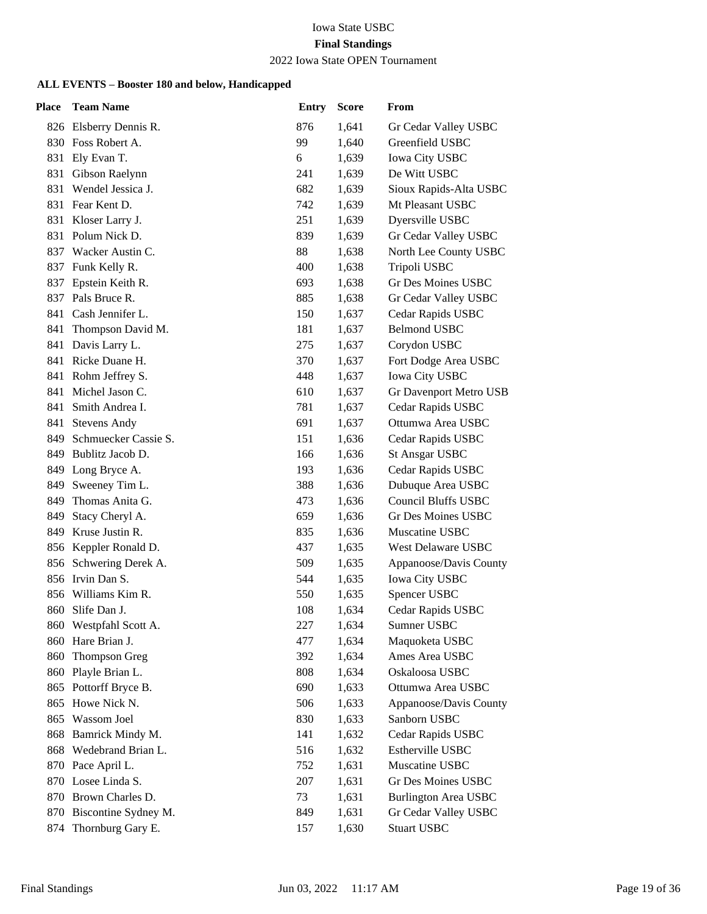Iowa State USBC

**Final Standings**

2022 Iowa State OPEN Tournament

### ALL EVENTS – Booster 180 and below, Handicapped

| Place | Team Name | Entry | Score | From |
|---|---|---|---|---|
| 826 | Elsberry Dennis R. | 876 | 1,641 | Gr Cedar Valley USBC |
| 830 | Foss Robert A. | 99 | 1,640 | Greenfield USBC |
| 831 | Ely Evan T. | 6 | 1,639 | Iowa City USBC |
| 831 | Gibson Raelynn | 241 | 1,639 | De Witt USBC |
| 831 | Wendel Jessica J. | 682 | 1,639 | Sioux Rapids-Alta USBC |
| 831 | Fear Kent D. | 742 | 1,639 | Mt Pleasant USBC |
| 831 | Kloser Larry J. | 251 | 1,639 | Dyersville USBC |
| 831 | Polum Nick D. | 839 | 1,639 | Gr Cedar Valley USBC |
| 837 | Wacker Austin C. | 88 | 1,638 | North Lee County USBC |
| 837 | Funk Kelly R. | 400 | 1,638 | Tripoli USBC |
| 837 | Epstein Keith R. | 693 | 1,638 | Gr Des Moines USBC |
| 837 | Pals Bruce R. | 885 | 1,638 | Gr Cedar Valley USBC |
| 841 | Cash Jennifer L. | 150 | 1,637 | Cedar Rapids USBC |
| 841 | Thompson David M. | 181 | 1,637 | Belmond USBC |
| 841 | Davis Larry L. | 275 | 1,637 | Corydon USBC |
| 841 | Ricke Duane H. | 370 | 1,637 | Fort Dodge Area USBC |
| 841 | Rohm Jeffrey S. | 448 | 1,637 | Iowa City USBC |
| 841 | Michel Jason C. | 610 | 1,637 | Gr Davenport Metro USB |
| 841 | Smith Andrea I. | 781 | 1,637 | Cedar Rapids USBC |
| 841 | Stevens Andy | 691 | 1,637 | Ottumwa Area USBC |
| 849 | Schmuecker Cassie S. | 151 | 1,636 | Cedar Rapids USBC |
| 849 | Bublitz Jacob D. | 166 | 1,636 | St Ansgar USBC |
| 849 | Long Bryce A. | 193 | 1,636 | Cedar Rapids USBC |
| 849 | Sweeney Tim L. | 388 | 1,636 | Dubuque Area USBC |
| 849 | Thomas Anita G. | 473 | 1,636 | Council Bluffs USBC |
| 849 | Stacy Cheryl A. | 659 | 1,636 | Gr Des Moines USBC |
| 849 | Kruse Justin R. | 835 | 1,636 | Muscatine USBC |
| 856 | Keppler Ronald D. | 437 | 1,635 | West Delaware USBC |
| 856 | Schwering Derek A. | 509 | 1,635 | Appanoose/Davis County |
| 856 | Irvin Dan S. | 544 | 1,635 | Iowa City USBC |
| 856 | Williams Kim R. | 550 | 1,635 | Spencer USBC |
| 860 | Slife Dan J. | 108 | 1,634 | Cedar Rapids USBC |
| 860 | Westpfahl Scott A. | 227 | 1,634 | Sumner USBC |
| 860 | Hare Brian J. | 477 | 1,634 | Maquoketa USBC |
| 860 | Thompson Greg | 392 | 1,634 | Ames Area USBC |
| 860 | Playle Brian L. | 808 | 1,634 | Oskaloosa USBC |
| 865 | Pottorff Bryce B. | 690 | 1,633 | Ottumwa Area USBC |
| 865 | Howe Nick N. | 506 | 1,633 | Appanoose/Davis County |
| 865 | Wassom Joel | 830 | 1,633 | Sanborn USBC |
| 868 | Bamrick Mindy M. | 141 | 1,632 | Cedar Rapids USBC |
| 868 | Wedebrand Brian L. | 516 | 1,632 | Estherville USBC |
| 870 | Pace April L. | 752 | 1,631 | Muscatine USBC |
| 870 | Losee Linda S. | 207 | 1,631 | Gr Des Moines USBC |
| 870 | Brown Charles D. | 73 | 1,631 | Burlington Area USBC |
| 870 | Biscontine Sydney M. | 849 | 1,631 | Gr Cedar Valley USBC |
| 874 | Thornburg Gary E. | 157 | 1,630 | Stuart USBC |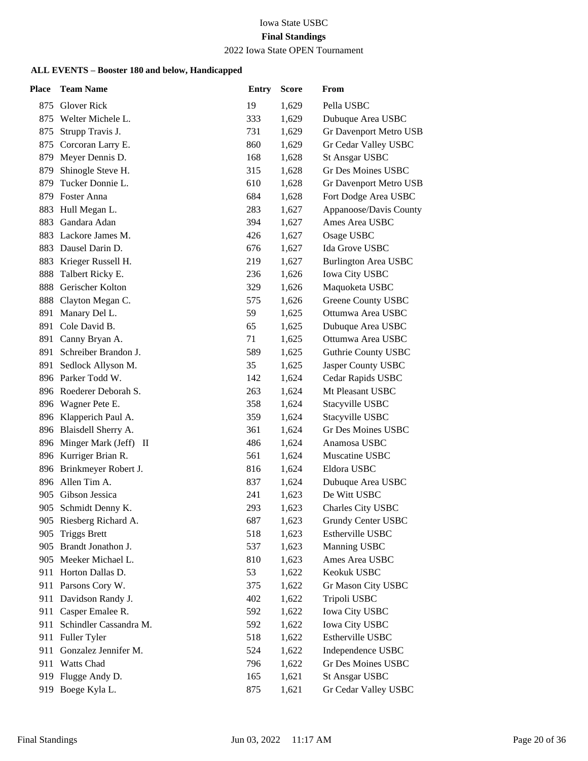Iowa State USBC

**Final Standings**

2022 Iowa State OPEN Tournament

**ALL EVENTS – Booster 180 and below, Handicapped**

| Place | Team Name | Entry | Score | From |
|---|---|---|---|---|
| 875 | Glover Rick | 19 | 1,629 | Pella USBC |
| 875 | Welter Michele L. | 333 | 1,629 | Dubuque Area USBC |
| 875 | Strupp Travis J. | 731 | 1,629 | Gr Davenport Metro USB |
| 875 | Corcoran Larry E. | 860 | 1,629 | Gr Cedar Valley USBC |
| 879 | Meyer Dennis D. | 168 | 1,628 | St Ansgar USBC |
| 879 | Shinogle Steve H. | 315 | 1,628 | Gr Des Moines USBC |
| 879 | Tucker Donnie L. | 610 | 1,628 | Gr Davenport Metro USB |
| 879 | Foster Anna | 684 | 1,628 | Fort Dodge Area USBC |
| 883 | Hull Megan L. | 283 | 1,627 | Appanoose/Davis County |
| 883 | Gandara Adan | 394 | 1,627 | Ames Area USBC |
| 883 | Lackore James M. | 426 | 1,627 | Osage USBC |
| 883 | Dausel Darin D. | 676 | 1,627 | Ida Grove USBC |
| 883 | Krieger Russell H. | 219 | 1,627 | Burlington Area USBC |
| 888 | Talbert Ricky E. | 236 | 1,626 | Iowa City USBC |
| 888 | Gerischer Kolton | 329 | 1,626 | Maquoketa USBC |
| 888 | Clayton Megan C. | 575 | 1,626 | Greene County USBC |
| 891 | Manary Del L. | 59 | 1,625 | Ottumwa Area USBC |
| 891 | Cole David B. | 65 | 1,625 | Dubuque Area USBC |
| 891 | Canny Bryan A. | 71 | 1,625 | Ottumwa Area USBC |
| 891 | Schreiber Brandon J. | 589 | 1,625 | Guthrie County USBC |
| 891 | Sedlock Allyson M. | 35 | 1,625 | Jasper County USBC |
| 896 | Parker Todd W. | 142 | 1,624 | Cedar Rapids USBC |
| 896 | Roederer Deborah S. | 263 | 1,624 | Mt Pleasant USBC |
| 896 | Wagner Pete E. | 358 | 1,624 | Stacyville USBC |
| 896 | Klapperich Paul A. | 359 | 1,624 | Stacyville USBC |
| 896 | Blaisdell Sherry A. | 361 | 1,624 | Gr Des Moines USBC |
| 896 | Minger Mark (Jeff) II | 486 | 1,624 | Anamosa USBC |
| 896 | Kurriger Brian R. | 561 | 1,624 | Muscatine USBC |
| 896 | Brinkmeyer Robert J. | 816 | 1,624 | Eldora USBC |
| 896 | Allen Tim A. | 837 | 1,624 | Dubuque Area USBC |
| 905 | Gibson Jessica | 241 | 1,623 | De Witt USBC |
| 905 | Schmidt Denny K. | 293 | 1,623 | Charles City USBC |
| 905 | Riesberg Richard A. | 687 | 1,623 | Grundy Center USBC |
| 905 | Triggs Brett | 518 | 1,623 | Estherville USBC |
| 905 | Brandt Jonathon J. | 537 | 1,623 | Manning USBC |
| 905 | Meeker Michael L. | 810 | 1,623 | Ames Area USBC |
| 911 | Horton Dallas D. | 53 | 1,622 | Keokuk USBC |
| 911 | Parsons Cory W. | 375 | 1,622 | Gr Mason City USBC |
| 911 | Davidson Randy J. | 402 | 1,622 | Tripoli USBC |
| 911 | Casper Emalee R. | 592 | 1,622 | Iowa City USBC |
| 911 | Schindler Cassandra M. | 592 | 1,622 | Iowa City USBC |
| 911 | Fuller Tyler | 518 | 1,622 | Estherville USBC |
| 911 | Gonzalez Jennifer M. | 524 | 1,622 | Independence USBC |
| 911 | Watts Chad | 796 | 1,622 | Gr Des Moines USBC |
| 919 | Flugge Andy D. | 165 | 1,621 | St Ansgar USBC |
| 919 | Boege Kyla L. | 875 | 1,621 | Gr Cedar Valley USBC |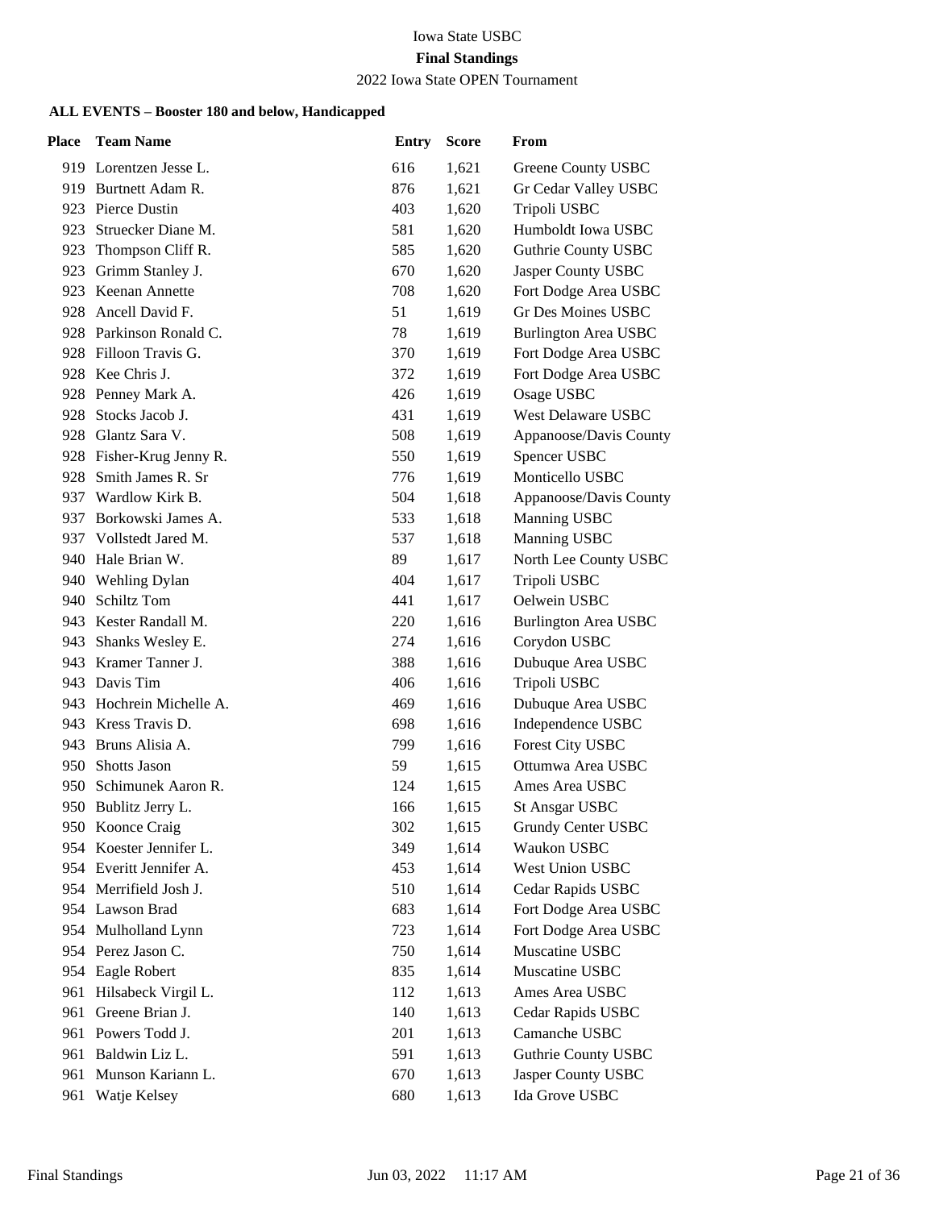Iowa State USBC

**Final Standings**

2022 Iowa State OPEN Tournament

### ALL EVENTS – Booster 180 and below, Handicapped

| Place | Team Name | Entry | Score | From |
|---|---|---|---|---|
| 919 | Lorentzen Jesse L. | 616 | 1,621 | Greene County USBC |
| 919 | Burtnett Adam R. | 876 | 1,621 | Gr Cedar Valley USBC |
| 923 | Pierce Dustin | 403 | 1,620 | Tripoli USBC |
| 923 | Struecker Diane M. | 581 | 1,620 | Humboldt Iowa USBC |
| 923 | Thompson Cliff R. | 585 | 1,620 | Guthrie County USBC |
| 923 | Grimm Stanley J. | 670 | 1,620 | Jasper County USBC |
| 923 | Keenan Annette | 708 | 1,620 | Fort Dodge Area USBC |
| 928 | Ancell David F. | 51 | 1,619 | Gr Des Moines USBC |
| 928 | Parkinson Ronald C. | 78 | 1,619 | Burlington Area USBC |
| 928 | Filloon Travis G. | 370 | 1,619 | Fort Dodge Area USBC |
| 928 | Kee Chris J. | 372 | 1,619 | Fort Dodge Area USBC |
| 928 | Penney Mark A. | 426 | 1,619 | Osage USBC |
| 928 | Stocks Jacob J. | 431 | 1,619 | West Delaware USBC |
| 928 | Glantz Sara V. | 508 | 1,619 | Appanoose/Davis County |
| 928 | Fisher-Krug Jenny R. | 550 | 1,619 | Spencer USBC |
| 928 | Smith James R. Sr | 776 | 1,619 | Monticello USBC |
| 937 | Wardlow Kirk B. | 504 | 1,618 | Appanoose/Davis County |
| 937 | Borkowski James A. | 533 | 1,618 | Manning USBC |
| 937 | Vollstedt Jared M. | 537 | 1,618 | Manning USBC |
| 940 | Hale Brian W. | 89 | 1,617 | North Lee County USBC |
| 940 | Wehling Dylan | 404 | 1,617 | Tripoli USBC |
| 940 | Schiltz Tom | 441 | 1,617 | Oelwein USBC |
| 943 | Kester Randall M. | 220 | 1,616 | Burlington Area USBC |
| 943 | Shanks Wesley E. | 274 | 1,616 | Corydon USBC |
| 943 | Kramer Tanner J. | 388 | 1,616 | Dubuque Area USBC |
| 943 | Davis Tim | 406 | 1,616 | Tripoli USBC |
| 943 | Hochrein Michelle A. | 469 | 1,616 | Dubuque Area USBC |
| 943 | Kress Travis D. | 698 | 1,616 | Independence USBC |
| 943 | Bruns Alisia A. | 799 | 1,616 | Forest City USBC |
| 950 | Shotts Jason | 59 | 1,615 | Ottumwa Area USBC |
| 950 | Schimunek Aaron R. | 124 | 1,615 | Ames Area USBC |
| 950 | Bublitz Jerry L. | 166 | 1,615 | St Ansgar USBC |
| 950 | Koonce Craig | 302 | 1,615 | Grundy Center USBC |
| 954 | Koester Jennifer L. | 349 | 1,614 | Waukon USBC |
| 954 | Everitt Jennifer A. | 453 | 1,614 | West Union USBC |
| 954 | Merrifield Josh J. | 510 | 1,614 | Cedar Rapids USBC |
| 954 | Lawson Brad | 683 | 1,614 | Fort Dodge Area USBC |
| 954 | Mulholland Lynn | 723 | 1,614 | Fort Dodge Area USBC |
| 954 | Perez Jason C. | 750 | 1,614 | Muscatine USBC |
| 954 | Eagle Robert | 835 | 1,614 | Muscatine USBC |
| 961 | Hilsabeck Virgil L. | 112 | 1,613 | Ames Area USBC |
| 961 | Greene Brian J. | 140 | 1,613 | Cedar Rapids USBC |
| 961 | Powers Todd J. | 201 | 1,613 | Camanche USBC |
| 961 | Baldwin Liz L. | 591 | 1,613 | Guthrie County USBC |
| 961 | Munson Kariann L. | 670 | 1,613 | Jasper County USBC |
| 961 | Watje Kelsey | 680 | 1,613 | Ida Grove USBC |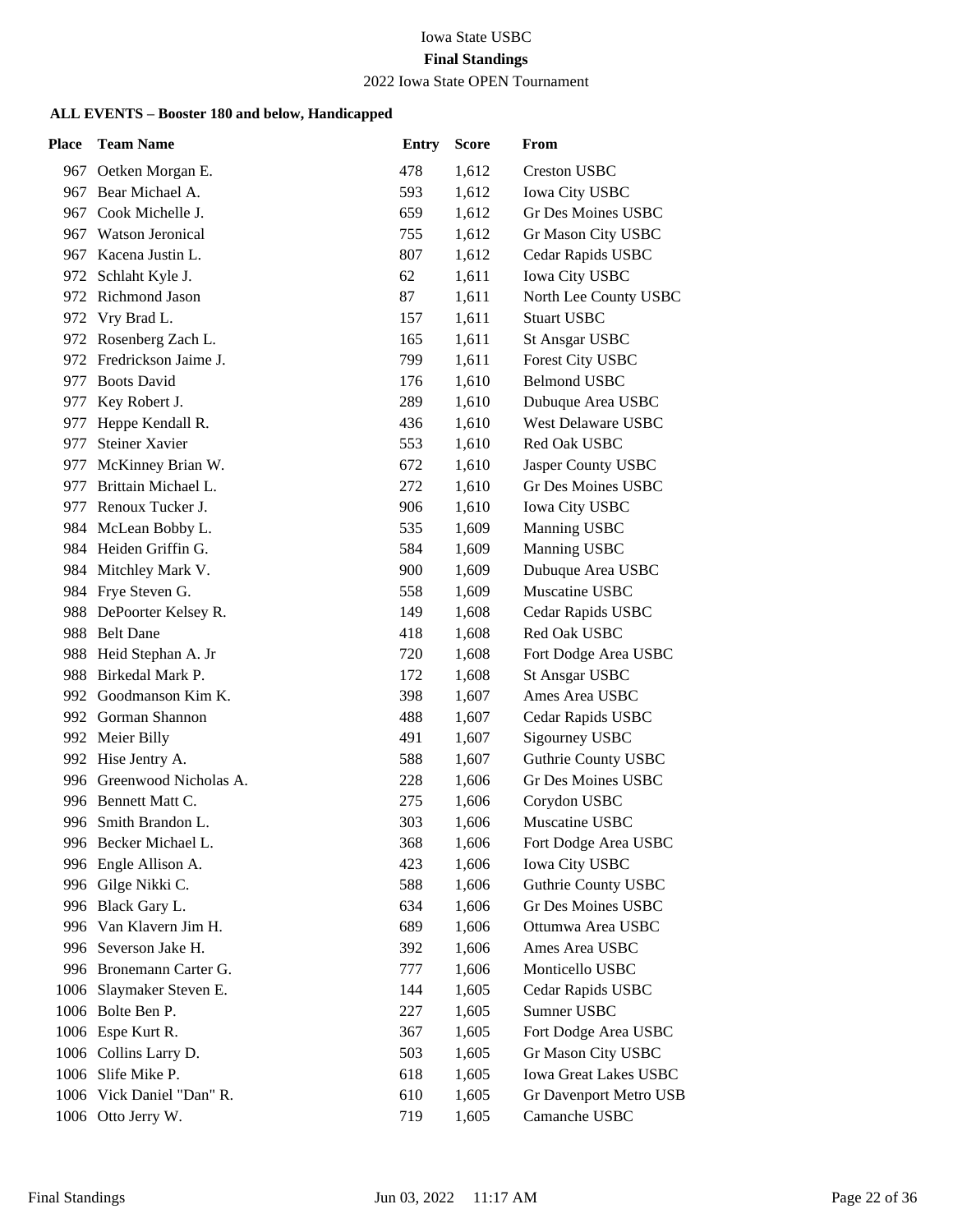Iowa State USBC

**Final Standings**

2022 Iowa State OPEN Tournament

### ALL EVENTS – Booster 180 and below, Handicapped

| Place | Team Name | Entry | Score | From |
|---|---|---|---|---|
| 967 | Oetken Morgan E. | 478 | 1,612 | Creston USBC |
| 967 | Bear Michael A. | 593 | 1,612 | Iowa City USBC |
| 967 | Cook Michelle J. | 659 | 1,612 | Gr Des Moines USBC |
| 967 | Watson Jeronical | 755 | 1,612 | Gr Mason City USBC |
| 967 | Kacena Justin L. | 807 | 1,612 | Cedar Rapids USBC |
| 972 | Schlaht Kyle J. | 62 | 1,611 | Iowa City USBC |
| 972 | Richmond Jason | 87 | 1,611 | North Lee County USBC |
| 972 | Vry Brad L. | 157 | 1,611 | Stuart USBC |
| 972 | Rosenberg Zach L. | 165 | 1,611 | St Ansgar USBC |
| 972 | Fredrickson Jaime J. | 799 | 1,611 | Forest City USBC |
| 977 | Boots David | 176 | 1,610 | Belmond USBC |
| 977 | Key Robert J. | 289 | 1,610 | Dubuque Area USBC |
| 977 | Heppe Kendall R. | 436 | 1,610 | West Delaware USBC |
| 977 | Steiner Xavier | 553 | 1,610 | Red Oak USBC |
| 977 | McKinney Brian W. | 672 | 1,610 | Jasper County USBC |
| 977 | Brittain Michael L. | 272 | 1,610 | Gr Des Moines USBC |
| 977 | Renoux Tucker J. | 906 | 1,610 | Iowa City USBC |
| 984 | McLean Bobby L. | 535 | 1,609 | Manning USBC |
| 984 | Heiden Griffin G. | 584 | 1,609 | Manning USBC |
| 984 | Mitchley Mark V. | 900 | 1,609 | Dubuque Area USBC |
| 984 | Frye Steven G. | 558 | 1,609 | Muscatine USBC |
| 988 | DePoorter Kelsey R. | 149 | 1,608 | Cedar Rapids USBC |
| 988 | Belt Dane | 418 | 1,608 | Red Oak USBC |
| 988 | Heid Stephan A. Jr | 720 | 1,608 | Fort Dodge Area USBC |
| 988 | Birkedal Mark P. | 172 | 1,608 | St Ansgar USBC |
| 992 | Goodmanson Kim K. | 398 | 1,607 | Ames Area USBC |
| 992 | Gorman Shannon | 488 | 1,607 | Cedar Rapids USBC |
| 992 | Meier Billy | 491 | 1,607 | Sigourney USBC |
| 992 | Hise Jentry A. | 588 | 1,607 | Guthrie County USBC |
| 996 | Greenwood Nicholas A. | 228 | 1,606 | Gr Des Moines USBC |
| 996 | Bennett Matt C. | 275 | 1,606 | Corydon USBC |
| 996 | Smith Brandon L. | 303 | 1,606 | Muscatine USBC |
| 996 | Becker Michael L. | 368 | 1,606 | Fort Dodge Area USBC |
| 996 | Engle Allison A. | 423 | 1,606 | Iowa City USBC |
| 996 | Gilge Nikki C. | 588 | 1,606 | Guthrie County USBC |
| 996 | Black Gary L. | 634 | 1,606 | Gr Des Moines USBC |
| 996 | Van Klavern Jim H. | 689 | 1,606 | Ottumwa Area USBC |
| 996 | Severson Jake H. | 392 | 1,606 | Ames Area USBC |
| 996 | Bronemann Carter G. | 777 | 1,606 | Monticello USBC |
| 1006 | Slaymaker Steven E. | 144 | 1,605 | Cedar Rapids USBC |
| 1006 | Bolte Ben P. | 227 | 1,605 | Sumner USBC |
| 1006 | Espe Kurt R. | 367 | 1,605 | Fort Dodge Area USBC |
| 1006 | Collins Larry D. | 503 | 1,605 | Gr Mason City USBC |
| 1006 | Slife Mike P. | 618 | 1,605 | Iowa Great Lakes USBC |
| 1006 | Vick Daniel "Dan" R. | 610 | 1,605 | Gr Davenport Metro USB |
| 1006 | Otto Jerry W. | 719 | 1,605 | Camanche USBC |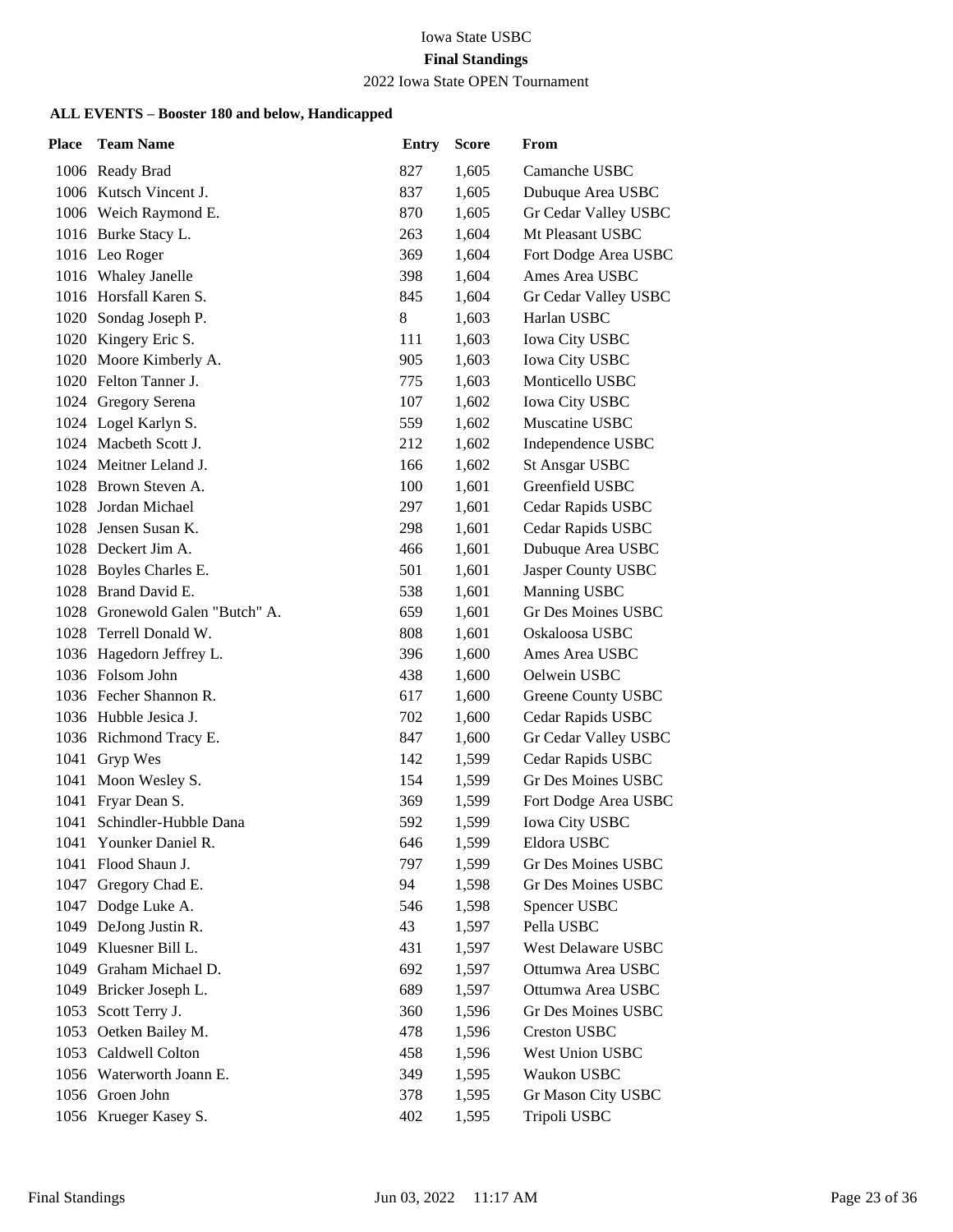Iowa State USBC

**Final Standings**

2022 Iowa State OPEN Tournament

**ALL EVENTS – Booster 180 and below, Handicapped**

| Place | Team Name | Entry | Score | From |
|---|---|---|---|---|
| 1006 | Ready Brad | 827 | 1,605 | Camanche USBC |
| 1006 | Kutsch Vincent J. | 837 | 1,605 | Dubuque Area USBC |
| 1006 | Weich Raymond E. | 870 | 1,605 | Gr Cedar Valley USBC |
| 1016 | Burke Stacy L. | 263 | 1,604 | Mt Pleasant USBC |
| 1016 | Leo Roger | 369 | 1,604 | Fort Dodge Area USBC |
| 1016 | Whaley Janelle | 398 | 1,604 | Ames Area USBC |
| 1016 | Horsfall Karen S. | 845 | 1,604 | Gr Cedar Valley USBC |
| 1020 | Sondag Joseph P. | 8 | 1,603 | Harlan USBC |
| 1020 | Kingery Eric S. | 111 | 1,603 | Iowa City USBC |
| 1020 | Moore Kimberly A. | 905 | 1,603 | Iowa City USBC |
| 1020 | Felton Tanner J. | 775 | 1,603 | Monticello USBC |
| 1024 | Gregory Serena | 107 | 1,602 | Iowa City USBC |
| 1024 | Logel Karlyn S. | 559 | 1,602 | Muscatine USBC |
| 1024 | Macbeth Scott J. | 212 | 1,602 | Independence USBC |
| 1024 | Meitner Leland J. | 166 | 1,602 | St Ansgar USBC |
| 1028 | Brown Steven A. | 100 | 1,601 | Greenfield USBC |
| 1028 | Jordan Michael | 297 | 1,601 | Cedar Rapids USBC |
| 1028 | Jensen Susan K. | 298 | 1,601 | Cedar Rapids USBC |
| 1028 | Deckert Jim A. | 466 | 1,601 | Dubuque Area USBC |
| 1028 | Boyles Charles E. | 501 | 1,601 | Jasper County USBC |
| 1028 | Brand David E. | 538 | 1,601 | Manning USBC |
| 1028 | Gronewold Galen "Butch" A. | 659 | 1,601 | Gr Des Moines USBC |
| 1028 | Terrell Donald W. | 808 | 1,601 | Oskaloosa USBC |
| 1036 | Hagedorn Jeffrey L. | 396 | 1,600 | Ames Area USBC |
| 1036 | Folsom John | 438 | 1,600 | Oelwein USBC |
| 1036 | Fecher Shannon R. | 617 | 1,600 | Greene County USBC |
| 1036 | Hubble Jesica J. | 702 | 1,600 | Cedar Rapids USBC |
| 1036 | Richmond Tracy E. | 847 | 1,600 | Gr Cedar Valley USBC |
| 1041 | Gryp Wes | 142 | 1,599 | Cedar Rapids USBC |
| 1041 | Moon Wesley S. | 154 | 1,599 | Gr Des Moines USBC |
| 1041 | Fryar Dean S. | 369 | 1,599 | Fort Dodge Area USBC |
| 1041 | Schindler-Hubble Dana | 592 | 1,599 | Iowa City USBC |
| 1041 | Younker Daniel R. | 646 | 1,599 | Eldora USBC |
| 1041 | Flood Shaun J. | 797 | 1,599 | Gr Des Moines USBC |
| 1047 | Gregory Chad E. | 94 | 1,598 | Gr Des Moines USBC |
| 1047 | Dodge Luke A. | 546 | 1,598 | Spencer USBC |
| 1049 | DeJong Justin R. | 43 | 1,597 | Pella USBC |
| 1049 | Kluesner Bill L. | 431 | 1,597 | West Delaware USBC |
| 1049 | Graham Michael D. | 692 | 1,597 | Ottumwa Area USBC |
| 1049 | Bricker Joseph L. | 689 | 1,597 | Ottumwa Area USBC |
| 1053 | Scott Terry J. | 360 | 1,596 | Gr Des Moines USBC |
| 1053 | Oetken Bailey M. | 478 | 1,596 | Creston USBC |
| 1053 | Caldwell Colton | 458 | 1,596 | West Union USBC |
| 1056 | Waterworth Joann E. | 349 | 1,595 | Waukon USBC |
| 1056 | Groen John | 378 | 1,595 | Gr Mason City USBC |
| 1056 | Krueger Kasey S. | 402 | 1,595 | Tripoli USBC |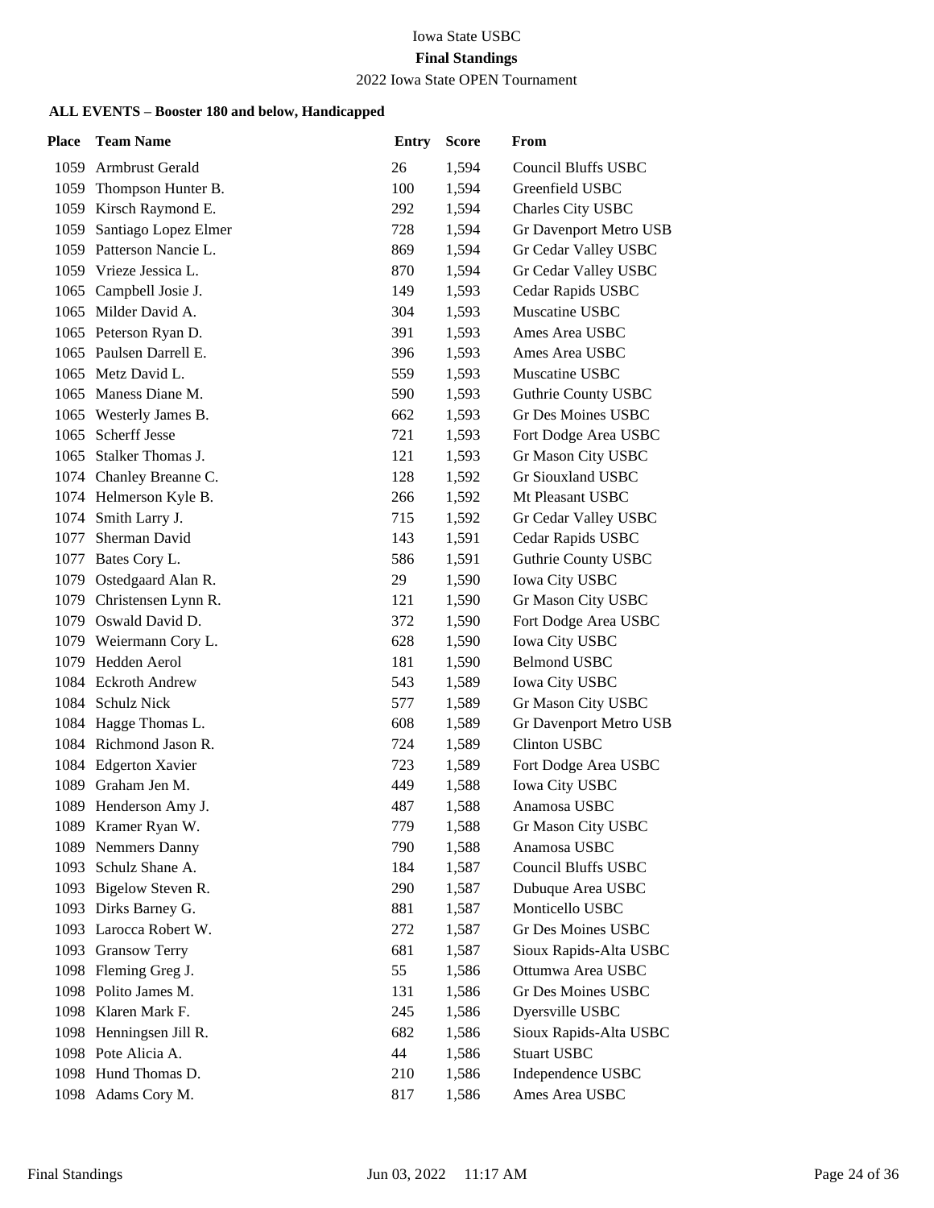Iowa State USBC

**Final Standings**

2022 Iowa State OPEN Tournament

**ALL EVENTS – Booster 180 and below, Handicapped**

| Place | Team Name | Entry | Score | From |
|---|---|---|---|---|
| 1059 | Armbrust Gerald | 26 | 1,594 | Council Bluffs USBC |
| 1059 | Thompson Hunter B. | 100 | 1,594 | Greenfield USBC |
| 1059 | Kirsch Raymond E. | 292 | 1,594 | Charles City USBC |
| 1059 | Santiago Lopez Elmer | 728 | 1,594 | Gr Davenport Metro USB |
| 1059 | Patterson Nancie L. | 869 | 1,594 | Gr Cedar Valley USBC |
| 1059 | Vrieze Jessica L. | 870 | 1,594 | Gr Cedar Valley USBC |
| 1065 | Campbell Josie J. | 149 | 1,593 | Cedar Rapids USBC |
| 1065 | Milder David A. | 304 | 1,593 | Muscatine USBC |
| 1065 | Peterson Ryan D. | 391 | 1,593 | Ames Area USBC |
| 1065 | Paulsen Darrell E. | 396 | 1,593 | Ames Area USBC |
| 1065 | Metz David L. | 559 | 1,593 | Muscatine USBC |
| 1065 | Maness Diane M. | 590 | 1,593 | Guthrie County USBC |
| 1065 | Westerly James B. | 662 | 1,593 | Gr Des Moines USBC |
| 1065 | Scherff Jesse | 721 | 1,593 | Fort Dodge Area USBC |
| 1065 | Stalker Thomas J. | 121 | 1,593 | Gr Mason City USBC |
| 1074 | Chanley Breanne C. | 128 | 1,592 | Gr Siouxland USBC |
| 1074 | Helmerson Kyle B. | 266 | 1,592 | Mt Pleasant USBC |
| 1074 | Smith Larry J. | 715 | 1,592 | Gr Cedar Valley USBC |
| 1077 | Sherman David | 143 | 1,591 | Cedar Rapids USBC |
| 1077 | Bates Cory L. | 586 | 1,591 | Guthrie County USBC |
| 1079 | Ostedgaard Alan R. | 29 | 1,590 | Iowa City USBC |
| 1079 | Christensen Lynn R. | 121 | 1,590 | Gr Mason City USBC |
| 1079 | Oswald David D. | 372 | 1,590 | Fort Dodge Area USBC |
| 1079 | Weiermann Cory L. | 628 | 1,590 | Iowa City USBC |
| 1079 | Hedden Aerol | 181 | 1,590 | Belmond USBC |
| 1084 | Eckroth Andrew | 543 | 1,589 | Iowa City USBC |
| 1084 | Schulz Nick | 577 | 1,589 | Gr Mason City USBC |
| 1084 | Hagge Thomas L. | 608 | 1,589 | Gr Davenport Metro USB |
| 1084 | Richmond Jason R. | 724 | 1,589 | Clinton USBC |
| 1084 | Edgerton Xavier | 723 | 1,589 | Fort Dodge Area USBC |
| 1089 | Graham Jen M. | 449 | 1,588 | Iowa City USBC |
| 1089 | Henderson Amy J. | 487 | 1,588 | Anamosa USBC |
| 1089 | Kramer Ryan W. | 779 | 1,588 | Gr Mason City USBC |
| 1089 | Nemmers Danny | 790 | 1,588 | Anamosa USBC |
| 1093 | Schulz Shane A. | 184 | 1,587 | Council Bluffs USBC |
| 1093 | Bigelow Steven R. | 290 | 1,587 | Dubuque Area USBC |
| 1093 | Dirks Barney G. | 881 | 1,587 | Monticello USBC |
| 1093 | Larocca Robert W. | 272 | 1,587 | Gr Des Moines USBC |
| 1093 | Gransow Terry | 681 | 1,587 | Sioux Rapids-Alta USBC |
| 1098 | Fleming Greg J. | 55 | 1,586 | Ottumwa Area USBC |
| 1098 | Polito James M. | 131 | 1,586 | Gr Des Moines USBC |
| 1098 | Klaren Mark F. | 245 | 1,586 | Dyersville USBC |
| 1098 | Henningsen Jill R. | 682 | 1,586 | Sioux Rapids-Alta USBC |
| 1098 | Pote Alicia A. | 44 | 1,586 | Stuart USBC |
| 1098 | Hund Thomas D. | 210 | 1,586 | Independence USBC |
| 1098 | Adams Cory M. | 817 | 1,586 | Ames Area USBC |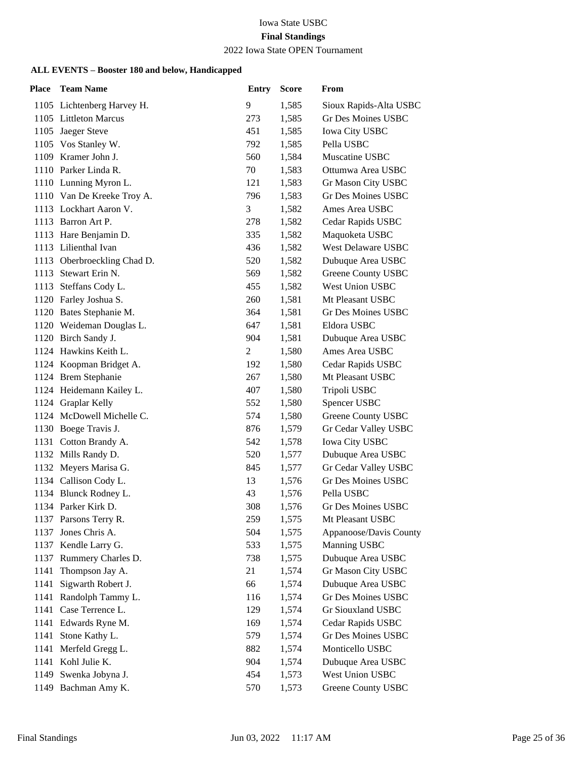Iowa State USBC

**Final Standings**

2022 Iowa State OPEN Tournament

**ALL EVENTS – Booster 180 and below, Handicapped**

| Place | Team Name | Entry | Score | From |
|---|---|---|---|---|
| 1105 | Lichtenberg Harvey H. | 9 | 1,585 | Sioux Rapids-Alta USBC |
| 1105 | Littleton Marcus | 273 | 1,585 | Gr Des Moines USBC |
| 1105 | Jaeger Steve | 451 | 1,585 | Iowa City USBC |
| 1105 | Vos Stanley W. | 792 | 1,585 | Pella USBC |
| 1109 | Kramer John J. | 560 | 1,584 | Muscatine USBC |
| 1110 | Parker Linda R. | 70 | 1,583 | Ottumwa Area USBC |
| 1110 | Lunning Myron L. | 121 | 1,583 | Gr Mason City USBC |
| 1110 | Van De Kreeke Troy A. | 796 | 1,583 | Gr Des Moines USBC |
| 1113 | Lockhart Aaron V. | 3 | 1,582 | Ames Area USBC |
| 1113 | Barron Art P. | 278 | 1,582 | Cedar Rapids USBC |
| 1113 | Hare Benjamin D. | 335 | 1,582 | Maquoketa USBC |
| 1113 | Lilienthal Ivan | 436 | 1,582 | West Delaware USBC |
| 1113 | Oberbroeckling Chad D. | 520 | 1,582 | Dubuque Area USBC |
| 1113 | Stewart Erin N. | 569 | 1,582 | Greene County USBC |
| 1113 | Steffans Cody L. | 455 | 1,582 | West Union USBC |
| 1120 | Farley Joshua S. | 260 | 1,581 | Mt Pleasant USBC |
| 1120 | Bates Stephanie M. | 364 | 1,581 | Gr Des Moines USBC |
| 1120 | Weideman Douglas L. | 647 | 1,581 | Eldora USBC |
| 1120 | Birch Sandy J. | 904 | 1,581 | Dubuque Area USBC |
| 1124 | Hawkins Keith L. | 2 | 1,580 | Ames Area USBC |
| 1124 | Koopman Bridget A. | 192 | 1,580 | Cedar Rapids USBC |
| 1124 | Brem Stephanie | 267 | 1,580 | Mt Pleasant USBC |
| 1124 | Heidemann Kailey L. | 407 | 1,580 | Tripoli USBC |
| 1124 | Graplar Kelly | 552 | 1,580 | Spencer USBC |
| 1124 | McDowell Michelle C. | 574 | 1,580 | Greene County USBC |
| 1130 | Boege Travis J. | 876 | 1,579 | Gr Cedar Valley USBC |
| 1131 | Cotton Brandy A. | 542 | 1,578 | Iowa City USBC |
| 1132 | Mills Randy D. | 520 | 1,577 | Dubuque Area USBC |
| 1132 | Meyers Marisa G. | 845 | 1,577 | Gr Cedar Valley USBC |
| 1134 | Callison Cody L. | 13 | 1,576 | Gr Des Moines USBC |
| 1134 | Blunck Rodney L. | 43 | 1,576 | Pella USBC |
| 1134 | Parker Kirk D. | 308 | 1,576 | Gr Des Moines USBC |
| 1137 | Parsons Terry R. | 259 | 1,575 | Mt Pleasant USBC |
| 1137 | Jones Chris A. | 504 | 1,575 | Appanoose/Davis County |
| 1137 | Kendle Larry G. | 533 | 1,575 | Manning USBC |
| 1137 | Rummery Charles D. | 738 | 1,575 | Dubuque Area USBC |
| 1141 | Thompson Jay A. | 21 | 1,574 | Gr Mason City USBC |
| 1141 | Sigwarth Robert J. | 66 | 1,574 | Dubuque Area USBC |
| 1141 | Randolph Tammy L. | 116 | 1,574 | Gr Des Moines USBC |
| 1141 | Case Terrence L. | 129 | 1,574 | Gr Siouxland USBC |
| 1141 | Edwards Ryne M. | 169 | 1,574 | Cedar Rapids USBC |
| 1141 | Stone Kathy L. | 579 | 1,574 | Gr Des Moines USBC |
| 1141 | Merfeld Gregg L. | 882 | 1,574 | Monticello USBC |
| 1141 | Kohl Julie K. | 904 | 1,574 | Dubuque Area USBC |
| 1149 | Swenka Jobyna J. | 454 | 1,573 | West Union USBC |
| 1149 | Bachman Amy K. | 570 | 1,573 | Greene County USBC |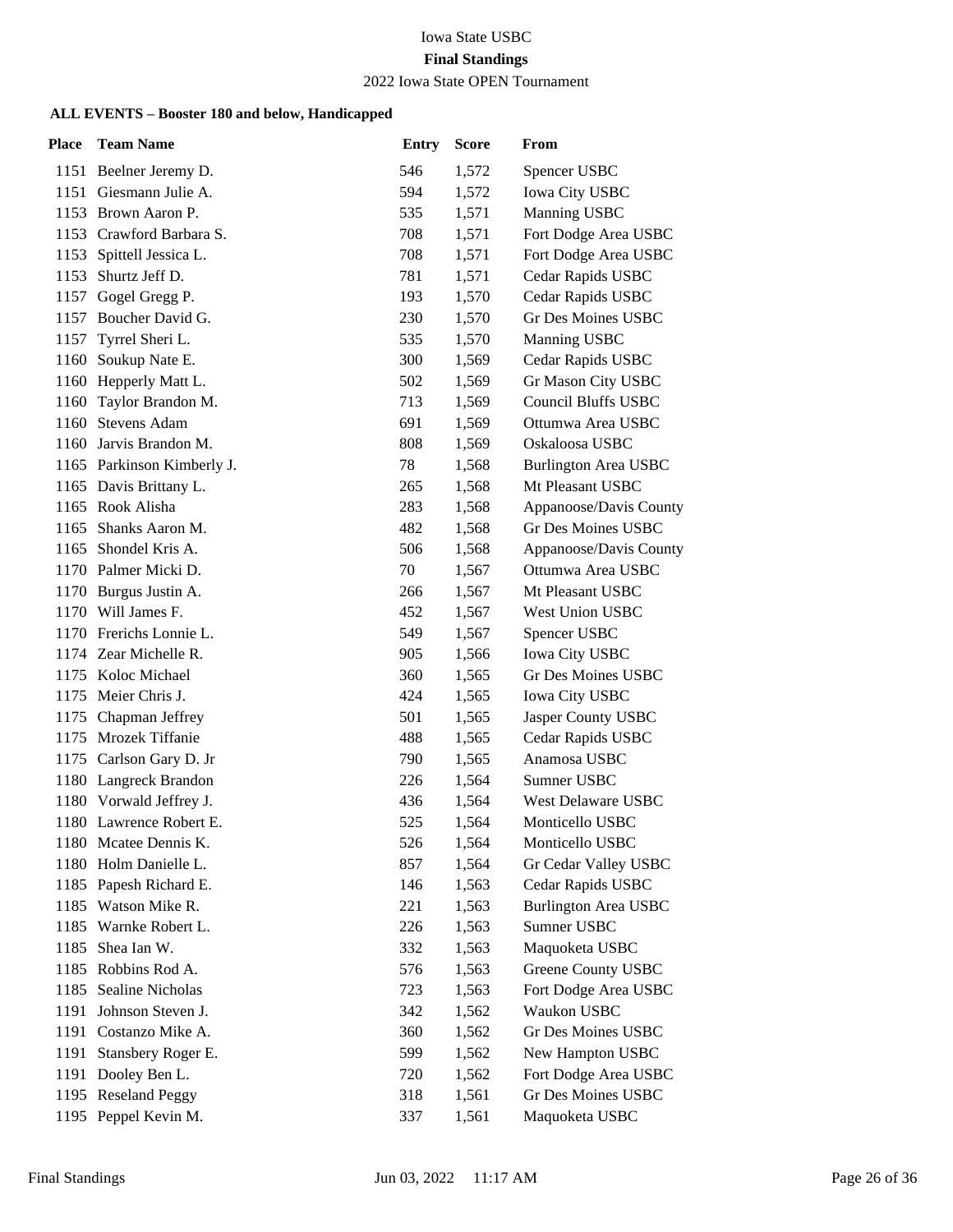Iowa State USBC

**Final Standings**

2022 Iowa State OPEN Tournament

**ALL EVENTS – Booster 180 and below, Handicapped**

| Place | Team Name | Entry | Score | From |
|---|---|---|---|---|
| 1151 | Beelner Jeremy D. | 546 | 1,572 | Spencer USBC |
| 1151 | Giesmann Julie A. | 594 | 1,572 | Iowa City USBC |
| 1153 | Brown Aaron P. | 535 | 1,571 | Manning USBC |
| 1153 | Crawford Barbara S. | 708 | 1,571 | Fort Dodge Area USBC |
| 1153 | Spittell Jessica L. | 708 | 1,571 | Fort Dodge Area USBC |
| 1153 | Shurtz Jeff D. | 781 | 1,571 | Cedar Rapids USBC |
| 1157 | Gogel Gregg P. | 193 | 1,570 | Cedar Rapids USBC |
| 1157 | Boucher David G. | 230 | 1,570 | Gr Des Moines USBC |
| 1157 | Tyrrel Sheri L. | 535 | 1,570 | Manning USBC |
| 1160 | Soukup Nate E. | 300 | 1,569 | Cedar Rapids USBC |
| 1160 | Hepperly Matt L. | 502 | 1,569 | Gr Mason City USBC |
| 1160 | Taylor Brandon M. | 713 | 1,569 | Council Bluffs USBC |
| 1160 | Stevens Adam | 691 | 1,569 | Ottumwa Area USBC |
| 1160 | Jarvis Brandon M. | 808 | 1,569 | Oskaloosa USBC |
| 1165 | Parkinson Kimberly J. | 78 | 1,568 | Burlington Area USBC |
| 1165 | Davis Brittany L. | 265 | 1,568 | Mt Pleasant USBC |
| 1165 | Rook Alisha | 283 | 1,568 | Appanoose/Davis County |
| 1165 | Shanks Aaron M. | 482 | 1,568 | Gr Des Moines USBC |
| 1165 | Shondel Kris A. | 506 | 1,568 | Appanoose/Davis County |
| 1170 | Palmer Micki D. | 70 | 1,567 | Ottumwa Area USBC |
| 1170 | Burgus Justin A. | 266 | 1,567 | Mt Pleasant USBC |
| 1170 | Will James F. | 452 | 1,567 | West Union USBC |
| 1170 | Frerichs Lonnie L. | 549 | 1,567 | Spencer USBC |
| 1174 | Zear Michelle R. | 905 | 1,566 | Iowa City USBC |
| 1175 | Koloc Michael | 360 | 1,565 | Gr Des Moines USBC |
| 1175 | Meier Chris J. | 424 | 1,565 | Iowa City USBC |
| 1175 | Chapman Jeffrey | 501 | 1,565 | Jasper County USBC |
| 1175 | Mrozek Tiffanie | 488 | 1,565 | Cedar Rapids USBC |
| 1175 | Carlson Gary D. Jr | 790 | 1,565 | Anamosa USBC |
| 1180 | Langreck Brandon | 226 | 1,564 | Sumner USBC |
| 1180 | Vorwald Jeffrey J. | 436 | 1,564 | West Delaware USBC |
| 1180 | Lawrence Robert E. | 525 | 1,564 | Monticello USBC |
| 1180 | Mcatee Dennis K. | 526 | 1,564 | Monticello USBC |
| 1180 | Holm Danielle L. | 857 | 1,564 | Gr Cedar Valley USBC |
| 1185 | Papesh Richard E. | 146 | 1,563 | Cedar Rapids USBC |
| 1185 | Watson Mike R. | 221 | 1,563 | Burlington Area USBC |
| 1185 | Warnke Robert L. | 226 | 1,563 | Sumner USBC |
| 1185 | Shea Ian W. | 332 | 1,563 | Maquoketa USBC |
| 1185 | Robbins Rod A. | 576 | 1,563 | Greene County USBC |
| 1185 | Sealine Nicholas | 723 | 1,563 | Fort Dodge Area USBC |
| 1191 | Johnson Steven J. | 342 | 1,562 | Waukon USBC |
| 1191 | Costanzo Mike A. | 360 | 1,562 | Gr Des Moines USBC |
| 1191 | Stansbery Roger E. | 599 | 1,562 | New Hampton USBC |
| 1191 | Dooley Ben L. | 720 | 1,562 | Fort Dodge Area USBC |
| 1195 | Reseland Peggy | 318 | 1,561 | Gr Des Moines USBC |
| 1195 | Peppel Kevin M. | 337 | 1,561 | Maquoketa USBC |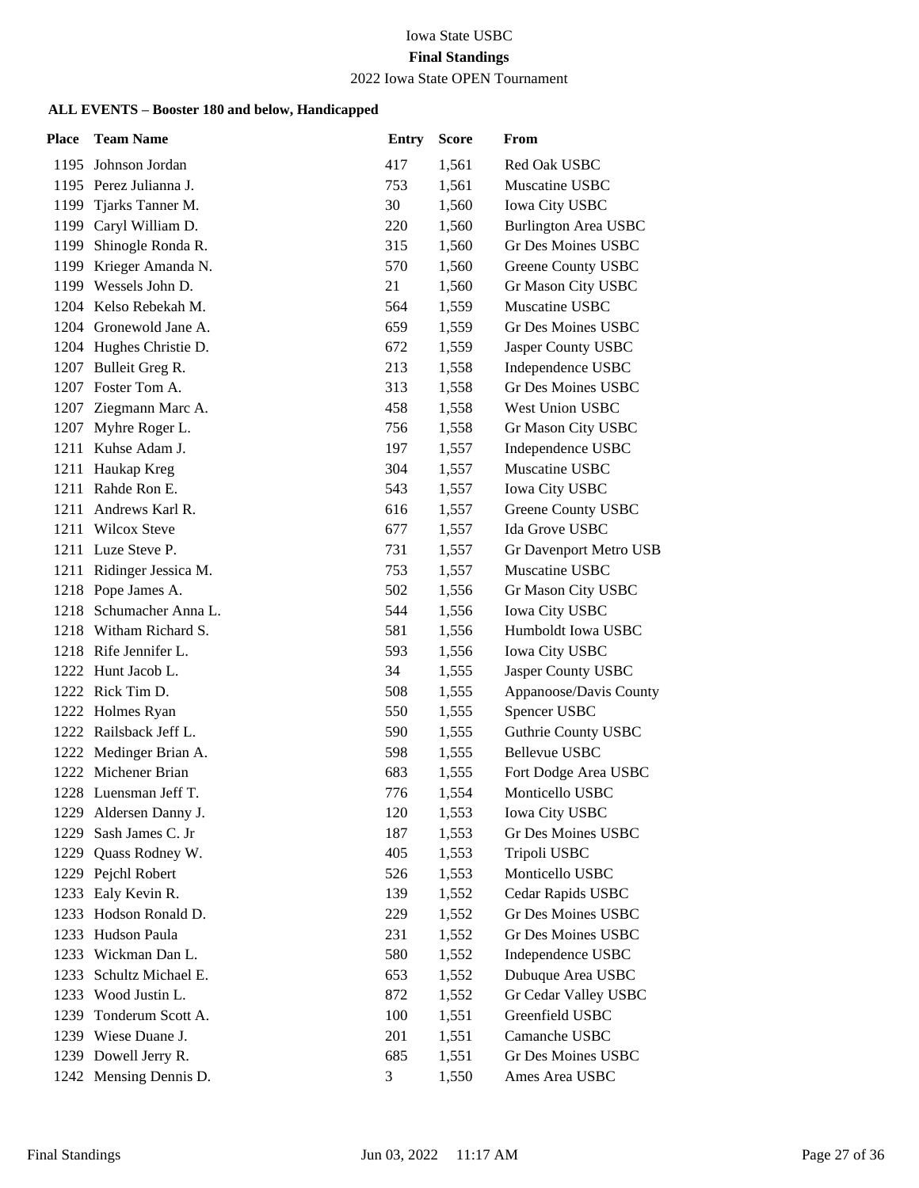Iowa State USBC

**Final Standings**

2022 Iowa State OPEN Tournament

### ALL EVENTS – Booster 180 and below, Handicapped

| Place | Team Name | Entry | Score | From |
|---|---|---|---|---|
| 1195 | Johnson Jordan | 417 | 1,561 | Red Oak USBC |
| 1195 | Perez Julianna J. | 753 | 1,561 | Muscatine USBC |
| 1199 | Tjarks Tanner M. | 30 | 1,560 | Iowa City USBC |
| 1199 | Caryl William D. | 220 | 1,560 | Burlington Area USBC |
| 1199 | Shinogle Ronda R. | 315 | 1,560 | Gr Des Moines USBC |
| 1199 | Krieger Amanda N. | 570 | 1,560 | Greene County USBC |
| 1199 | Wessels John D. | 21 | 1,560 | Gr Mason City USBC |
| 1204 | Kelso Rebekah M. | 564 | 1,559 | Muscatine USBC |
| 1204 | Gronewold Jane A. | 659 | 1,559 | Gr Des Moines USBC |
| 1204 | Hughes Christie D. | 672 | 1,559 | Jasper County USBC |
| 1207 | Bulleit Greg R. | 213 | 1,558 | Independence USBC |
| 1207 | Foster Tom A. | 313 | 1,558 | Gr Des Moines USBC |
| 1207 | Ziegmann Marc A. | 458 | 1,558 | West Union USBC |
| 1207 | Myhre Roger L. | 756 | 1,558 | Gr Mason City USBC |
| 1211 | Kuhse Adam J. | 197 | 1,557 | Independence USBC |
| 1211 | Haukap Kreg | 304 | 1,557 | Muscatine USBC |
| 1211 | Rahde Ron E. | 543 | 1,557 | Iowa City USBC |
| 1211 | Andrews Karl R. | 616 | 1,557 | Greene County USBC |
| 1211 | Wilcox Steve | 677 | 1,557 | Ida Grove USBC |
| 1211 | Luze Steve P. | 731 | 1,557 | Gr Davenport Metro USB |
| 1211 | Ridinger Jessica M. | 753 | 1,557 | Muscatine USBC |
| 1218 | Pope James A. | 502 | 1,556 | Gr Mason City USBC |
| 1218 | Schumacher Anna L. | 544 | 1,556 | Iowa City USBC |
| 1218 | Witham Richard S. | 581 | 1,556 | Humboldt Iowa USBC |
| 1218 | Rife Jennifer L. | 593 | 1,556 | Iowa City USBC |
| 1222 | Hunt Jacob L. | 34 | 1,555 | Jasper County USBC |
| 1222 | Rick Tim D. | 508 | 1,555 | Appanoose/Davis County |
| 1222 | Holmes Ryan | 550 | 1,555 | Spencer USBC |
| 1222 | Railsback Jeff L. | 590 | 1,555 | Guthrie County USBC |
| 1222 | Medinger Brian A. | 598 | 1,555 | Bellevue USBC |
| 1222 | Michener Brian | 683 | 1,555 | Fort Dodge Area USBC |
| 1228 | Luensman Jeff T. | 776 | 1,554 | Monticello USBC |
| 1229 | Aldersen Danny J. | 120 | 1,553 | Iowa City USBC |
| 1229 | Sash James C. Jr | 187 | 1,553 | Gr Des Moines USBC |
| 1229 | Quass Rodney W. | 405 | 1,553 | Tripoli USBC |
| 1229 | Pejchl Robert | 526 | 1,553 | Monticello USBC |
| 1233 | Ealy Kevin R. | 139 | 1,552 | Cedar Rapids USBC |
| 1233 | Hodson Ronald D. | 229 | 1,552 | Gr Des Moines USBC |
| 1233 | Hudson Paula | 231 | 1,552 | Gr Des Moines USBC |
| 1233 | Wickman Dan L. | 580 | 1,552 | Independence USBC |
| 1233 | Schultz Michael E. | 653 | 1,552 | Dubuque Area USBC |
| 1233 | Wood Justin L. | 872 | 1,552 | Gr Cedar Valley USBC |
| 1239 | Tonderum Scott A. | 100 | 1,551 | Greenfield USBC |
| 1239 | Wiese Duane J. | 201 | 1,551 | Camanche USBC |
| 1239 | Dowell Jerry R. | 685 | 1,551 | Gr Des Moines USBC |
| 1242 | Mensing Dennis D. | 3 | 1,550 | Ames Area USBC |

Final Standings Jun 03, 2022 11:17 AM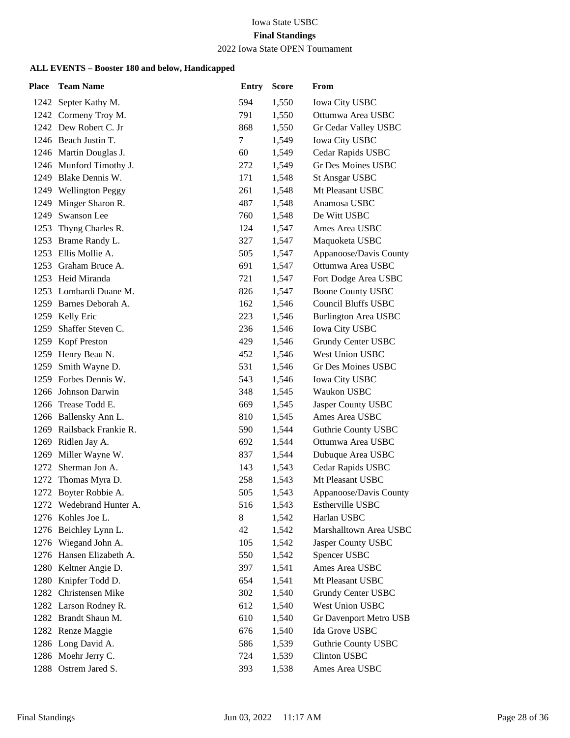Iowa State USBC

**Final Standings**

2022 Iowa State OPEN Tournament

### ALL EVENTS – Booster 180 and below, Handicapped

| Place | Team Name | Entry | Score | From |
|---|---|---|---|---|
| 1242 | Septer Kathy M. | 594 | 1,550 | Iowa City USBC |
| 1242 | Cormeny Troy M. | 791 | 1,550 | Ottumwa Area USBC |
| 1242 | Dew Robert C. Jr | 868 | 1,550 | Gr Cedar Valley USBC |
| 1246 | Beach Justin T. | 7 | 1,549 | Iowa City USBC |
| 1246 | Martin Douglas J. | 60 | 1,549 | Cedar Rapids USBC |
| 1246 | Munford Timothy J. | 272 | 1,549 | Gr Des Moines USBC |
| 1249 | Blake Dennis W. | 171 | 1,548 | St Ansgar USBC |
| 1249 | Wellington Peggy | 261 | 1,548 | Mt Pleasant USBC |
| 1249 | Minger Sharon R. | 487 | 1,548 | Anamosa USBC |
| 1249 | Swanson Lee | 760 | 1,548 | De Witt USBC |
| 1253 | Thyng Charles R. | 124 | 1,547 | Ames Area USBC |
| 1253 | Brame Randy L. | 327 | 1,547 | Maquoketa USBC |
| 1253 | Ellis Mollie A. | 505 | 1,547 | Appanoose/Davis County |
| 1253 | Graham Bruce A. | 691 | 1,547 | Ottumwa Area USBC |
| 1253 | Heid Miranda | 721 | 1,547 | Fort Dodge Area USBC |
| 1253 | Lombardi Duane M. | 826 | 1,547 | Boone County USBC |
| 1259 | Barnes Deborah A. | 162 | 1,546 | Council Bluffs USBC |
| 1259 | Kelly Eric | 223 | 1,546 | Burlington Area USBC |
| 1259 | Shaffer Steven C. | 236 | 1,546 | Iowa City USBC |
| 1259 | Kopf Preston | 429 | 1,546 | Grundy Center USBC |
| 1259 | Henry Beau N. | 452 | 1,546 | West Union USBC |
| 1259 | Smith Wayne D. | 531 | 1,546 | Gr Des Moines USBC |
| 1259 | Forbes Dennis W. | 543 | 1,546 | Iowa City USBC |
| 1266 | Johnson Darwin | 348 | 1,545 | Waukon USBC |
| 1266 | Trease Todd E. | 669 | 1,545 | Jasper County USBC |
| 1266 | Ballensky Ann L. | 810 | 1,545 | Ames Area USBC |
| 1269 | Railsback Frankie R. | 590 | 1,544 | Guthrie County USBC |
| 1269 | Ridlen Jay A. | 692 | 1,544 | Ottumwa Area USBC |
| 1269 | Miller Wayne W. | 837 | 1,544 | Dubuque Area USBC |
| 1272 | Sherman Jon A. | 143 | 1,543 | Cedar Rapids USBC |
| 1272 | Thomas Myra D. | 258 | 1,543 | Mt Pleasant USBC |
| 1272 | Boyter Robbie A. | 505 | 1,543 | Appanoose/Davis County |
| 1272 | Wedebrand Hunter A. | 516 | 1,543 | Estherville USBC |
| 1276 | Kohles Joe L. | 8 | 1,542 | Harlan USBC |
| 1276 | Beichley Lynn L. | 42 | 1,542 | Marshalltown Area USBC |
| 1276 | Wiegand John A. | 105 | 1,542 | Jasper County USBC |
| 1276 | Hansen Elizabeth A. | 550 | 1,542 | Spencer USBC |
| 1280 | Keltner Angie D. | 397 | 1,541 | Ames Area USBC |
| 1280 | Knipfer Todd D. | 654 | 1,541 | Mt Pleasant USBC |
| 1282 | Christensen Mike | 302 | 1,540 | Grundy Center USBC |
| 1282 | Larson Rodney R. | 612 | 1,540 | West Union USBC |
| 1282 | Brandt Shaun M. | 610 | 1,540 | Gr Davenport Metro USB |
| 1282 | Renze Maggie | 676 | 1,540 | Ida Grove USBC |
| 1286 | Long David A. | 586 | 1,539 | Guthrie County USBC |
| 1286 | Moehr Jerry C. | 724 | 1,539 | Clinton USBC |
| 1288 | Ostrem Jared S. | 393 | 1,538 | Ames Area USBC |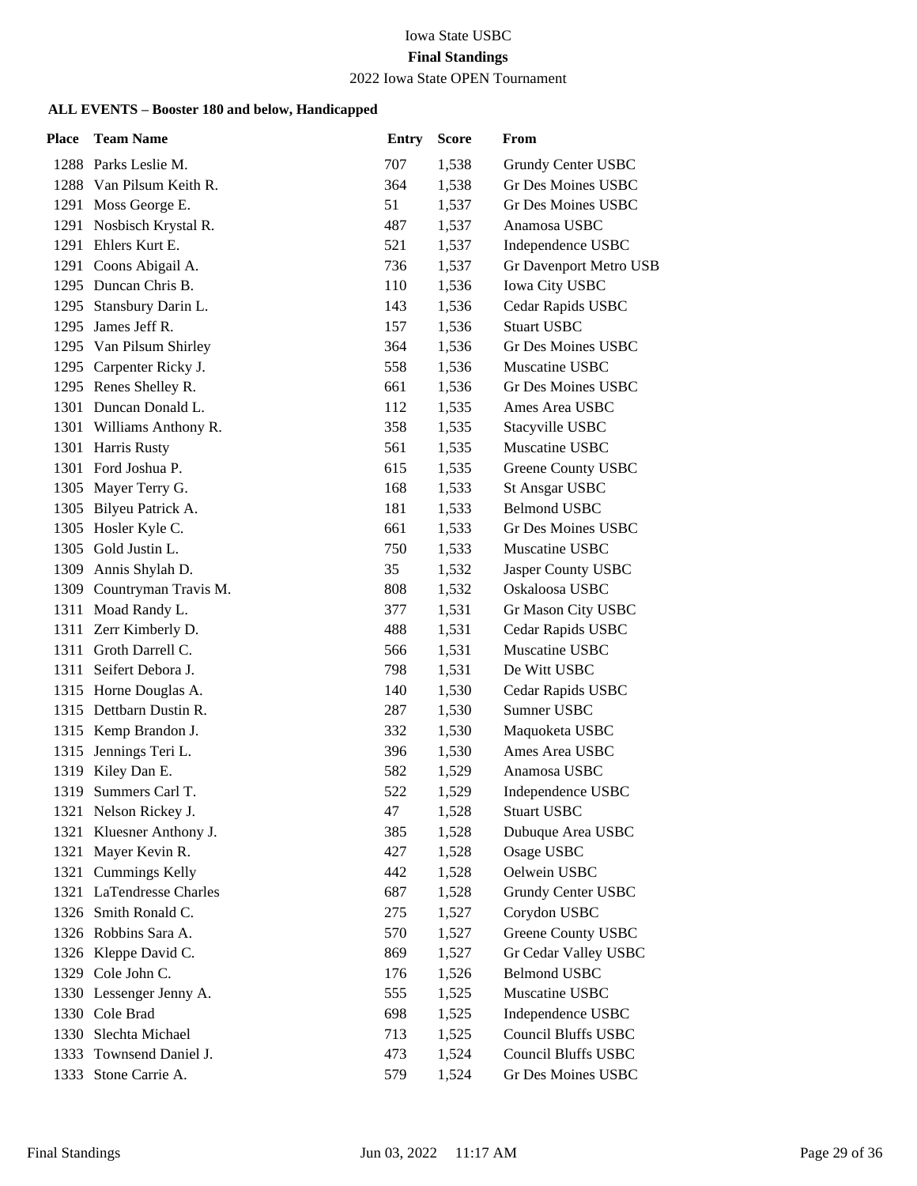Iowa State USBC

**Final Standings**

2022 Iowa State OPEN Tournament

**ALL EVENTS – Booster 180 and below, Handicapped**

| Place | Team Name | Entry | Score | From |
|---|---|---|---|---|
| 1288 | Parks Leslie M. | 707 | 1,538 | Grundy Center USBC |
| 1288 | Van Pilsum Keith R. | 364 | 1,538 | Gr Des Moines USBC |
| 1291 | Moss George E. | 51 | 1,537 | Gr Des Moines USBC |
| 1291 | Nosbisch Krystal R. | 487 | 1,537 | Anamosa USBC |
| 1291 | Ehlers Kurt E. | 521 | 1,537 | Independence USBC |
| 1291 | Coons Abigail A. | 736 | 1,537 | Gr Davenport Metro USB |
| 1295 | Duncan Chris B. | 110 | 1,536 | Iowa City USBC |
| 1295 | Stansbury Darin L. | 143 | 1,536 | Cedar Rapids USBC |
| 1295 | James Jeff R. | 157 | 1,536 | Stuart USBC |
| 1295 | Van Pilsum Shirley | 364 | 1,536 | Gr Des Moines USBC |
| 1295 | Carpenter Ricky J. | 558 | 1,536 | Muscatine USBC |
| 1295 | Renes Shelley R. | 661 | 1,536 | Gr Des Moines USBC |
| 1301 | Duncan Donald L. | 112 | 1,535 | Ames Area USBC |
| 1301 | Williams Anthony R. | 358 | 1,535 | Stacyville USBC |
| 1301 | Harris Rusty | 561 | 1,535 | Muscatine USBC |
| 1301 | Ford Joshua P. | 615 | 1,535 | Greene County USBC |
| 1305 | Mayer Terry G. | 168 | 1,533 | St Ansgar USBC |
| 1305 | Bilyeu Patrick A. | 181 | 1,533 | Belmond USBC |
| 1305 | Hosler Kyle C. | 661 | 1,533 | Gr Des Moines USBC |
| 1305 | Gold Justin L. | 750 | 1,533 | Muscatine USBC |
| 1309 | Annis Shylah D. | 35 | 1,532 | Jasper County USBC |
| 1309 | Countryman Travis M. | 808 | 1,532 | Oskaloosa USBC |
| 1311 | Moad Randy L. | 377 | 1,531 | Gr Mason City USBC |
| 1311 | Zerr Kimberly D. | 488 | 1,531 | Cedar Rapids USBC |
| 1311 | Groth Darrell C. | 566 | 1,531 | Muscatine USBC |
| 1311 | Seifert Debora J. | 798 | 1,531 | De Witt USBC |
| 1315 | Horne Douglas A. | 140 | 1,530 | Cedar Rapids USBC |
| 1315 | Dettbarn Dustin R. | 287 | 1,530 | Sumner USBC |
| 1315 | Kemp Brandon J. | 332 | 1,530 | Maquoketa USBC |
| 1315 | Jennings Teri L. | 396 | 1,530 | Ames Area USBC |
| 1319 | Kiley Dan E. | 582 | 1,529 | Anamosa USBC |
| 1319 | Summers Carl T. | 522 | 1,529 | Independence USBC |
| 1321 | Nelson Rickey J. | 47 | 1,528 | Stuart USBC |
| 1321 | Kluesner Anthony J. | 385 | 1,528 | Dubuque Area USBC |
| 1321 | Mayer Kevin R. | 427 | 1,528 | Osage USBC |
| 1321 | Cummings Kelly | 442 | 1,528 | Oelwein USBC |
| 1321 | LaTendresse Charles | 687 | 1,528 | Grundy Center USBC |
| 1326 | Smith Ronald C. | 275 | 1,527 | Corydon USBC |
| 1326 | Robbins Sara A. | 570 | 1,527 | Greene County USBC |
| 1326 | Kleppe David C. | 869 | 1,527 | Gr Cedar Valley USBC |
| 1329 | Cole John C. | 176 | 1,526 | Belmond USBC |
| 1330 | Lessenger Jenny A. | 555 | 1,525 | Muscatine USBC |
| 1330 | Cole Brad | 698 | 1,525 | Independence USBC |
| 1330 | Slechta Michael | 713 | 1,525 | Council Bluffs USBC |
| 1333 | Townsend Daniel J. | 473 | 1,524 | Council Bluffs USBC |
| 1333 | Stone Carrie A. | 579 | 1,524 | Gr Des Moines USBC |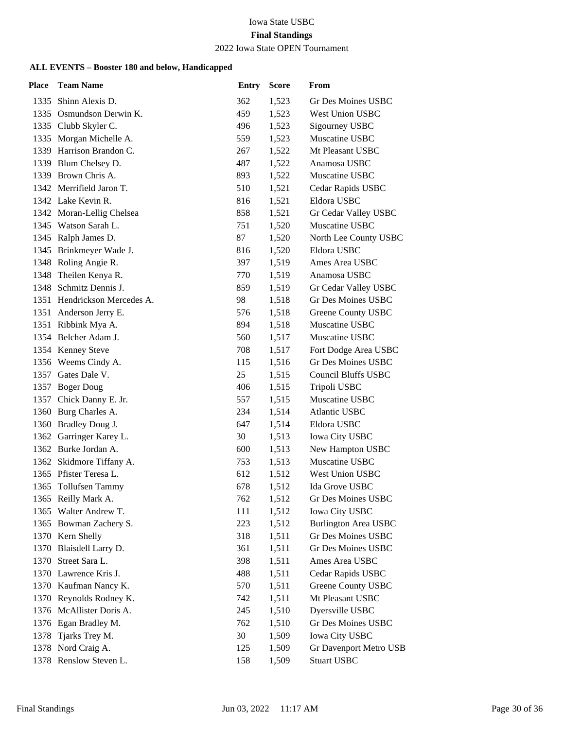Iowa State USBC

**Final Standings**

2022 Iowa State OPEN Tournament

### ALL EVENTS – Booster 180 and below, Handicapped

| Place | Team Name | Entry | Score | From |
|---|---|---|---|---|
| 1335 | Shinn Alexis D. | 362 | 1,523 | Gr Des Moines USBC |
| 1335 | Osmundson Derwin K. | 459 | 1,523 | West Union USBC |
| 1335 | Clubb Skyler C. | 496 | 1,523 | Sigourney USBC |
| 1335 | Morgan Michelle A. | 559 | 1,523 | Muscatine USBC |
| 1339 | Harrison Brandon C. | 267 | 1,522 | Mt Pleasant USBC |
| 1339 | Blum Chelsey D. | 487 | 1,522 | Anamosa USBC |
| 1339 | Brown Chris A. | 893 | 1,522 | Muscatine USBC |
| 1342 | Merrifield Jaron T. | 510 | 1,521 | Cedar Rapids USBC |
| 1342 | Lake Kevin R. | 816 | 1,521 | Eldora USBC |
| 1342 | Moran-Lellig Chelsea | 858 | 1,521 | Gr Cedar Valley USBC |
| 1345 | Watson Sarah L. | 751 | 1,520 | Muscatine USBC |
| 1345 | Ralph James D. | 87 | 1,520 | North Lee County USBC |
| 1345 | Brinkmeyer Wade J. | 816 | 1,520 | Eldora USBC |
| 1348 | Roling Angie R. | 397 | 1,519 | Ames Area USBC |
| 1348 | Theilen Kenya R. | 770 | 1,519 | Anamosa USBC |
| 1348 | Schmitz Dennis J. | 859 | 1,519 | Gr Cedar Valley USBC |
| 1351 | Hendrickson Mercedes A. | 98 | 1,518 | Gr Des Moines USBC |
| 1351 | Anderson Jerry E. | 576 | 1,518 | Greene County USBC |
| 1351 | Ribbink Mya A. | 894 | 1,518 | Muscatine USBC |
| 1354 | Belcher Adam J. | 560 | 1,517 | Muscatine USBC |
| 1354 | Kenney Steve | 708 | 1,517 | Fort Dodge Area USBC |
| 1356 | Weems Cindy A. | 115 | 1,516 | Gr Des Moines USBC |
| 1357 | Gates Dale V. | 25 | 1,515 | Council Bluffs USBC |
| 1357 | Boger Doug | 406 | 1,515 | Tripoli USBC |
| 1357 | Chick Danny E. Jr. | 557 | 1,515 | Muscatine USBC |
| 1360 | Burg Charles A. | 234 | 1,514 | Atlantic USBC |
| 1360 | Bradley Doug J. | 647 | 1,514 | Eldora USBC |
| 1362 | Garringer Karey L. | 30 | 1,513 | Iowa City USBC |
| 1362 | Burke Jordan A. | 600 | 1,513 | New Hampton USBC |
| 1362 | Skidmore Tiffany A. | 753 | 1,513 | Muscatine USBC |
| 1365 | Pfister Teresa L. | 612 | 1,512 | West Union USBC |
| 1365 | Tollufsen Tammy | 678 | 1,512 | Ida Grove USBC |
| 1365 | Reilly Mark A. | 762 | 1,512 | Gr Des Moines USBC |
| 1365 | Walter Andrew T. | 111 | 1,512 | Iowa City USBC |
| 1365 | Bowman Zachery S. | 223 | 1,512 | Burlington Area USBC |
| 1370 | Kern Shelly | 318 | 1,511 | Gr Des Moines USBC |
| 1370 | Blaisdell Larry D. | 361 | 1,511 | Gr Des Moines USBC |
| 1370 | Street Sara L. | 398 | 1,511 | Ames Area USBC |
| 1370 | Lawrence Kris J. | 488 | 1,511 | Cedar Rapids USBC |
| 1370 | Kaufman Nancy K. | 570 | 1,511 | Greene County USBC |
| 1370 | Reynolds Rodney K. | 742 | 1,511 | Mt Pleasant USBC |
| 1376 | McAllister Doris A. | 245 | 1,510 | Dyersville USBC |
| 1376 | Egan Bradley M. | 762 | 1,510 | Gr Des Moines USBC |
| 1378 | Tjarks Trey M. | 30 | 1,509 | Iowa City USBC |
| 1378 | Nord Craig A. | 125 | 1,509 | Gr Davenport Metro USB |
| 1378 | Renslow Steven L. | 158 | 1,509 | Stuart USBC |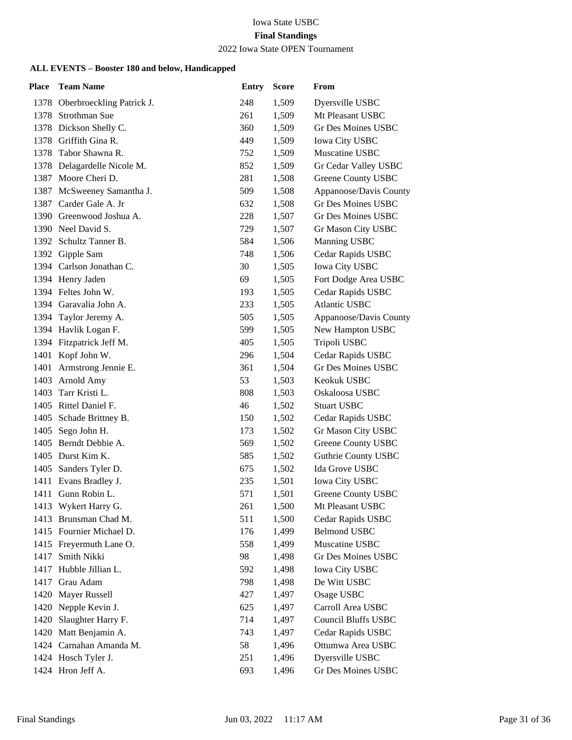Iowa State USBC

**Final Standings**

2022 Iowa State OPEN Tournament

**ALL EVENTS – Booster 180 and below, Handicapped**

| Place | Team Name | Entry | Score | From |
|---|---|---|---|---|
| 1378 | Oberbroeckling Patrick J. | 248 | 1,509 | Dyersville USBC |
| 1378 | Strothman Sue | 261 | 1,509 | Mt Pleasant USBC |
| 1378 | Dickson Shelly C. | 360 | 1,509 | Gr Des Moines USBC |
| 1378 | Griffith Gina R. | 449 | 1,509 | Iowa City USBC |
| 1378 | Tabor Shawna R. | 752 | 1,509 | Muscatine USBC |
| 1378 | Delagardelle Nicole M. | 852 | 1,509 | Gr Cedar Valley USBC |
| 1387 | Moore Cheri D. | 281 | 1,508 | Greene County USBC |
| 1387 | McSweeney Samantha J. | 509 | 1,508 | Appanoose/Davis County |
| 1387 | Carder Gale A. Jr | 632 | 1,508 | Gr Des Moines USBC |
| 1390 | Greenwood Joshua A. | 228 | 1,507 | Gr Des Moines USBC |
| 1390 | Neel David S. | 729 | 1,507 | Gr Mason City USBC |
| 1392 | Schultz Tanner B. | 584 | 1,506 | Manning USBC |
| 1392 | Gipple Sam | 748 | 1,506 | Cedar Rapids USBC |
| 1394 | Carlson Jonathan C. | 30 | 1,505 | Iowa City USBC |
| 1394 | Henry Jaden | 69 | 1,505 | Fort Dodge Area USBC |
| 1394 | Feltes John W. | 193 | 1,505 | Cedar Rapids USBC |
| 1394 | Garavalia John A. | 233 | 1,505 | Atlantic USBC |
| 1394 | Taylor Jeremy A. | 505 | 1,505 | Appanoose/Davis County |
| 1394 | Havlik Logan F. | 599 | 1,505 | New Hampton USBC |
| 1394 | Fitzpatrick Jeff M. | 405 | 1,505 | Tripoli USBC |
| 1401 | Kopf John W. | 296 | 1,504 | Cedar Rapids USBC |
| 1401 | Armstrong Jennie E. | 361 | 1,504 | Gr Des Moines USBC |
| 1403 | Arnold Amy | 53 | 1,503 | Keokuk USBC |
| 1403 | Tarr Kristi L. | 808 | 1,503 | Oskaloosa USBC |
| 1405 | Rittel Daniel F. | 46 | 1,502 | Stuart USBC |
| 1405 | Schade Brittney B. | 150 | 1,502 | Cedar Rapids USBC |
| 1405 | Sego John H. | 173 | 1,502 | Gr Mason City USBC |
| 1405 | Berndt Debbie A. | 569 | 1,502 | Greene County USBC |
| 1405 | Durst Kim K. | 585 | 1,502 | Guthrie County USBC |
| 1405 | Sanders Tyler D. | 675 | 1,502 | Ida Grove USBC |
| 1411 | Evans Bradley J. | 235 | 1,501 | Iowa City USBC |
| 1411 | Gunn Robin L. | 571 | 1,501 | Greene County USBC |
| 1413 | Wykert Harry G. | 261 | 1,500 | Mt Pleasant USBC |
| 1413 | Brunsman Chad M. | 511 | 1,500 | Cedar Rapids USBC |
| 1415 | Fournier Michael D. | 176 | 1,499 | Belmond USBC |
| 1415 | Freyermuth Lane O. | 558 | 1,499 | Muscatine USBC |
| 1417 | Smith Nikki | 98 | 1,498 | Gr Des Moines USBC |
| 1417 | Hubble Jillian L. | 592 | 1,498 | Iowa City USBC |
| 1417 | Grau Adam | 798 | 1,498 | De Witt USBC |
| 1420 | Mayer Russell | 427 | 1,497 | Osage USBC |
| 1420 | Nepple Kevin J. | 625 | 1,497 | Carroll Area USBC |
| 1420 | Slaughter Harry F. | 714 | 1,497 | Council Bluffs USBC |
| 1420 | Matt Benjamin A. | 743 | 1,497 | Cedar Rapids USBC |
| 1424 | Carnahan Amanda M. | 58 | 1,496 | Ottumwa Area USBC |
| 1424 | Hosch Tyler J. | 251 | 1,496 | Dyersville USBC |
| 1424 | Hron Jeff A. | 693 | 1,496 | Gr Des Moines USBC |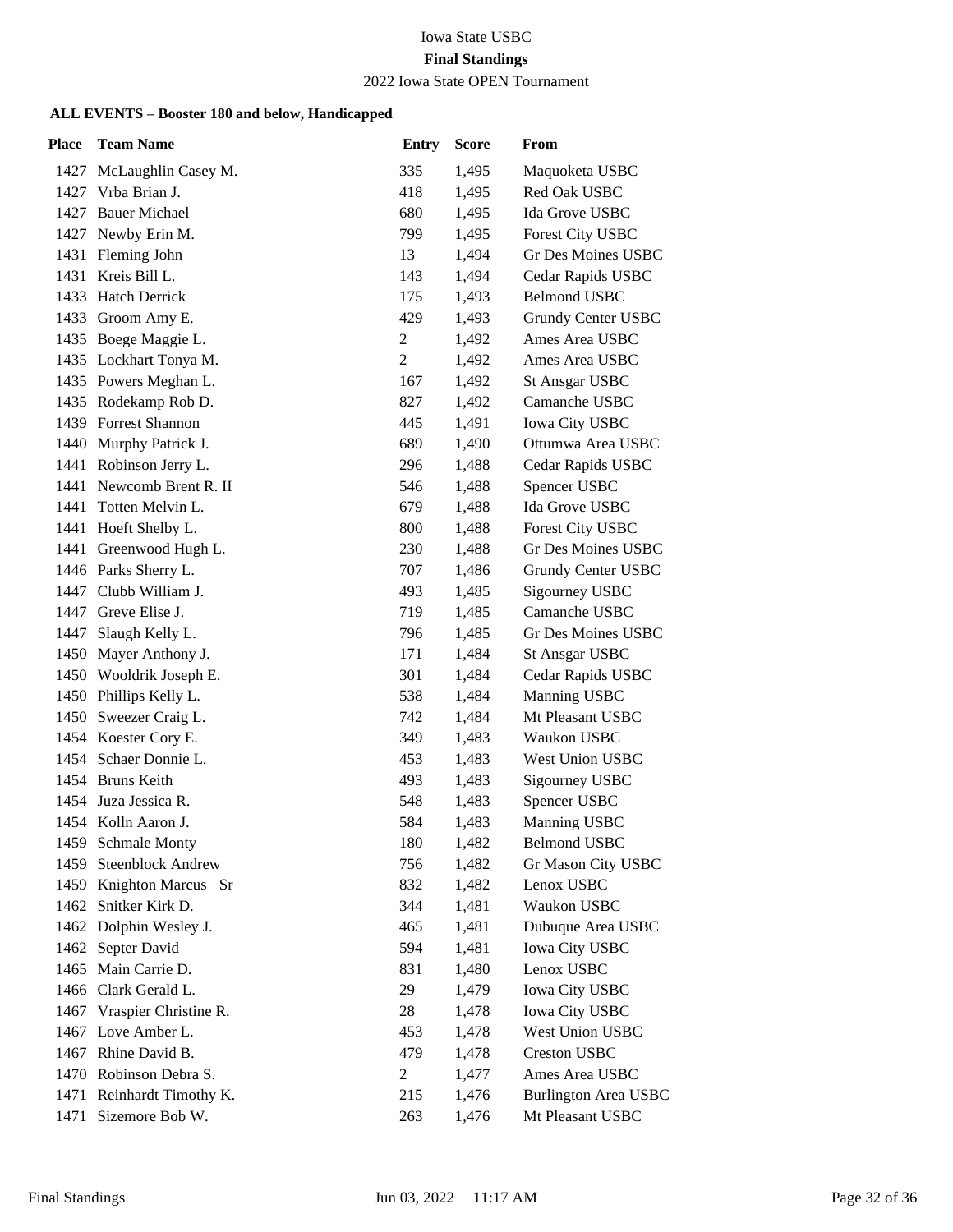Iowa State USBC

**Final Standings**

2022 Iowa State OPEN Tournament

### ALL EVENTS – Booster 180 and below, Handicapped

| Place | Team Name | Entry | Score | From |
|---|---|---|---|---|
| 1427 | McLaughlin Casey M. | 335 | 1,495 | Maquoketa USBC |
| 1427 | Vrba Brian J. | 418 | 1,495 | Red Oak USBC |
| 1427 | Bauer Michael | 680 | 1,495 | Ida Grove USBC |
| 1427 | Newby Erin M. | 799 | 1,495 | Forest City USBC |
| 1431 | Fleming John | 13 | 1,494 | Gr Des Moines USBC |
| 1431 | Kreis Bill L. | 143 | 1,494 | Cedar Rapids USBC |
| 1433 | Hatch Derrick | 175 | 1,493 | Belmond USBC |
| 1433 | Groom Amy E. | 429 | 1,493 | Grundy Center USBC |
| 1435 | Boege Maggie L. | 2 | 1,492 | Ames Area USBC |
| 1435 | Lockhart Tonya M. | 2 | 1,492 | Ames Area USBC |
| 1435 | Powers Meghan L. | 167 | 1,492 | St Ansgar USBC |
| 1435 | Rodekamp Rob D. | 827 | 1,492 | Camanche USBC |
| 1439 | Forrest Shannon | 445 | 1,491 | Iowa City USBC |
| 1440 | Murphy Patrick J. | 689 | 1,490 | Ottumwa Area USBC |
| 1441 | Robinson Jerry L. | 296 | 1,488 | Cedar Rapids USBC |
| 1441 | Newcomb Brent R. II | 546 | 1,488 | Spencer USBC |
| 1441 | Totten Melvin L. | 679 | 1,488 | Ida Grove USBC |
| 1441 | Hoeft Shelby L. | 800 | 1,488 | Forest City USBC |
| 1441 | Greenwood Hugh L. | 230 | 1,488 | Gr Des Moines USBC |
| 1446 | Parks Sherry L. | 707 | 1,486 | Grundy Center USBC |
| 1447 | Clubb William J. | 493 | 1,485 | Sigourney USBC |
| 1447 | Greve Elise J. | 719 | 1,485 | Camanche USBC |
| 1447 | Slaugh Kelly L. | 796 | 1,485 | Gr Des Moines USBC |
| 1450 | Mayer Anthony J. | 171 | 1,484 | St Ansgar USBC |
| 1450 | Wooldrik Joseph E. | 301 | 1,484 | Cedar Rapids USBC |
| 1450 | Phillips Kelly L. | 538 | 1,484 | Manning USBC |
| 1450 | Sweezer Craig L. | 742 | 1,484 | Mt Pleasant USBC |
| 1454 | Koester Cory E. | 349 | 1,483 | Waukon USBC |
| 1454 | Schaer Donnie L. | 453 | 1,483 | West Union USBC |
| 1454 | Bruns Keith | 493 | 1,483 | Sigourney USBC |
| 1454 | Juza Jessica R. | 548 | 1,483 | Spencer USBC |
| 1454 | Kolln Aaron J. | 584 | 1,483 | Manning USBC |
| 1459 | Schmale Monty | 180 | 1,482 | Belmond USBC |
| 1459 | Steenblock Andrew | 756 | 1,482 | Gr Mason City USBC |
| 1459 | Knighton Marcus Sr | 832 | 1,482 | Lenox USBC |
| 1462 | Snitker Kirk D. | 344 | 1,481 | Waukon USBC |
| 1462 | Dolphin Wesley J. | 465 | 1,481 | Dubuque Area USBC |
| 1462 | Septer David | 594 | 1,481 | Iowa City USBC |
| 1465 | Main Carrie D. | 831 | 1,480 | Lenox USBC |
| 1466 | Clark Gerald L. | 29 | 1,479 | Iowa City USBC |
| 1467 | Vraspier Christine R. | 28 | 1,478 | Iowa City USBC |
| 1467 | Love Amber L. | 453 | 1,478 | West Union USBC |
| 1467 | Rhine David B. | 479 | 1,478 | Creston USBC |
| 1470 | Robinson Debra S. | 2 | 1,477 | Ames Area USBC |
| 1471 | Reinhardt Timothy K. | 215 | 1,476 | Burlington Area USBC |
| 1471 | Sizemore Bob W. | 263 | 1,476 | Mt Pleasant USBC |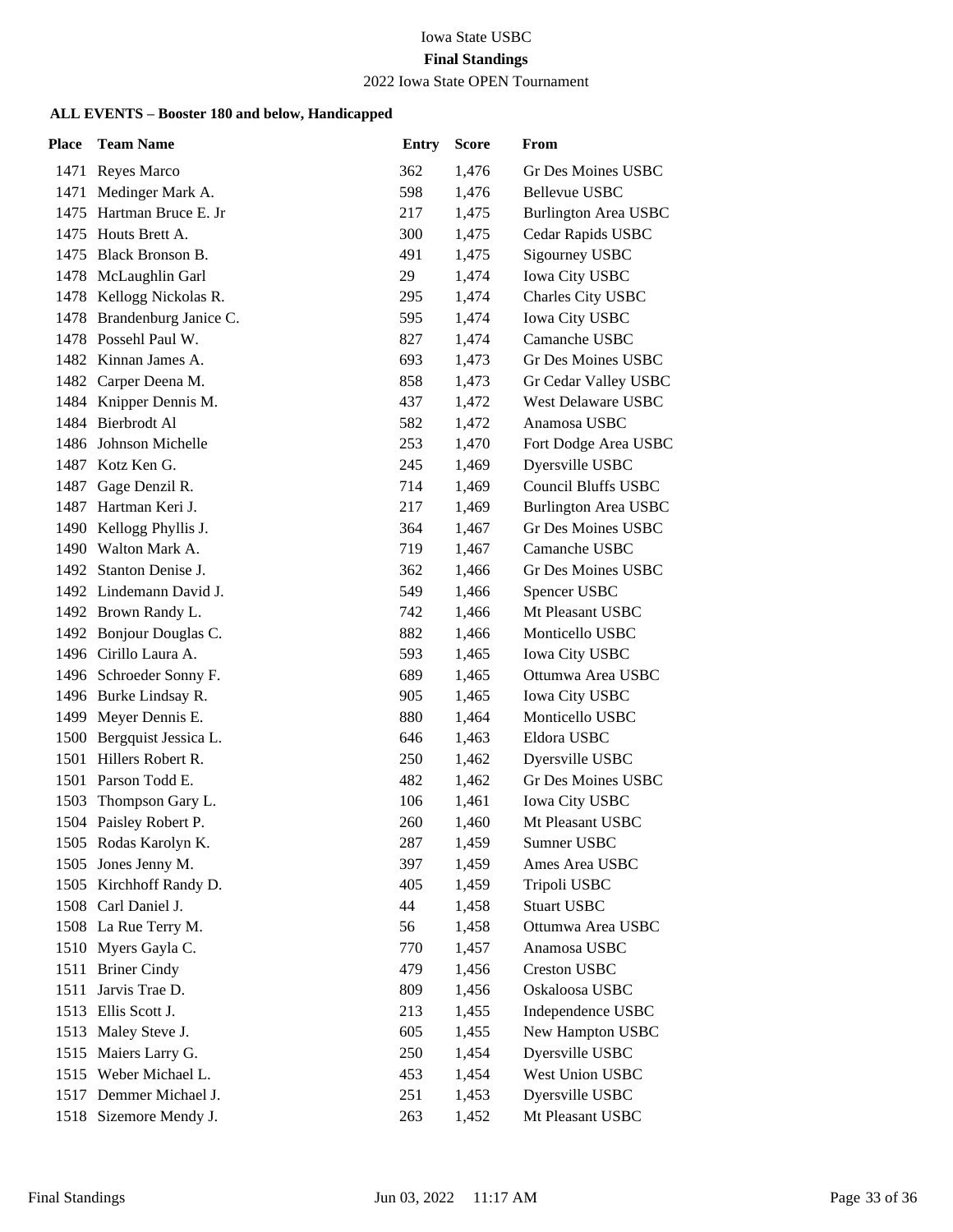Iowa State USBC

**Final Standings**

2022 Iowa State OPEN Tournament

### ALL EVENTS – Booster 180 and below, Handicapped

| Place | Team Name | Entry | Score | From |
|---|---|---|---|---|
| 1471 | Reyes Marco | 362 | 1,476 | Gr Des Moines USBC |
| 1471 | Medinger Mark A. | 598 | 1,476 | Bellevue USBC |
| 1475 | Hartman Bruce E. Jr | 217 | 1,475 | Burlington Area USBC |
| 1475 | Houts Brett A. | 300 | 1,475 | Cedar Rapids USBC |
| 1475 | Black Bronson B. | 491 | 1,475 | Sigourney USBC |
| 1478 | McLaughlin Garl | 29 | 1,474 | Iowa City USBC |
| 1478 | Kellogg Nickolas R. | 295 | 1,474 | Charles City USBC |
| 1478 | Brandenburg Janice C. | 595 | 1,474 | Iowa City USBC |
| 1478 | Possehl Paul W. | 827 | 1,474 | Camanche USBC |
| 1482 | Kinnan James A. | 693 | 1,473 | Gr Des Moines USBC |
| 1482 | Carper Deena M. | 858 | 1,473 | Gr Cedar Valley USBC |
| 1484 | Knipper Dennis M. | 437 | 1,472 | West Delaware USBC |
| 1484 | Bierbrodt Al | 582 | 1,472 | Anamosa USBC |
| 1486 | Johnson Michelle | 253 | 1,470 | Fort Dodge Area USBC |
| 1487 | Kotz Ken G. | 245 | 1,469 | Dyersville USBC |
| 1487 | Gage Denzil R. | 714 | 1,469 | Council Bluffs USBC |
| 1487 | Hartman Keri J. | 217 | 1,469 | Burlington Area USBC |
| 1490 | Kellogg Phyllis J. | 364 | 1,467 | Gr Des Moines USBC |
| 1490 | Walton Mark A. | 719 | 1,467 | Camanche USBC |
| 1492 | Stanton Denise J. | 362 | 1,466 | Gr Des Moines USBC |
| 1492 | Lindemann David J. | 549 | 1,466 | Spencer USBC |
| 1492 | Brown Randy L. | 742 | 1,466 | Mt Pleasant USBC |
| 1492 | Bonjour Douglas C. | 882 | 1,466 | Monticello USBC |
| 1496 | Cirillo Laura A. | 593 | 1,465 | Iowa City USBC |
| 1496 | Schroeder Sonny F. | 689 | 1,465 | Ottumwa Area USBC |
| 1496 | Burke Lindsay R. | 905 | 1,465 | Iowa City USBC |
| 1499 | Meyer Dennis E. | 880 | 1,464 | Monticello USBC |
| 1500 | Bergquist Jessica L. | 646 | 1,463 | Eldora USBC |
| 1501 | Hillers Robert R. | 250 | 1,462 | Dyersville USBC |
| 1501 | Parson Todd E. | 482 | 1,462 | Gr Des Moines USBC |
| 1503 | Thompson Gary L. | 106 | 1,461 | Iowa City USBC |
| 1504 | Paisley Robert P. | 260 | 1,460 | Mt Pleasant USBC |
| 1505 | Rodas Karolyn K. | 287 | 1,459 | Sumner USBC |
| 1505 | Jones Jenny M. | 397 | 1,459 | Ames Area USBC |
| 1505 | Kirchhoff Randy D. | 405 | 1,459 | Tripoli USBC |
| 1508 | Carl Daniel J. | 44 | 1,458 | Stuart USBC |
| 1508 | La Rue Terry M. | 56 | 1,458 | Ottumwa Area USBC |
| 1510 | Myers Gayla C. | 770 | 1,457 | Anamosa USBC |
| 1511 | Briner Cindy | 479 | 1,456 | Creston USBC |
| 1511 | Jarvis Trae D. | 809 | 1,456 | Oskaloosa USBC |
| 1513 | Ellis Scott J. | 213 | 1,455 | Independence USBC |
| 1513 | Maley Steve J. | 605 | 1,455 | New Hampton USBC |
| 1515 | Maiers Larry G. | 250 | 1,454 | Dyersville USBC |
| 1515 | Weber Michael L. | 453 | 1,454 | West Union USBC |
| 1517 | Demmer Michael J. | 251 | 1,453 | Dyersville USBC |
| 1518 | Sizemore Mendy J. | 263 | 1,452 | Mt Pleasant USBC |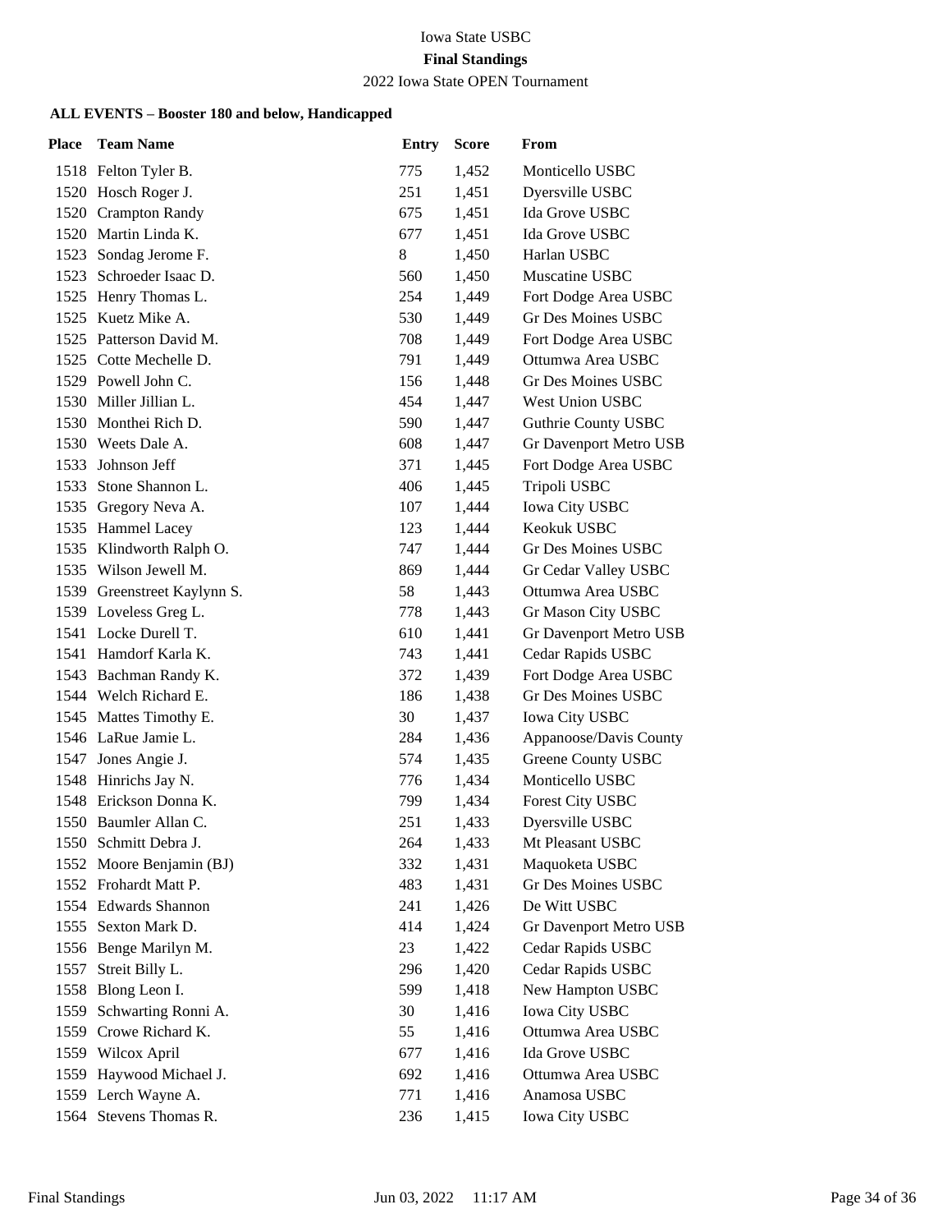Iowa State USBC

**Final Standings**

2022 Iowa State OPEN Tournament

**ALL EVENTS – Booster 180 and below, Handicapped**

| Place | Team Name | Entry | Score | From |
|---|---|---|---|---|
| 1518 | Felton Tyler B. | 775 | 1,452 | Monticello USBC |
| 1520 | Hosch Roger J. | 251 | 1,451 | Dyersville USBC |
| 1520 | Crampton Randy | 675 | 1,451 | Ida Grove USBC |
| 1520 | Martin Linda K. | 677 | 1,451 | Ida Grove USBC |
| 1523 | Sondag Jerome F. | 8 | 1,450 | Harlan USBC |
| 1523 | Schroeder Isaac D. | 560 | 1,450 | Muscatine USBC |
| 1525 | Henry Thomas L. | 254 | 1,449 | Fort Dodge Area USBC |
| 1525 | Kuetz Mike A. | 530 | 1,449 | Gr Des Moines USBC |
| 1525 | Patterson David M. | 708 | 1,449 | Fort Dodge Area USBC |
| 1525 | Cotte Mechelle D. | 791 | 1,449 | Ottumwa Area USBC |
| 1529 | Powell John C. | 156 | 1,448 | Gr Des Moines USBC |
| 1530 | Miller Jillian L. | 454 | 1,447 | West Union USBC |
| 1530 | Monthei Rich D. | 590 | 1,447 | Guthrie County USBC |
| 1530 | Weets Dale A. | 608 | 1,447 | Gr Davenport Metro USB |
| 1533 | Johnson Jeff | 371 | 1,445 | Fort Dodge Area USBC |
| 1533 | Stone Shannon L. | 406 | 1,445 | Tripoli USBC |
| 1535 | Gregory Neva A. | 107 | 1,444 | Iowa City USBC |
| 1535 | Hammel Lacey | 123 | 1,444 | Keokuk USBC |
| 1535 | Klindworth Ralph O. | 747 | 1,444 | Gr Des Moines USBC |
| 1535 | Wilson Jewell M. | 869 | 1,444 | Gr Cedar Valley USBC |
| 1539 | Greenstreet Kaylynn S. | 58 | 1,443 | Ottumwa Area USBC |
| 1539 | Loveless Greg L. | 778 | 1,443 | Gr Mason City USBC |
| 1541 | Locke Durell T. | 610 | 1,441 | Gr Davenport Metro USB |
| 1541 | Hamdorf Karla K. | 743 | 1,441 | Cedar Rapids USBC |
| 1543 | Bachman Randy K. | 372 | 1,439 | Fort Dodge Area USBC |
| 1544 | Welch Richard E. | 186 | 1,438 | Gr Des Moines USBC |
| 1545 | Mattes Timothy E. | 30 | 1,437 | Iowa City USBC |
| 1546 | LaRue Jamie L. | 284 | 1,436 | Appanoose/Davis County |
| 1547 | Jones Angie J. | 574 | 1,435 | Greene County USBC |
| 1548 | Hinrichs Jay N. | 776 | 1,434 | Monticello USBC |
| 1548 | Erickson Donna K. | 799 | 1,434 | Forest City USBC |
| 1550 | Baumler Allan C. | 251 | 1,433 | Dyersville USBC |
| 1550 | Schmitt Debra J. | 264 | 1,433 | Mt Pleasant USBC |
| 1552 | Moore Benjamin (BJ) | 332 | 1,431 | Maquoketa USBC |
| 1552 | Frohardt Matt P. | 483 | 1,431 | Gr Des Moines USBC |
| 1554 | Edwards Shannon | 241 | 1,426 | De Witt USBC |
| 1555 | Sexton Mark D. | 414 | 1,424 | Gr Davenport Metro USB |
| 1556 | Benge Marilyn M. | 23 | 1,422 | Cedar Rapids USBC |
| 1557 | Streit Billy L. | 296 | 1,420 | Cedar Rapids USBC |
| 1558 | Blong Leon I. | 599 | 1,418 | New Hampton USBC |
| 1559 | Schwarting Ronni A. | 30 | 1,416 | Iowa City USBC |
| 1559 | Crowe Richard K. | 55 | 1,416 | Ottumwa Area USBC |
| 1559 | Wilcox April | 677 | 1,416 | Ida Grove USBC |
| 1559 | Haywood Michael J. | 692 | 1,416 | Ottumwa Area USBC |
| 1559 | Lerch Wayne A. | 771 | 1,416 | Anamosa USBC |
| 1564 | Stevens Thomas R. | 236 | 1,415 | Iowa City USBC |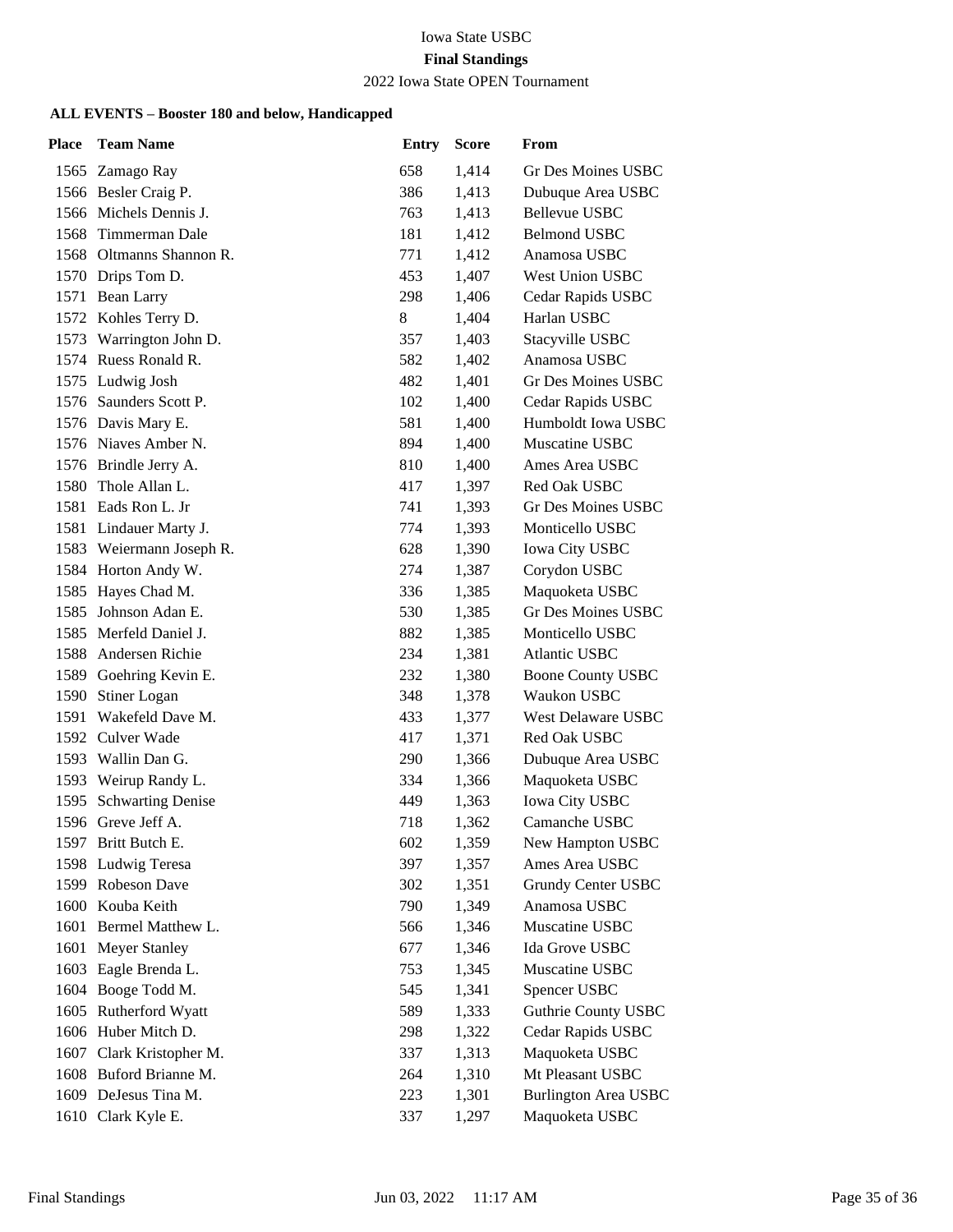Iowa State USBC

**Final Standings**

2022 Iowa State OPEN Tournament

**ALL EVENTS – Booster 180 and below, Handicapped**

| Place | Team Name | Entry | Score | From |
|---|---|---|---|---|
| 1565 | Zamago Ray | 658 | 1,414 | Gr Des Moines USBC |
| 1566 | Besler Craig P. | 386 | 1,413 | Dubuque Area USBC |
| 1566 | Michels Dennis J. | 763 | 1,413 | Bellevue USBC |
| 1568 | Timmerman Dale | 181 | 1,412 | Belmond USBC |
| 1568 | Oltmanns Shannon R. | 771 | 1,412 | Anamosa USBC |
| 1570 | Drips Tom D. | 453 | 1,407 | West Union USBC |
| 1571 | Bean Larry | 298 | 1,406 | Cedar Rapids USBC |
| 1572 | Kohles Terry D. | 8 | 1,404 | Harlan USBC |
| 1573 | Warrington John D. | 357 | 1,403 | Stacyville USBC |
| 1574 | Ruess Ronald R. | 582 | 1,402 | Anamosa USBC |
| 1575 | Ludwig Josh | 482 | 1,401 | Gr Des Moines USBC |
| 1576 | Saunders Scott P. | 102 | 1,400 | Cedar Rapids USBC |
| 1576 | Davis Mary E. | 581 | 1,400 | Humboldt Iowa USBC |
| 1576 | Niaves Amber N. | 894 | 1,400 | Muscatine USBC |
| 1576 | Brindle Jerry A. | 810 | 1,400 | Ames Area USBC |
| 1580 | Thole Allan L. | 417 | 1,397 | Red Oak USBC |
| 1581 | Eads Ron L. Jr | 741 | 1,393 | Gr Des Moines USBC |
| 1581 | Lindauer Marty J. | 774 | 1,393 | Monticello USBC |
| 1583 | Weiermann Joseph R. | 628 | 1,390 | Iowa City USBC |
| 1584 | Horton Andy W. | 274 | 1,387 | Corydon USBC |
| 1585 | Hayes Chad M. | 336 | 1,385 | Maquoketa USBC |
| 1585 | Johnson Adan E. | 530 | 1,385 | Gr Des Moines USBC |
| 1585 | Merfeld Daniel J. | 882 | 1,385 | Monticello USBC |
| 1588 | Andersen Richie | 234 | 1,381 | Atlantic USBC |
| 1589 | Goehring Kevin E. | 232 | 1,380 | Boone County USBC |
| 1590 | Stiner Logan | 348 | 1,378 | Waukon USBC |
| 1591 | Wakefeld Dave M. | 433 | 1,377 | West Delaware USBC |
| 1592 | Culver Wade | 417 | 1,371 | Red Oak USBC |
| 1593 | Wallin Dan G. | 290 | 1,366 | Dubuque Area USBC |
| 1593 | Weirup Randy L. | 334 | 1,366 | Maquoketa USBC |
| 1595 | Schwarting Denise | 449 | 1,363 | Iowa City USBC |
| 1596 | Greve Jeff A. | 718 | 1,362 | Camanche USBC |
| 1597 | Britt Butch E. | 602 | 1,359 | New Hampton USBC |
| 1598 | Ludwig Teresa | 397 | 1,357 | Ames Area USBC |
| 1599 | Robeson Dave | 302 | 1,351 | Grundy Center USBC |
| 1600 | Kouba Keith | 790 | 1,349 | Anamosa USBC |
| 1601 | Bermel Matthew L. | 566 | 1,346 | Muscatine USBC |
| 1601 | Meyer Stanley | 677 | 1,346 | Ida Grove USBC |
| 1603 | Eagle Brenda L. | 753 | 1,345 | Muscatine USBC |
| 1604 | Booge Todd M. | 545 | 1,341 | Spencer USBC |
| 1605 | Rutherford Wyatt | 589 | 1,333 | Guthrie County USBC |
| 1606 | Huber Mitch D. | 298 | 1,322 | Cedar Rapids USBC |
| 1607 | Clark Kristopher M. | 337 | 1,313 | Maquoketa USBC |
| 1608 | Buford Brianne M. | 264 | 1,310 | Mt Pleasant USBC |
| 1609 | DeJesus Tina M. | 223 | 1,301 | Burlington Area USBC |
| 1610 | Clark Kyle E. | 337 | 1,297 | Maquoketa USBC |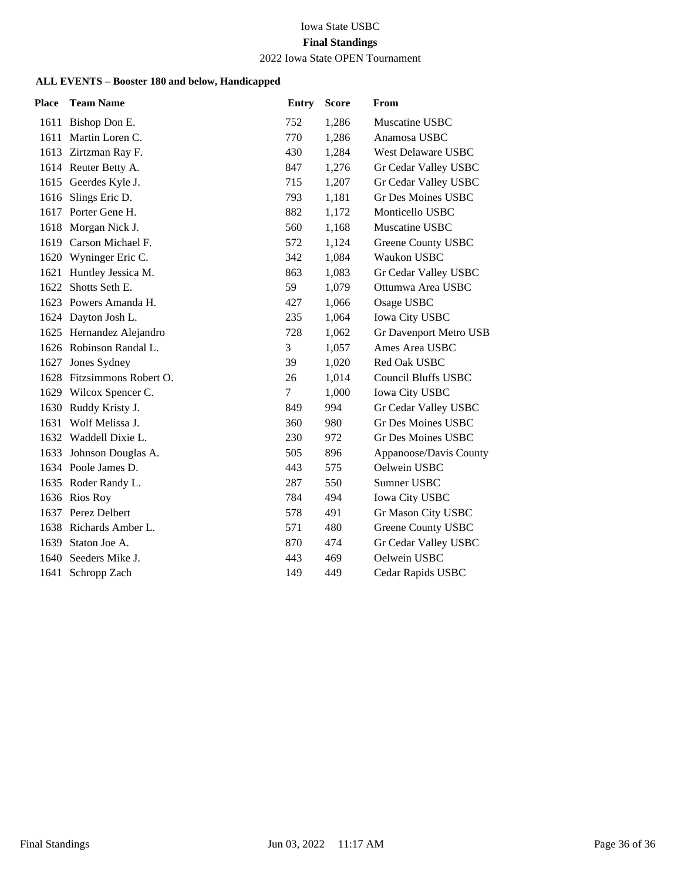Iowa State USBC

**Final Standings**

2022 Iowa State OPEN Tournament

**ALL EVENTS – Booster 180 and below, Handicapped**

| Place | Team Name | Entry | Score | From |
|---|---|---|---|---|
| 1611 | Bishop Don E. | 752 | 1,286 | Muscatine USBC |
| 1611 | Martin Loren C. | 770 | 1,286 | Anamosa USBC |
| 1613 | Zirtzman Ray F. | 430 | 1,284 | West Delaware USBC |
| 1614 | Reuter Betty A. | 847 | 1,276 | Gr Cedar Valley USBC |
| 1615 | Geerdes Kyle J. | 715 | 1,207 | Gr Cedar Valley USBC |
| 1616 | Slings Eric D. | 793 | 1,181 | Gr Des Moines USBC |
| 1617 | Porter Gene H. | 882 | 1,172 | Monticello USBC |
| 1618 | Morgan Nick J. | 560 | 1,168 | Muscatine USBC |
| 1619 | Carson Michael F. | 572 | 1,124 | Greene County USBC |
| 1620 | Wyninger Eric C. | 342 | 1,084 | Waukon USBC |
| 1621 | Huntley Jessica M. | 863 | 1,083 | Gr Cedar Valley USBC |
| 1622 | Shotts Seth E. | 59 | 1,079 | Ottumwa Area USBC |
| 1623 | Powers Amanda H. | 427 | 1,066 | Osage USBC |
| 1624 | Dayton Josh L. | 235 | 1,064 | Iowa City USBC |
| 1625 | Hernandez Alejandro | 728 | 1,062 | Gr Davenport Metro USB |
| 1626 | Robinson Randal L. | 3 | 1,057 | Ames Area USBC |
| 1627 | Jones Sydney | 39 | 1,020 | Red Oak USBC |
| 1628 | Fitzsimmons Robert O. | 26 | 1,014 | Council Bluffs USBC |
| 1629 | Wilcox Spencer C. | 7 | 1,000 | Iowa City USBC |
| 1630 | Ruddy Kristy J. | 849 | 994 | Gr Cedar Valley USBC |
| 1631 | Wolf Melissa J. | 360 | 980 | Gr Des Moines USBC |
| 1632 | Waddell Dixie L. | 230 | 972 | Gr Des Moines USBC |
| 1633 | Johnson Douglas A. | 505 | 896 | Appanoose/Davis County |
| 1634 | Poole James D. | 443 | 575 | Oelwein USBC |
| 1635 | Roder Randy L. | 287 | 550 | Sumner USBC |
| 1636 | Rios Roy | 784 | 494 | Iowa City USBC |
| 1637 | Perez Delbert | 578 | 491 | Gr Mason City USBC |
| 1638 | Richards Amber L. | 571 | 480 | Greene County USBC |
| 1639 | Staton Joe A. | 870 | 474 | Gr Cedar Valley USBC |
| 1640 | Seeders Mike J. | 443 | 469 | Oelwein USBC |
| 1641 | Schropp Zach | 149 | 449 | Cedar Rapids USBC |